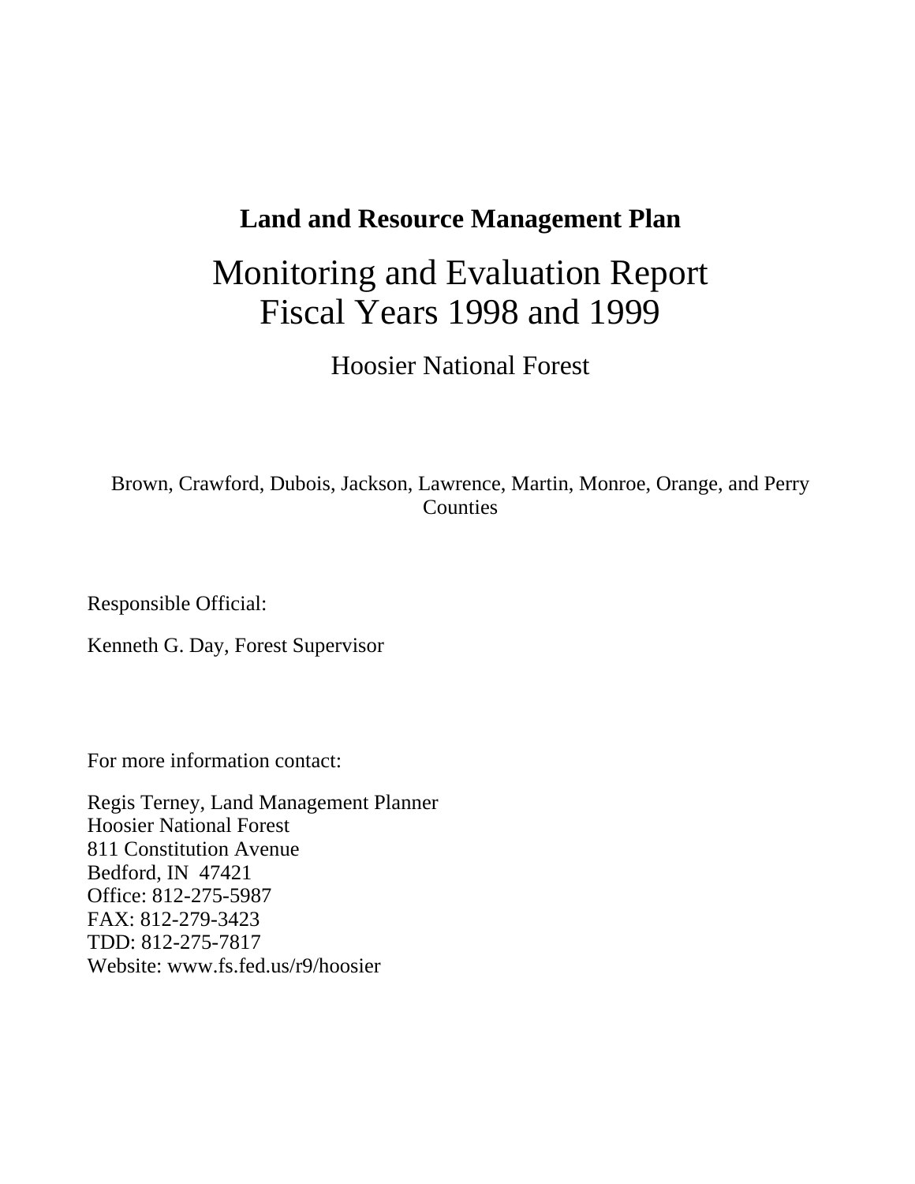**Land and Resource Management Plan**

# Monitoring and Evaluation Report
# Fiscal Years 1998 and 1999

## Hoosier National Forest

Brown, Crawford, Dubois, Jackson, Lawrence, Martin, Monroe, Orange, and Perry Counties

Responsible Official:

Kenneth G. Day, Forest Supervisor

For more information contact:

Regis Terney, Land Management Planner
Hoosier National Forest
811 Constitution Avenue
Bedford, IN 47421
Office: 812-275-5987
FAX: 812-279-3423
TDD: 812-275-7817
Website: www.fs.fed.us/r9/hoosier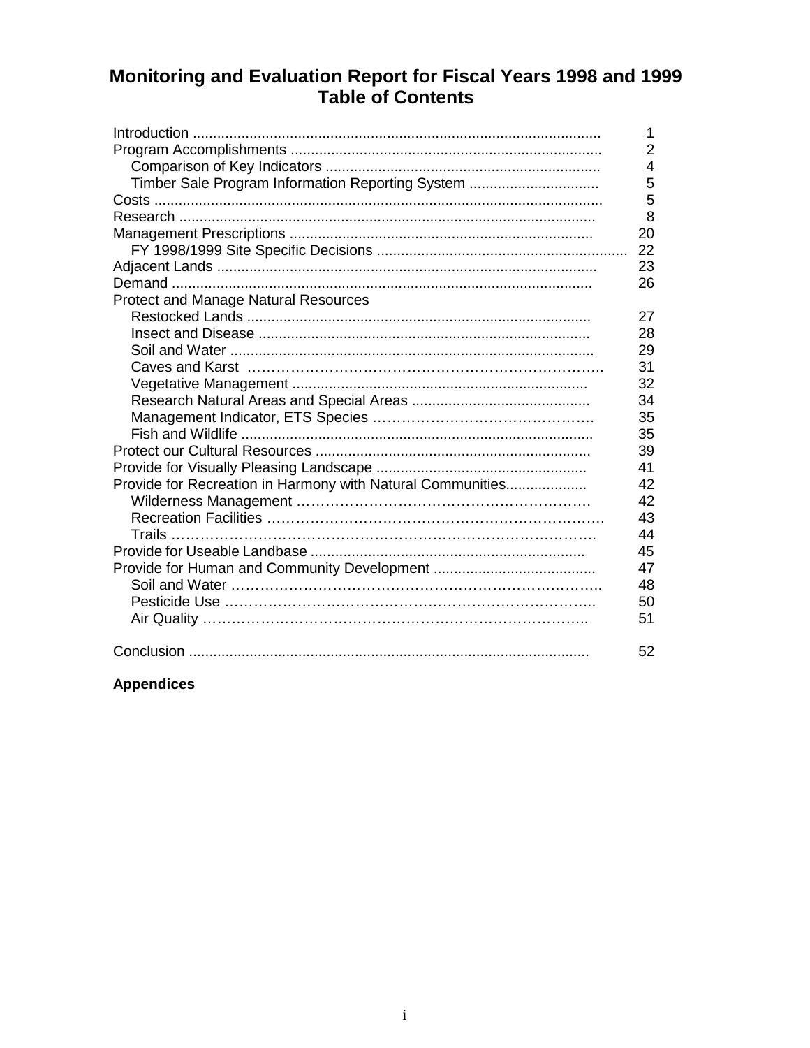# Monitoring and Evaluation Report for Fiscal Years 1998 and 1999
## Table of Contents

| | |
|---|---|
| Introduction | 1 |
| Program Accomplishments | 2 |
| Comparison of Key Indicators | 4 |
| Timber Sale Program Information Reporting System | 5 |
| Costs | 5 |
| Research | 8 |
| Management Prescriptions | 20 |
| FY 1998/1999 Site Specific Decisions | 22 |
| Adjacent Lands | 23 |
| Demand | 26 |
| Protect and Manage Natural Resources | |
| Restocked Lands | 27 |
| Insect and Disease | 28 |
| Soil and Water | 29 |
| Caves and Karst | 31 |
| Vegetative Management | 32 |
| Research Natural Areas and Special Areas | 34 |
| Management Indicator, ETS Species | 35 |
| Fish and Wildlife | 35 |
| Protect our Cultural Resources | 39 |
| Provide for Visually Pleasing Landscape | 41 |
| Provide for Recreation in Harmony with Natural Communities | 42 |
| Wilderness Management | 42 |
| Recreation Facilities | 43 |
| Trails | 44 |
| Provide for Useable Landbase | 45 |
| Provide for Human and Community Development | 47 |
| Soil and Water | 48 |
| Pesticide Use | 50 |
| Air Quality | 51 |
| Conclusion | 52 |

**Appendices**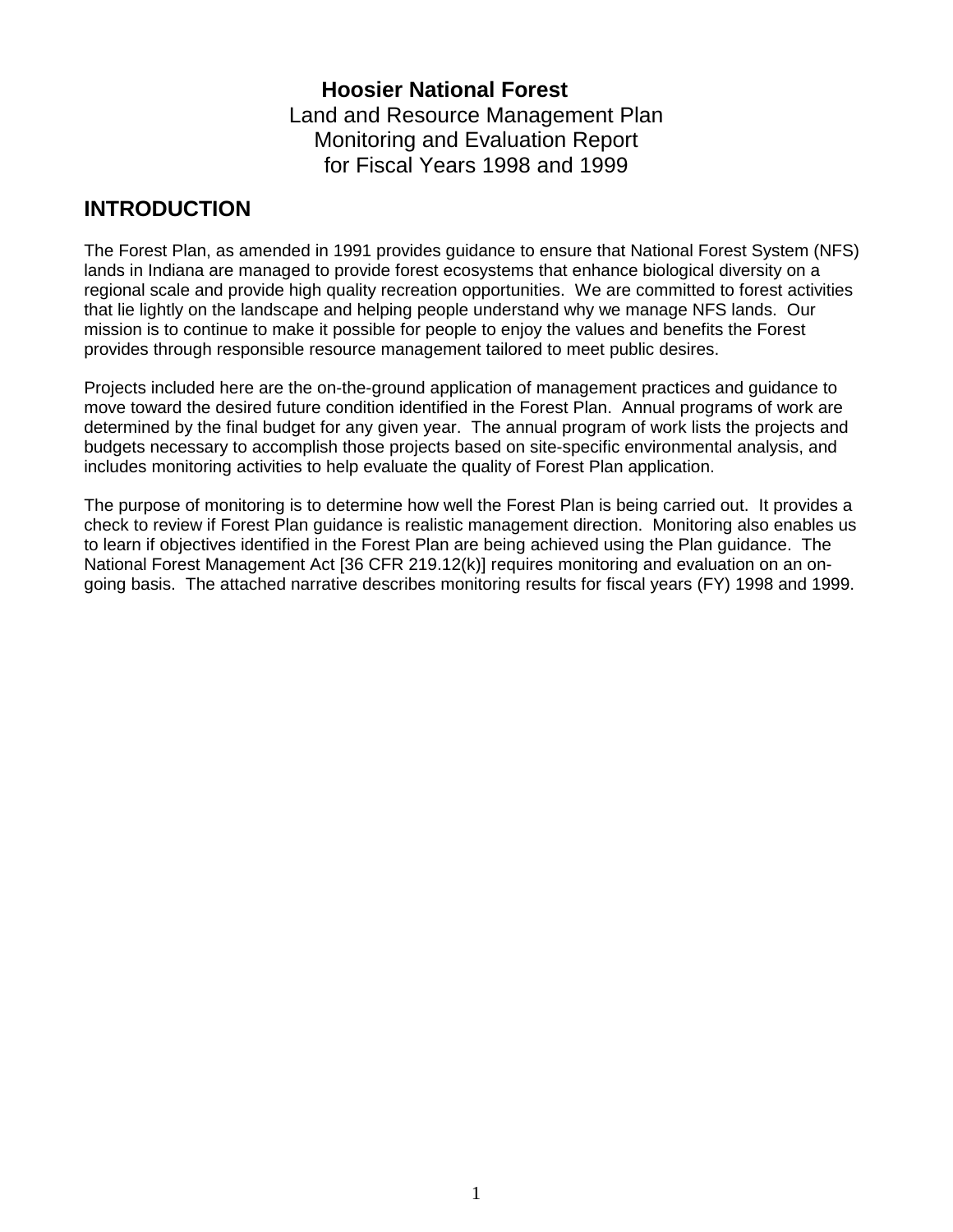**Hoosier National Forest**

Land and Resource Management Plan
Monitoring and Evaluation Report
for Fiscal Years 1998 and 1999

## INTRODUCTION

The Forest Plan, as amended in 1991 provides guidance to ensure that National Forest System (NFS) lands in Indiana are managed to provide forest ecosystems that enhance biological diversity on a regional scale and provide high quality recreation opportunities. We are committed to forest activities that lie lightly on the landscape and helping people understand why we manage NFS lands. Our mission is to continue to make it possible for people to enjoy the values and benefits the Forest provides through responsible resource management tailored to meet public desires.

Projects included here are the on-the-ground application of management practices and guidance to move toward the desired future condition identified in the Forest Plan. Annual programs of work are determined by the final budget for any given year. The annual program of work lists the projects and budgets necessary to accomplish those projects based on site-specific environmental analysis, and includes monitoring activities to help evaluate the quality of Forest Plan application.

The purpose of monitoring is to determine how well the Forest Plan is being carried out. It provides a check to review if Forest Plan guidance is realistic management direction. Monitoring also enables us to learn if objectives identified in the Forest Plan are being achieved using the Plan guidance. The National Forest Management Act [36 CFR 219.12(k)] requires monitoring and evaluation on an on-going basis. The attached narrative describes monitoring results for fiscal years (FY) 1998 and 1999.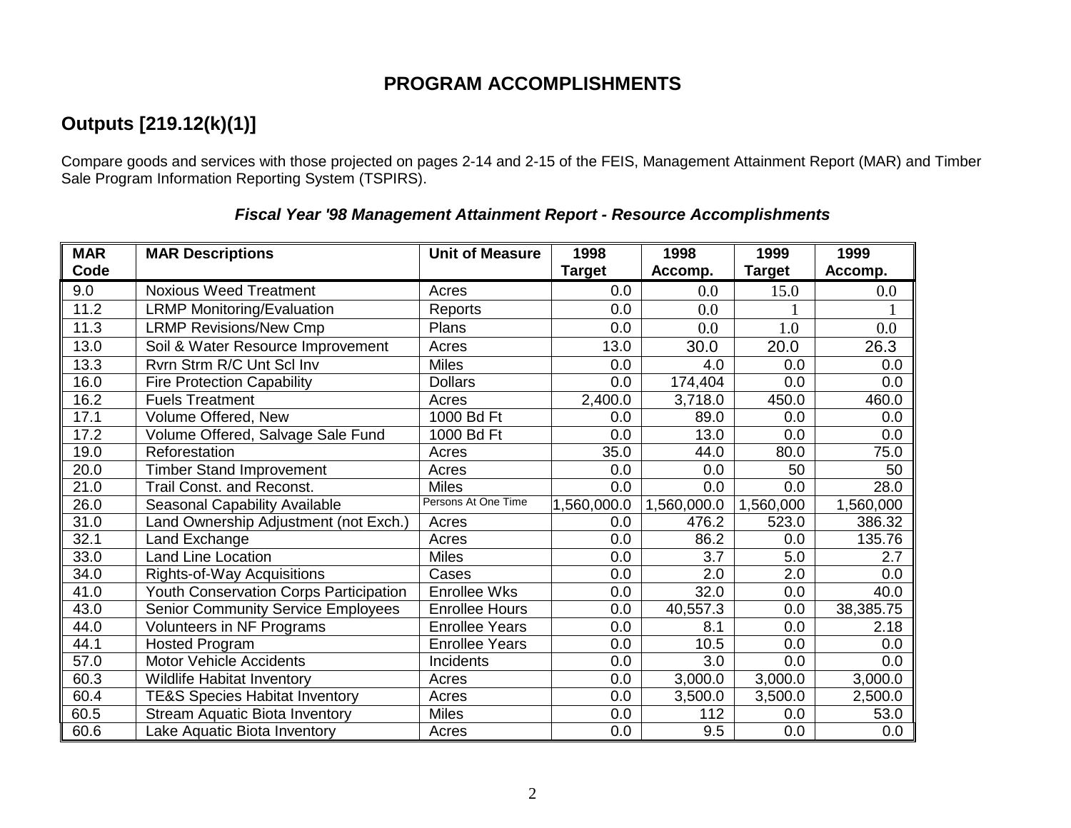# PROGRAM ACCOMPLISHMENTS

## Outputs [219.12(k)(1)]

Compare goods and services with those projected on pages 2-14 and 2-15 of the FEIS, Management Attainment Report (MAR) and Timber Sale Program Information Reporting System (TSPIRS).

### *Fiscal Year '98 Management Attainment Report - Resource Accomplishments*

| MAR Code | MAR Descriptions | Unit of Measure | 1998 Target | 1998 Accomp. | 1999 Target | 1999 Accomp. |
|---|---|---|---|---|---|---|
| 9.0 | Noxious Weed Treatment | Acres | 0.0 | 0.0 | 15.0 | 0.0 |
| 11.2 | LRMP Monitoring/Evaluation | Reports | 0.0 | 0.0 | 1 | 1 |
| 11.3 | LRMP Revisions/New Cmp | Plans | 0.0 | 0.0 | 1.0 | 0.0 |
| 13.0 | Soil & Water Resource Improvement | Acres | 13.0 | 30.0 | 20.0 | 26.3 |
| 13.3 | Rvrn Strm R/C Unt Scl Inv | Miles | 0.0 | 4.0 | 0.0 | 0.0 |
| 16.0 | Fire Protection Capability | Dollars | 0.0 | 174,404 | 0.0 | 0.0 |
| 16.2 | Fuels Treatment | Acres | 2,400.0 | 3,718.0 | 450.0 | 460.0 |
| 17.1 | Volume Offered, New | 1000 Bd Ft | 0.0 | 89.0 | 0.0 | 0.0 |
| 17.2 | Volume Offered, Salvage Sale Fund | 1000 Bd Ft | 0.0 | 13.0 | 0.0 | 0.0 |
| 19.0 | Reforestation | Acres | 35.0 | 44.0 | 80.0 | 75.0 |
| 20.0 | Timber Stand Improvement | Acres | 0.0 | 0.0 | 50 | 50 |
| 21.0 | Trail Const. and Reconst. | Miles | 0.0 | 0.0 | 0.0 | 28.0 |
| 26.0 | Seasonal Capability Available | Persons At One Time | 1,560,000.0 | 1,560,000.0 | 1,560,000 | 1,560,000 |
| 31.0 | Land Ownership Adjustment (not Exch.) | Acres | 0.0 | 476.2 | 523.0 | 386.32 |
| 32.1 | Land Exchange | Acres | 0.0 | 86.2 | 0.0 | 135.76 |
| 33.0 | Land Line Location | Miles | 0.0 | 3.7 | 5.0 | 2.7 |
| 34.0 | Rights-of-Way Acquisitions | Cases | 0.0 | 2.0 | 2.0 | 0.0 |
| 41.0 | Youth Conservation Corps Participation | Enrollee Wks | 0.0 | 32.0 | 0.0 | 40.0 |
| 43.0 | Senior Community Service Employees | Enrollee Hours | 0.0 | 40,557.3 | 0.0 | 38,385.75 |
| 44.0 | Volunteers in NF Programs | Enrollee Years | 0.0 | 8.1 | 0.0 | 2.18 |
| 44.1 | Hosted Program | Enrollee Years | 0.0 | 10.5 | 0.0 | 0.0 |
| 57.0 | Motor Vehicle Accidents | Incidents | 0.0 | 3.0 | 0.0 | 0.0 |
| 60.3 | Wildlife Habitat Inventory | Acres | 0.0 | 3,000.0 | 3,000.0 | 3,000.0 |
| 60.4 | TE&S Species Habitat Inventory | Acres | 0.0 | 3,500.0 | 3,500.0 | 2,500.0 |
| 60.5 | Stream Aquatic Biota Inventory | Miles | 0.0 | 112 | 0.0 | 53.0 |
| 60.6 | Lake Aquatic Biota Inventory | Acres | 0.0 | 9.5 | 0.0 | 0.0 |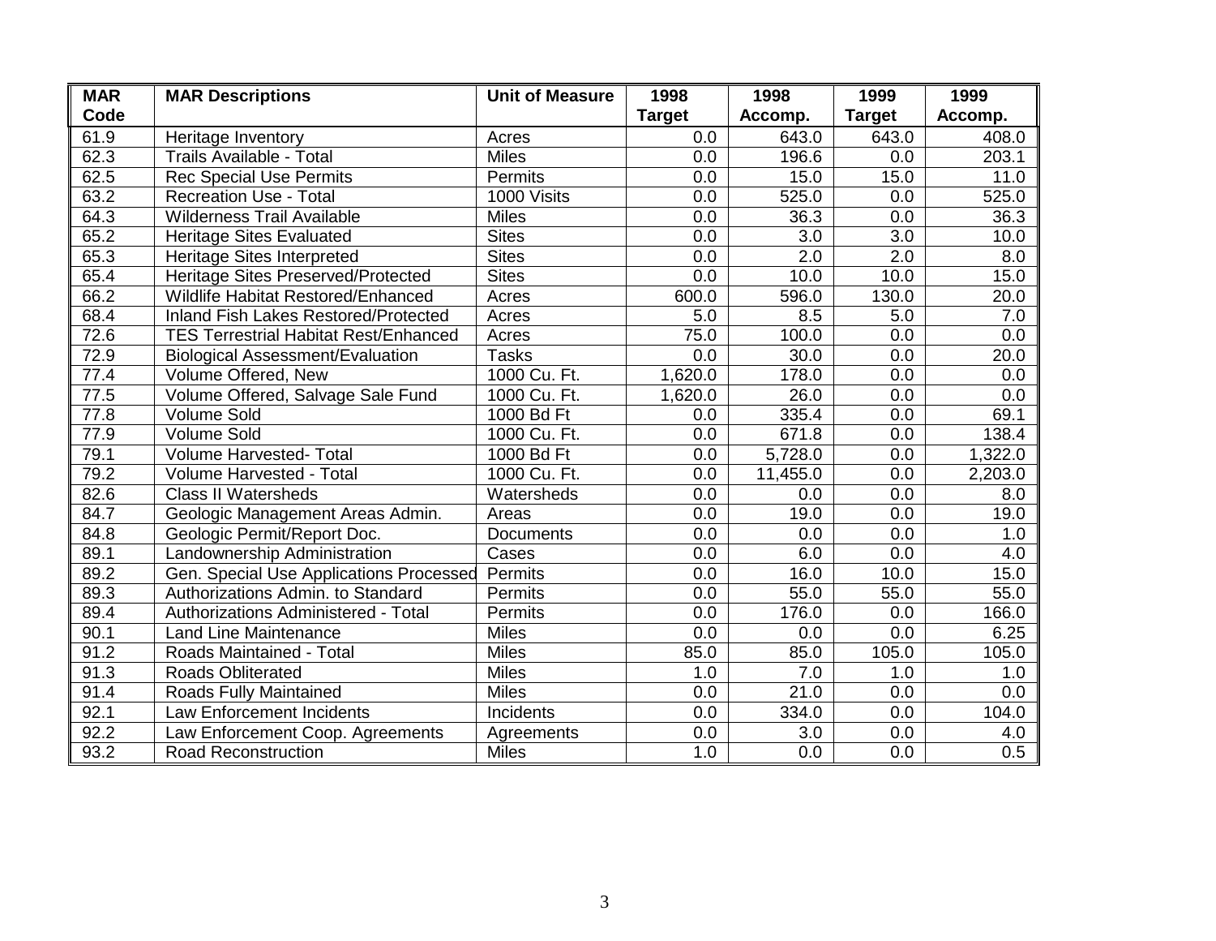| MAR Code | MAR Descriptions | Unit of Measure | 1998 Target | 1998 Accomp. | 1999 Target | 1999 Accomp. |
|---|---|---|---|---|---|---|
| 61.9 | Heritage Inventory | Acres | 0.0 | 643.0 | 643.0 | 408.0 |
| 62.3 | Trails Available - Total | Miles | 0.0 | 196.6 | 0.0 | 203.1 |
| 62.5 | Rec Special Use Permits | Permits | 0.0 | 15.0 | 15.0 | 11.0 |
| 63.2 | Recreation Use - Total | 1000 Visits | 0.0 | 525.0 | 0.0 | 525.0 |
| 64.3 | Wilderness Trail Available | Miles | 0.0 | 36.3 | 0.0 | 36.3 |
| 65.2 | Heritage Sites Evaluated | Sites | 0.0 | 3.0 | 3.0 | 10.0 |
| 65.3 | Heritage Sites Interpreted | Sites | 0.0 | 2.0 | 2.0 | 8.0 |
| 65.4 | Heritage Sites Preserved/Protected | Sites | 0.0 | 10.0 | 10.0 | 15.0 |
| 66.2 | Wildlife Habitat Restored/Enhanced | Acres | 600.0 | 596.0 | 130.0 | 20.0 |
| 68.4 | Inland Fish Lakes Restored/Protected | Acres | 5.0 | 8.5 | 5.0 | 7.0 |
| 72.6 | TES Terrestrial Habitat Rest/Enhanced | Acres | 75.0 | 100.0 | 0.0 | 0.0 |
| 72.9 | Biological Assessment/Evaluation | Tasks | 0.0 | 30.0 | 0.0 | 20.0 |
| 77.4 | Volume Offered, New | 1000 Cu. Ft. | 1,620.0 | 178.0 | 0.0 | 0.0 |
| 77.5 | Volume Offered, Salvage Sale Fund | 1000 Cu. Ft. | 1,620.0 | 26.0 | 0.0 | 0.0 |
| 77.8 | Volume Sold | 1000 Bd Ft | 0.0 | 335.4 | 0.0 | 69.1 |
| 77.9 | Volume Sold | 1000 Cu. Ft. | 0.0 | 671.8 | 0.0 | 138.4 |
| 79.1 | Volume Harvested- Total | 1000 Bd Ft | 0.0 | 5,728.0 | 0.0 | 1,322.0 |
| 79.2 | Volume Harvested - Total | 1000 Cu. Ft. | 0.0 | 11,455.0 | 0.0 | 2,203.0 |
| 82.6 | Class II Watersheds | Watersheds | 0.0 | 0.0 | 0.0 | 8.0 |
| 84.7 | Geologic Management Areas Admin. | Areas | 0.0 | 19.0 | 0.0 | 19.0 |
| 84.8 | Geologic Permit/Report Doc. | Documents | 0.0 | 0.0 | 0.0 | 1.0 |
| 89.1 | Landownership Administration | Cases | 0.0 | 6.0 | 0.0 | 4.0 |
| 89.2 | Gen. Special Use Applications Processed | Permits | 0.0 | 16.0 | 10.0 | 15.0 |
| 89.3 | Authorizations Admin. to Standard | Permits | 0.0 | 55.0 | 55.0 | 55.0 |
| 89.4 | Authorizations Administered - Total | Permits | 0.0 | 176.0 | 0.0 | 166.0 |
| 90.1 | Land Line Maintenance | Miles | 0.0 | 0.0 | 0.0 | 6.25 |
| 91.2 | Roads Maintained - Total | Miles | 85.0 | 85.0 | 105.0 | 105.0 |
| 91.3 | Roads Obliterated | Miles | 1.0 | 7.0 | 1.0 | 1.0 |
| 91.4 | Roads Fully Maintained | Miles | 0.0 | 21.0 | 0.0 | 0.0 |
| 92.1 | Law Enforcement Incidents | Incidents | 0.0 | 334.0 | 0.0 | 104.0 |
| 92.2 | Law Enforcement Coop. Agreements | Agreements | 0.0 | 3.0 | 0.0 | 4.0 |
| 93.2 | Road Reconstruction | Miles | 1.0 | 0.0 | 0.0 | 0.5 |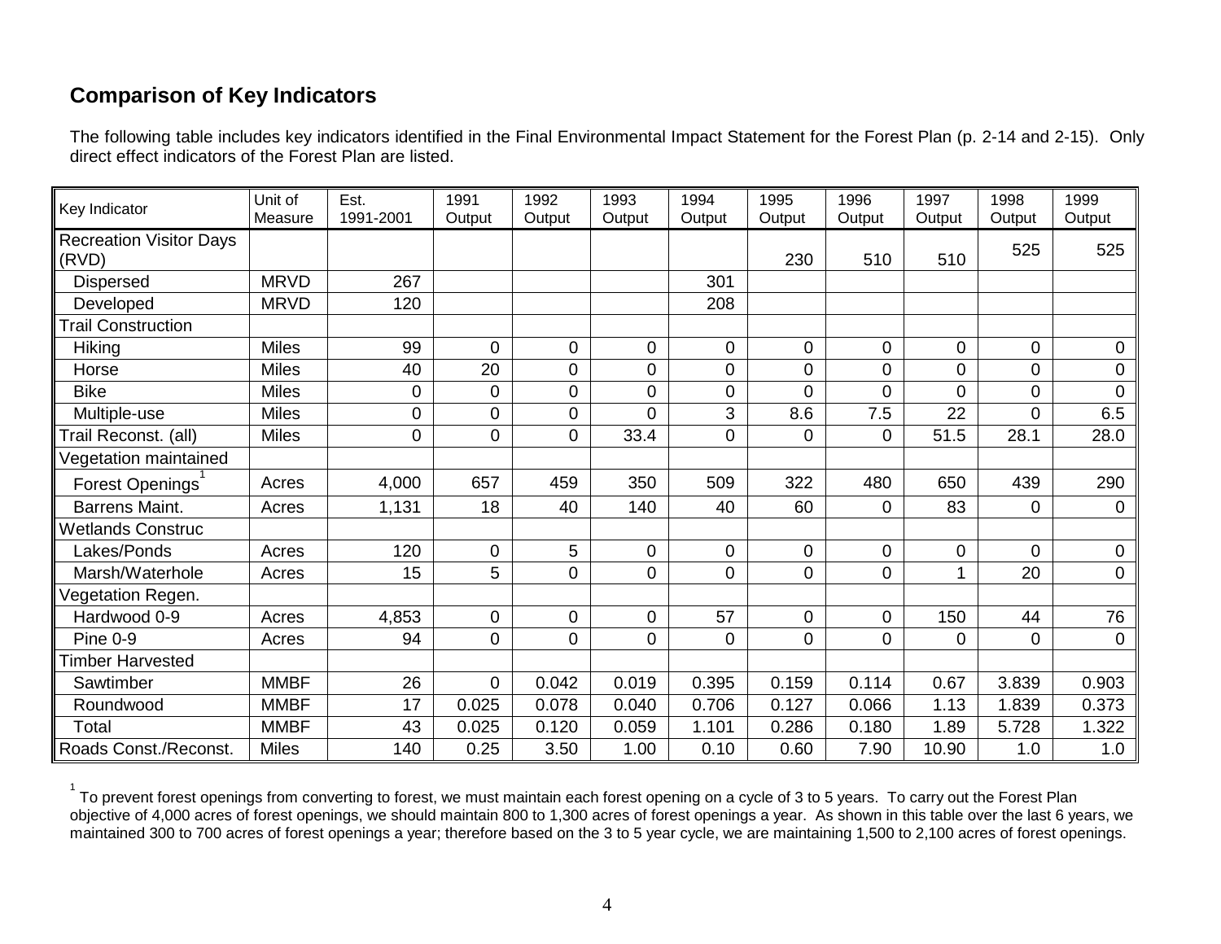## Comparison of Key Indicators

The following table includes key indicators identified in the Final Environmental Impact Statement for the Forest Plan (p. 2-14 and 2-15). Only direct effect indicators of the Forest Plan are listed.

| Key Indicator | Unit of Measure | Est. 1991-2001 | 1991 Output | 1992 Output | 1993 Output | 1994 Output | 1995 Output | 1996 Output | 1997 Output | 1998 Output | 1999 Output |
|---|---|---|---|---|---|---|---|---|---|---|---|
| Recreation Visitor Days (RVD) | | | | | | | 230 | 510 | 510 | 525 | 525 |
| Dispersed | MRVD | 267 | | | | 301 | | | | | |
| Developed | MRVD | 120 | | | | 208 | | | | | |
| Trail Construction | | | | | | | | | | | |
| Hiking | Miles | 99 | 0 | 0 | 0 | 0 | 0 | 0 | 0 | 0 | 0 |
| Horse | Miles | 40 | 20 | 0 | 0 | 0 | 0 | 0 | 0 | 0 | 0 |
| Bike | Miles | 0 | 0 | 0 | 0 | 0 | 0 | 0 | 0 | 0 | 0 |
| Multiple-use | Miles | 0 | 0 | 0 | 0 | 3 | 8.6 | 7.5 | 22 | 0 | 6.5 |
| Trail Reconst. (all) | Miles | 0 | 0 | 0 | 33.4 | 0 | 0 | 0 | 51.5 | 28.1 | 28.0 |
| Vegetation maintained | | | | | | | | | | | |
| Forest Openings[1] | Acres | 4,000 | 657 | 459 | 350 | 509 | 322 | 480 | 650 | 439 | 290 |
| Barrens Maint. | Acres | 1,131 | 18 | 40 | 140 | 40 | 60 | 0 | 83 | 0 | 0 |
| Wetlands Construc | | | | | | | | | | | |
| Lakes/Ponds | Acres | 120 | 0 | 5 | 0 | 0 | 0 | 0 | 0 | 0 | 0 |
| Marsh/Waterhole | Acres | 15 | 5 | 0 | 0 | 0 | 0 | 0 | 1 | 20 | 0 |
| Vegetation Regen. | | | | | | | | | | | |
| Hardwood 0-9 | Acres | 4,853 | 0 | 0 | 0 | 57 | 0 | 0 | 150 | 44 | 76 |
| Pine 0-9 | Acres | 94 | 0 | 0 | 0 | 0 | 0 | 0 | 0 | 0 | 0 |
| Timber Harvested | | | | | | | | | | | |
| Sawtimber | MMBF | 26 | 0 | 0.042 | 0.019 | 0.395 | 0.159 | 0.114 | 0.67 | 3.839 | 0.903 |
| Roundwood | MMBF | 17 | 0.025 | 0.078 | 0.040 | 0.706 | 0.127 | 0.066 | 1.13 | 1.839 | 0.373 |
| Total | MMBF | 43 | 0.025 | 0.120 | 0.059 | 1.101 | 0.286 | 0.180 | 1.89 | 5.728 | 1.322 |
| Roads Const./Reconst. | Miles | 140 | 0.25 | 3.50 | 1.00 | 0.10 | 0.60 | 7.90 | 10.90 | 1.0 | 1.0 |

[1] To prevent forest openings from converting to forest, we must maintain each forest opening on a cycle of 3 to 5 years. To carry out the Forest Plan objective of 4,000 acres of forest openings, we should maintain 800 to 1,300 acres of forest openings a year. As shown in this table over the last 6 years, we maintained 300 to 700 acres of forest openings a year; therefore based on the 3 to 5 year cycle, we are maintaining 1,500 to 2,100 acres of forest openings.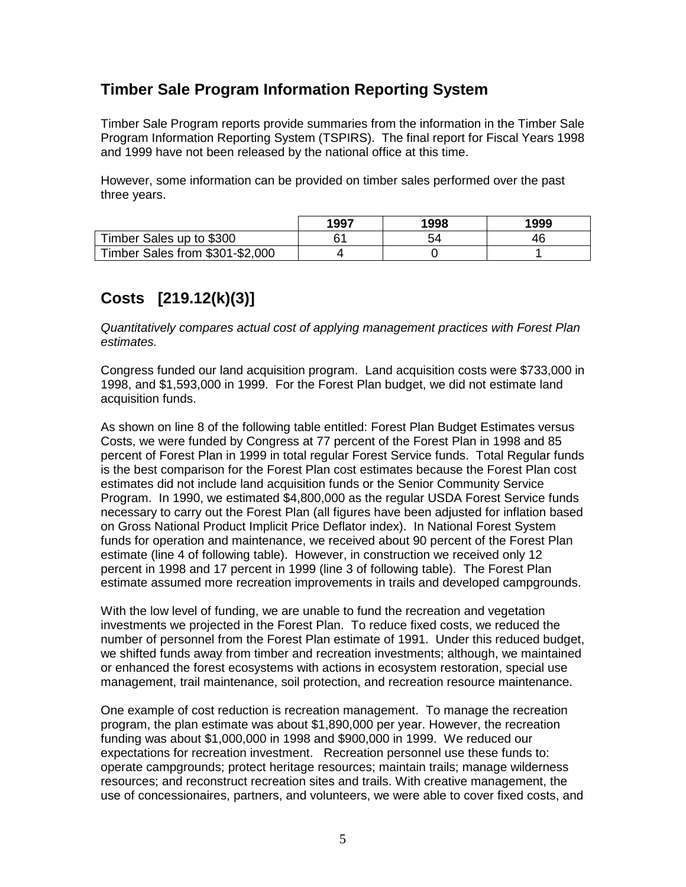## Timber Sale Program Information Reporting System

Timber Sale Program reports provide summaries from the information in the Timber Sale Program Information Reporting System (TSPIRS). The final report for Fiscal Years 1998 and 1999 have not been released by the national office at this time.

However, some information can be provided on timber sales performed over the past three years.

| | 1997 | 1998 | 1999 |
|---|---|---|---|
| Timber Sales up to $300 | 61 | 54 | 46 |
| Timber Sales from $301-$2,000 | 4 | 0 | 1 |

## Costs [219.12(k)(3)]

*Quantitatively compares actual cost of applying management practices with Forest Plan estimates.*

Congress funded our land acquisition program. Land acquisition costs were $733,000 in 1998, and $1,593,000 in 1999. For the Forest Plan budget, we did not estimate land acquisition funds.

As shown on line 8 of the following table entitled: Forest Plan Budget Estimates versus Costs, we were funded by Congress at 77 percent of the Forest Plan in 1998 and 85 percent of Forest Plan in 1999 in total regular Forest Service funds. Total Regular funds is the best comparison for the Forest Plan cost estimates because the Forest Plan cost estimates did not include land acquisition funds or the Senior Community Service Program. In 1990, we estimated $4,800,000 as the regular USDA Forest Service funds necessary to carry out the Forest Plan (all figures have been adjusted for inflation based on Gross National Product Implicit Price Deflator index). In National Forest System funds for operation and maintenance, we received about 90 percent of the Forest Plan estimate (line 4 of following table). However, in construction we received only 12 percent in 1998 and 17 percent in 1999 (line 3 of following table). The Forest Plan estimate assumed more recreation improvements in trails and developed campgrounds.

With the low level of funding, we are unable to fund the recreation and vegetation investments we projected in the Forest Plan. To reduce fixed costs, we reduced the number of personnel from the Forest Plan estimate of 1991. Under this reduced budget, we shifted funds away from timber and recreation investments; although, we maintained or enhanced the forest ecosystems with actions in ecosystem restoration, special use management, trail maintenance, soil protection, and recreation resource maintenance.

One example of cost reduction is recreation management. To manage the recreation program, the plan estimate was about $1,890,000 per year. However, the recreation funding was about $1,000,000 in 1998 and $900,000 in 1999. We reduced our expectations for recreation investment. Recreation personnel use these funds to: operate campgrounds; protect heritage resources; maintain trails; manage wilderness resources; and reconstruct recreation sites and trails. With creative management, the use of concessionaires, partners, and volunteers, we were able to cover fixed costs, and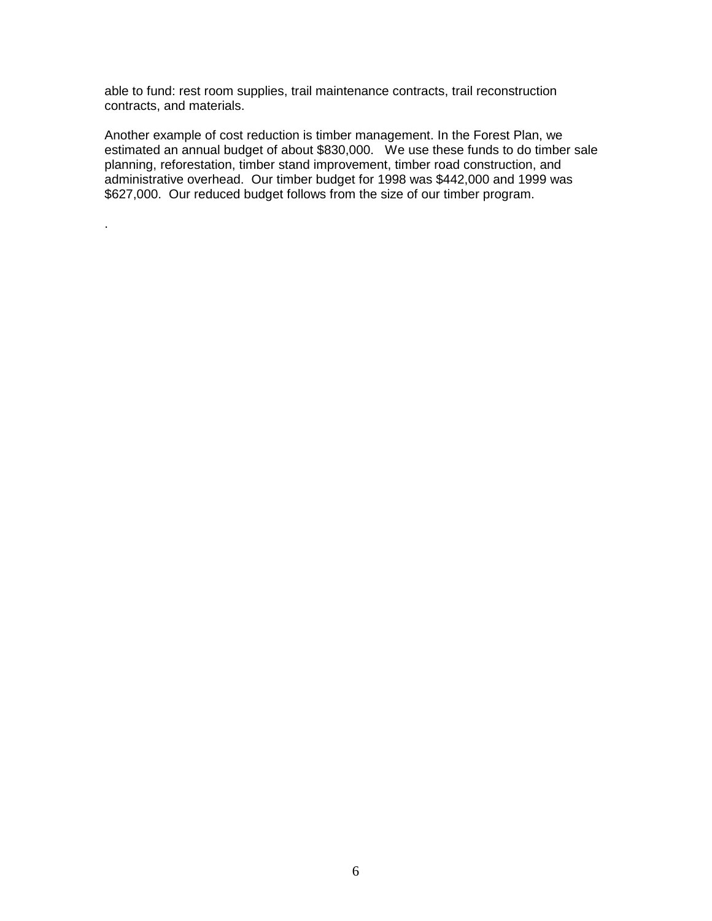able to fund: rest room supplies, trail maintenance contracts, trail reconstruction contracts, and materials.

Another example of cost reduction is timber management. In the Forest Plan, we estimated an annual budget of about $830,000. We use these funds to do timber sale planning, reforestation, timber stand improvement, timber road construction, and administrative overhead. Our timber budget for 1998 was $442,000 and 1999 was $627,000. Our reduced budget follows from the size of our timber program.

.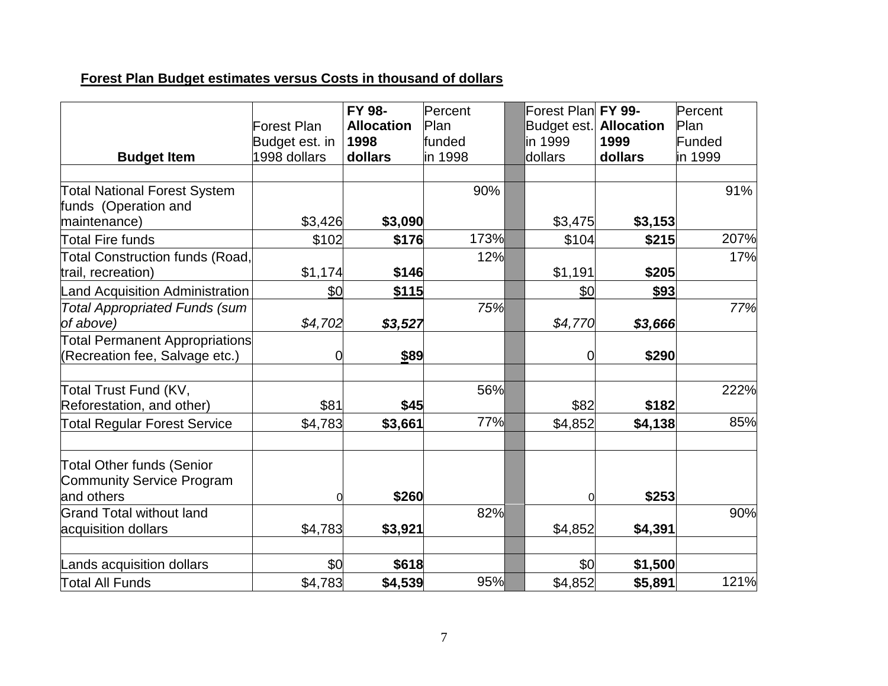**Forest Plan Budget estimates versus Costs in thousand of dollars**

| **Budget Item** | Forest Plan Budget est. in 1998 dollars | **FY 98- Allocation 1998 dollars** | Percent Plan funded in 1998 | | Forest Plan Budget est. in 1999 dollars | **FY 99- Allocation 1999 dollars** | Percent Plan Funded in 1999 |
|---|---|---|---|---|---|---|---|
| | | | | | | | |
| Total National Forest System funds (Operation and maintenance) | $3,426 | **$3,090** | 90% | | $3,475 | **$3,153** | 91% |
| Total Fire funds | $102 | **$176** | 173% | | $104 | **$215** | 207% |
| Total Construction funds (Road, trail, recreation) | $1,174 | **$146** | 12% | | $1,191 | **$205** | 17% |
| Land Acquisition Administration | $0 | **$115** | | | $0 | **$93** | |
| *Total Appropriated Funds (sum of above)* | *$4,702* | ***$3,527*** | *75%* | | *$4,770* | ***$3,666*** | *77%* |
| Total Permanent Appropriations (Recreation fee, Salvage etc.) | 0 | **$89** | | | 0 | **$290** | |
| | | | | | | | |
| Total Trust Fund (KV, Reforestation, and other) | $81 | **$45** | 56% | | $82 | **$182** | 222% |
| Total Regular Forest Service | $4,783 | **$3,661** | 77% | | $4,852 | **$4,138** | 85% |
| | | | | | | | |
| Total Other funds (Senior Community Service Program and others | 0 | **$260** | | | 0 | **$253** | |
| Grand Total without land acquisition dollars | $4,783 | **$3,921** | 82% | | $4,852 | **$4,391** | 90% |
| | | | | | | | |
| Lands acquisition dollars | $0 | **$618** | | | $0 | **$1,500** | |
| Total All Funds | $4,783 | **$4,539** | 95% | | $4,852 | **$5,891** | 121% |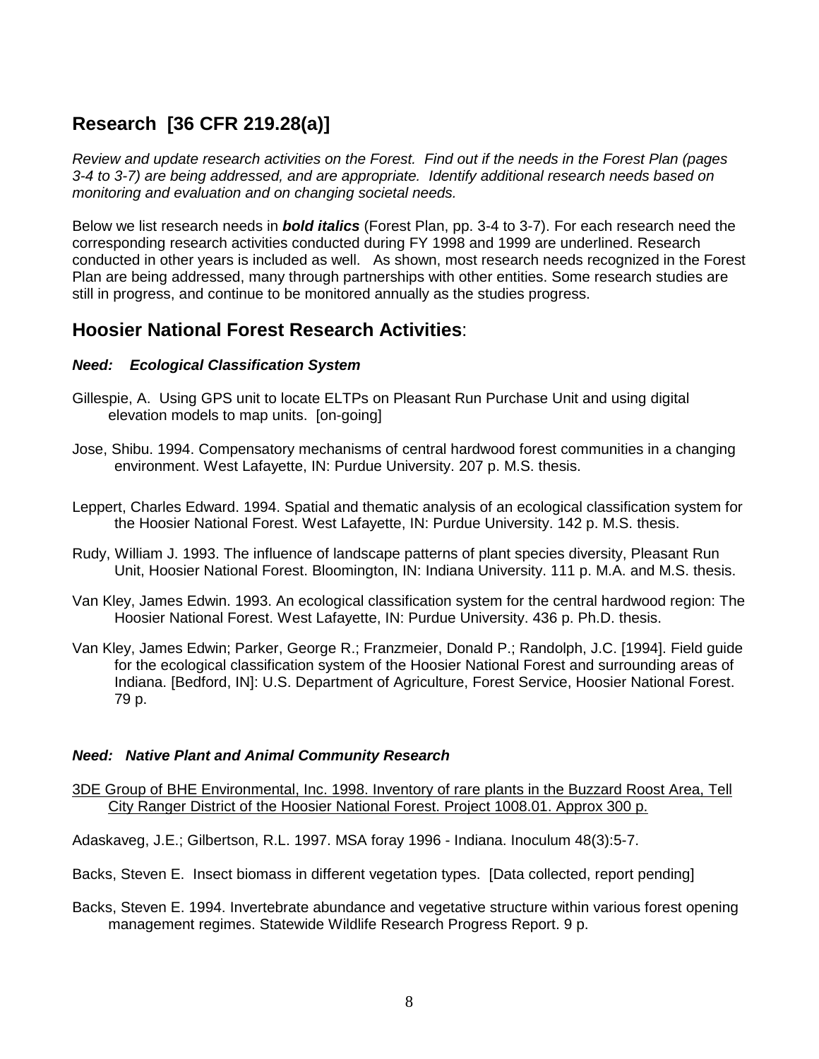## Research [36 CFR 219.28(a)]

*Review and update research activities on the Forest. Find out if the needs in the Forest Plan (pages 3-4 to 3-7) are being addressed, and are appropriate. Identify additional research needs based on monitoring and evaluation and on changing societal needs.*

Below we list research needs in ***bold italics*** (Forest Plan, pp. 3-4 to 3-7). For each research need the corresponding research activities conducted during FY 1998 and 1999 are underlined. Research conducted in other years is included as well. As shown, most research needs recognized in the Forest Plan are being addressed, many through partnerships with other entities. Some research studies are still in progress, and continue to be monitored annually as the studies progress.

## Hoosier National Forest Research Activities:

### ***Need: Ecological Classification System***

Gillespie, A. Using GPS unit to locate ELTPs on Pleasant Run Purchase Unit and using digital elevation models to map units. [on-going]

Jose, Shibu. 1994. Compensatory mechanisms of central hardwood forest communities in a changing environment. West Lafayette, IN: Purdue University. 207 p. M.S. thesis.

Leppert, Charles Edward. 1994. Spatial and thematic analysis of an ecological classification system for the Hoosier National Forest. West Lafayette, IN: Purdue University. 142 p. M.S. thesis.

Rudy, William J. 1993. The influence of landscape patterns of plant species diversity, Pleasant Run Unit, Hoosier National Forest. Bloomington, IN: Indiana University. 111 p. M.A. and M.S. thesis.

Van Kley, James Edwin. 1993. An ecological classification system for the central hardwood region: The Hoosier National Forest. West Lafayette, IN: Purdue University. 436 p. Ph.D. thesis.

Van Kley, James Edwin; Parker, George R.; Franzmeier, Donald P.; Randolph, J.C. [1994]. Field guide for the ecological classification system of the Hoosier National Forest and surrounding areas of Indiana. [Bedford, IN]: U.S. Department of Agriculture, Forest Service, Hoosier National Forest. 79 p.

### ***Need: Native Plant and Animal Community Research***

<u>3DE Group of BHE Environmental, Inc. 1998. Inventory of rare plants in the Buzzard Roost Area, Tell City Ranger District of the Hoosier National Forest. Project 1008.01. Approx 300 p.</u>

Adaskaveg, J.E.; Gilbertson, R.L. 1997. MSA foray 1996 - Indiana. Inoculum 48(3):5-7.

Backs, Steven E. Insect biomass in different vegetation types. [Data collected, report pending]

Backs, Steven E. 1994. Invertebrate abundance and vegetative structure within various forest opening management regimes. Statewide Wildlife Research Progress Report. 9 p.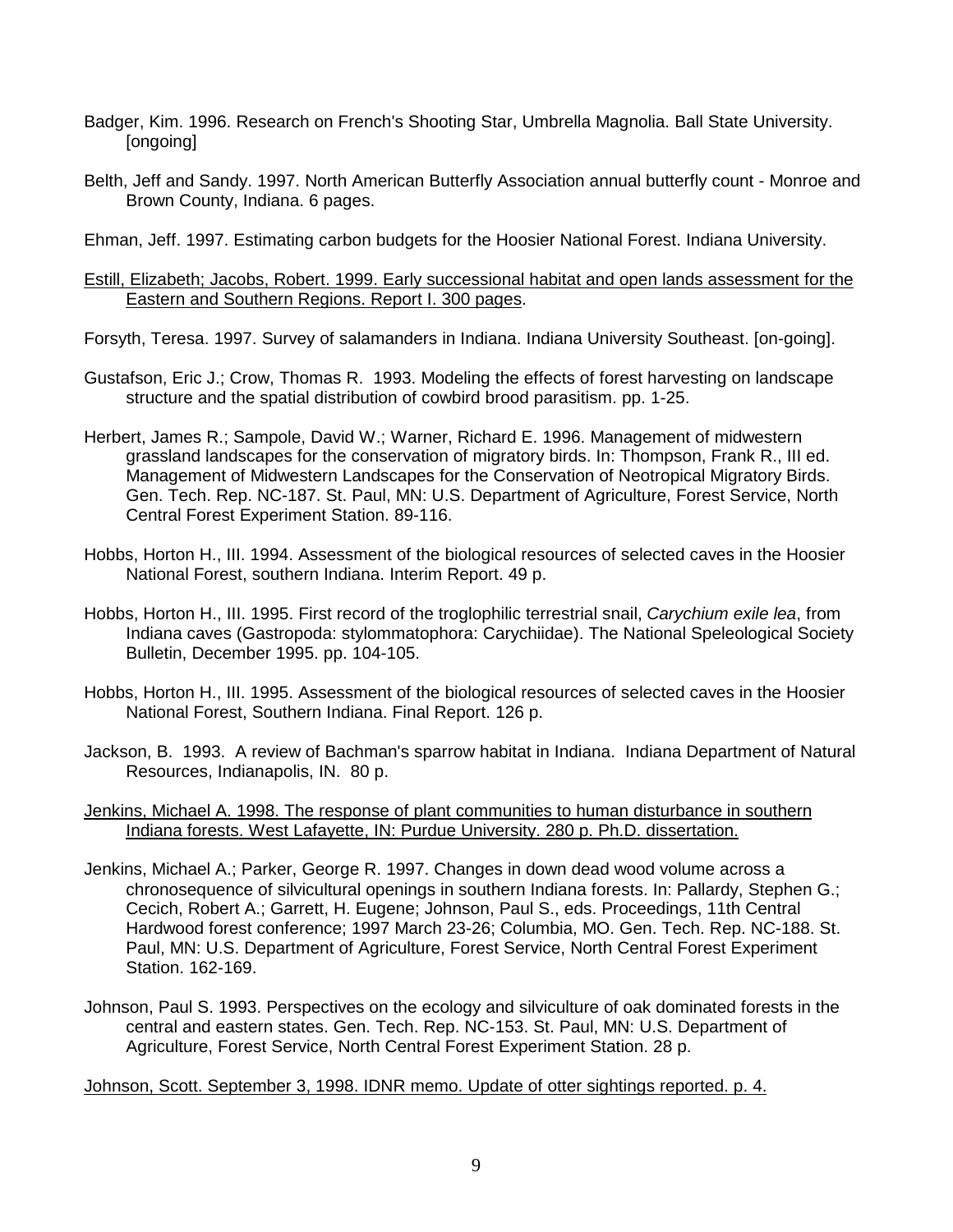Badger, Kim. 1996. Research on French's Shooting Star, Umbrella Magnolia. Ball State University. [ongoing]

Belth, Jeff and Sandy. 1997. North American Butterfly Association annual butterfly count - Monroe and Brown County, Indiana. 6 pages.

Ehman, Jeff. 1997. Estimating carbon budgets for the Hoosier National Forest. Indiana University.

<u>Estill, Elizabeth; Jacobs, Robert. 1999. Early successional habitat and open lands assessment for the Eastern and Southern Regions. Report I. 300 pages</u>.

Forsyth, Teresa. 1997. Survey of salamanders in Indiana. Indiana University Southeast. [on-going].

Gustafson, Eric J.; Crow, Thomas R. 1993. Modeling the effects of forest harvesting on landscape structure and the spatial distribution of cowbird brood parasitism. pp. 1-25.

Herbert, James R.; Sampole, David W.; Warner, Richard E. 1996. Management of midwestern grassland landscapes for the conservation of migratory birds. In: Thompson, Frank R., III ed. Management of Midwestern Landscapes for the Conservation of Neotropical Migratory Birds. Gen. Tech. Rep. NC-187. St. Paul, MN: U.S. Department of Agriculture, Forest Service, North Central Forest Experiment Station. 89-116.

Hobbs, Horton H., III. 1994. Assessment of the biological resources of selected caves in the Hoosier National Forest, southern Indiana. Interim Report. 49 p.

Hobbs, Horton H., III. 1995. First record of the troglophilic terrestrial snail, *Carychium exile lea*, from Indiana caves (Gastropoda: stylommatophora: Carychiidae). The National Speleological Society Bulletin, December 1995. pp. 104-105.

Hobbs, Horton H., III. 1995. Assessment of the biological resources of selected caves in the Hoosier National Forest, Southern Indiana. Final Report. 126 p.

Jackson, B. 1993. A review of Bachman's sparrow habitat in Indiana. Indiana Department of Natural Resources, Indianapolis, IN. 80 p.

<u>Jenkins, Michael A. 1998. The response of plant communities to human disturbance in southern Indiana forests. West Lafayette, IN: Purdue University. 280 p. Ph.D. dissertation.</u>

Jenkins, Michael A.; Parker, George R. 1997. Changes in down dead wood volume across a chronosequence of silvicultural openings in southern Indiana forests. In: Pallardy, Stephen G.; Cecich, Robert A.; Garrett, H. Eugene; Johnson, Paul S., eds. Proceedings, 11th Central Hardwood forest conference; 1997 March 23-26; Columbia, MO. Gen. Tech. Rep. NC-188. St. Paul, MN: U.S. Department of Agriculture, Forest Service, North Central Forest Experiment Station. 162-169.

Johnson, Paul S. 1993. Perspectives on the ecology and silviculture of oak dominated forests in the central and eastern states. Gen. Tech. Rep. NC-153. St. Paul, MN: U.S. Department of Agriculture, Forest Service, North Central Forest Experiment Station. 28 p.

<u>Johnson, Scott. September 3, 1998. IDNR memo. Update of otter sightings reported. p. 4.</u>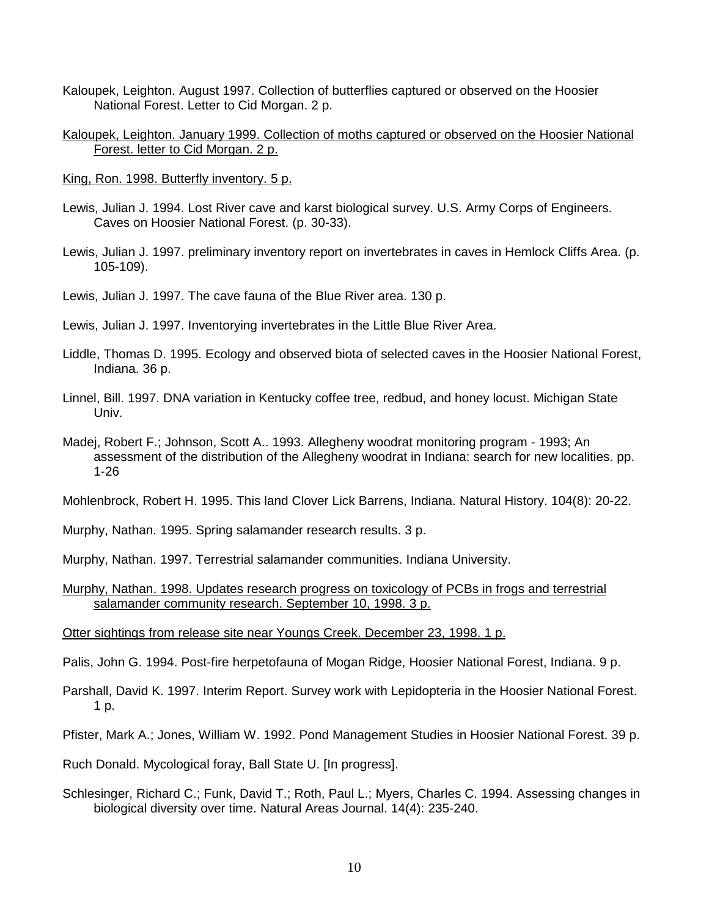Kaloupek, Leighton. August 1997. Collection of butterflies captured or observed on the Hoosier National Forest. Letter to Cid Morgan. 2 p.

<u>Kaloupek, Leighton. January 1999. Collection of moths captured or observed on the Hoosier National Forest. letter to Cid Morgan. 2 p.</u>

<u>King, Ron. 1998. Butterfly inventory. 5 p.</u>

Lewis, Julian J. 1994. Lost River cave and karst biological survey. U.S. Army Corps of Engineers. Caves on Hoosier National Forest. (p. 30-33).

Lewis, Julian J. 1997. preliminary inventory report on invertebrates in caves in Hemlock Cliffs Area. (p. 105-109).

Lewis, Julian J. 1997. The cave fauna of the Blue River area. 130 p.

Lewis, Julian J. 1997. Inventorying invertebrates in the Little Blue River Area.

Liddle, Thomas D. 1995. Ecology and observed biota of selected caves in the Hoosier National Forest, Indiana. 36 p.

Linnel, Bill. 1997. DNA variation in Kentucky coffee tree, redbud, and honey locust. Michigan State Univ.

Madej, Robert F.; Johnson, Scott A.. 1993. Allegheny woodrat monitoring program - 1993; An assessment of the distribution of the Allegheny woodrat in Indiana: search for new localities. pp. 1-26

Mohlenbrock, Robert H. 1995. This land Clover Lick Barrens, Indiana. Natural History. 104(8): 20-22.

Murphy, Nathan. 1995. Spring salamander research results. 3 p.

Murphy, Nathan. 1997. Terrestrial salamander communities. Indiana University.

<u>Murphy, Nathan. 1998. Updates research progress on toxicology of PCBs in frogs and terrestrial salamander community research. September 10, 1998. 3 p.</u>

<u>Otter sightings from release site near Youngs Creek. December 23, 1998. 1 p.</u>

Palis, John G. 1994. Post-fire herpetofauna of Mogan Ridge, Hoosier National Forest, Indiana. 9 p.

Parshall, David K. 1997. Interim Report. Survey work with Lepidopteria in the Hoosier National Forest. 1 p.

Pfister, Mark A.; Jones, William W. 1992. Pond Management Studies in Hoosier National Forest. 39 p.

Ruch Donald. Mycological foray, Ball State U. [In progress].

Schlesinger, Richard C.; Funk, David T.; Roth, Paul L.; Myers, Charles C. 1994. Assessing changes in biological diversity over time. Natural Areas Journal. 14(4): 235-240.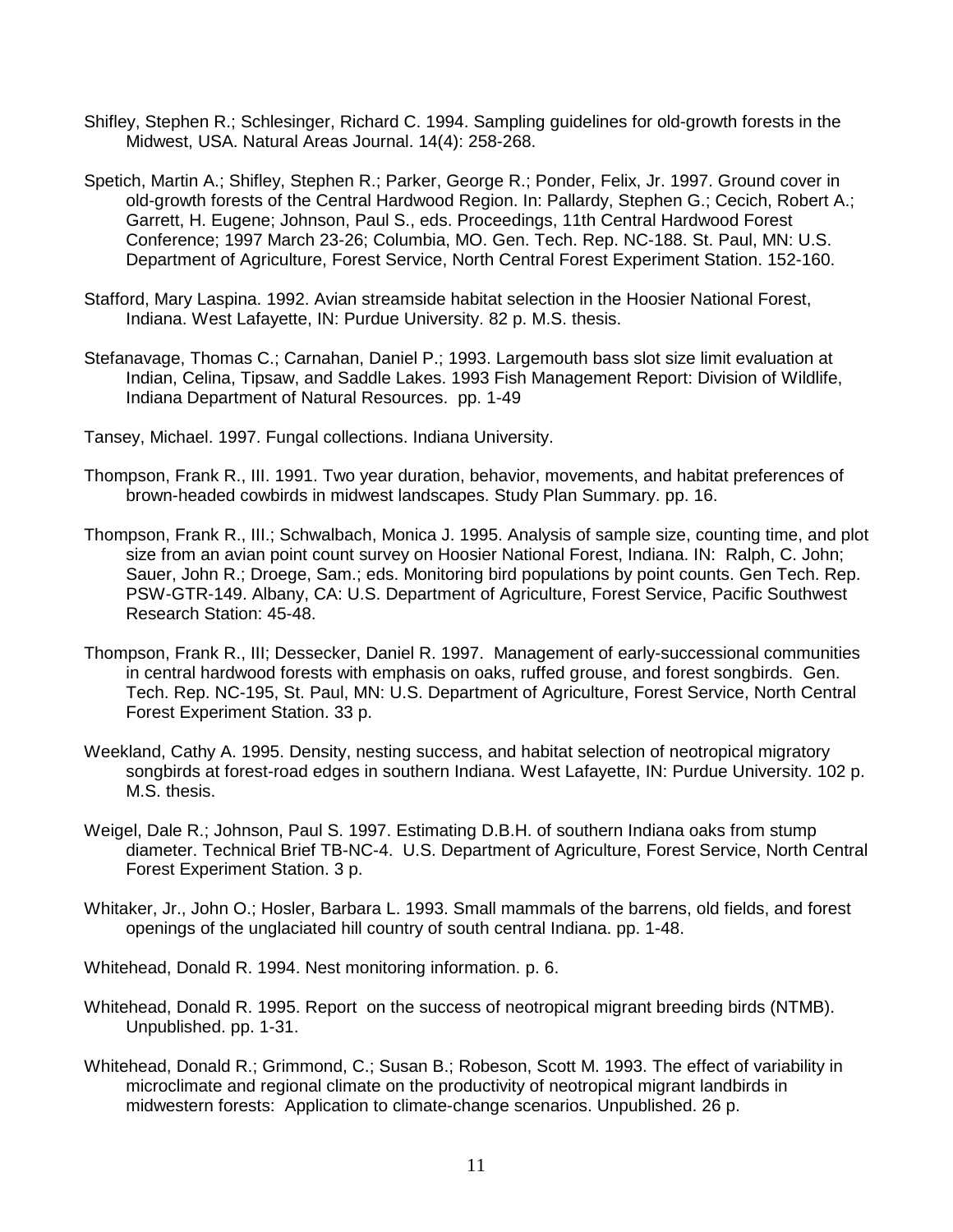Shifley, Stephen R.; Schlesinger, Richard C. 1994. Sampling guidelines for old-growth forests in the Midwest, USA. Natural Areas Journal. 14(4): 258-268.

Spetich, Martin A.; Shifley, Stephen R.; Parker, George R.; Ponder, Felix, Jr. 1997. Ground cover in old-growth forests of the Central Hardwood Region. In: Pallardy, Stephen G.; Cecich, Robert A.; Garrett, H. Eugene; Johnson, Paul S., eds. Proceedings, 11th Central Hardwood Forest Conference; 1997 March 23-26; Columbia, MO. Gen. Tech. Rep. NC-188. St. Paul, MN: U.S. Department of Agriculture, Forest Service, North Central Forest Experiment Station. 152-160.

Stafford, Mary Laspina. 1992. Avian streamside habitat selection in the Hoosier National Forest, Indiana. West Lafayette, IN: Purdue University. 82 p. M.S. thesis.

Stefanavage, Thomas C.; Carnahan, Daniel P.; 1993. Largemouth bass slot size limit evaluation at Indian, Celina, Tipsaw, and Saddle Lakes. 1993 Fish Management Report: Division of Wildlife, Indiana Department of Natural Resources. pp. 1-49

Tansey, Michael. 1997. Fungal collections. Indiana University.

Thompson, Frank R., III. 1991. Two year duration, behavior, movements, and habitat preferences of brown-headed cowbirds in midwest landscapes. Study Plan Summary. pp. 16.

Thompson, Frank R., III.; Schwalbach, Monica J. 1995. Analysis of sample size, counting time, and plot size from an avian point count survey on Hoosier National Forest, Indiana. IN: Ralph, C. John; Sauer, John R.; Droege, Sam.; eds. Monitoring bird populations by point counts. Gen Tech. Rep. PSW-GTR-149. Albany, CA: U.S. Department of Agriculture, Forest Service, Pacific Southwest Research Station: 45-48.

Thompson, Frank R., III; Dessecker, Daniel R. 1997. Management of early-successional communities in central hardwood forests with emphasis on oaks, ruffed grouse, and forest songbirds. Gen. Tech. Rep. NC-195, St. Paul, MN: U.S. Department of Agriculture, Forest Service, North Central Forest Experiment Station. 33 p.

Weekland, Cathy A. 1995. Density, nesting success, and habitat selection of neotropical migratory songbirds at forest-road edges in southern Indiana. West Lafayette, IN: Purdue University. 102 p. M.S. thesis.

Weigel, Dale R.; Johnson, Paul S. 1997. Estimating D.B.H. of southern Indiana oaks from stump diameter. Technical Brief TB-NC-4. U.S. Department of Agriculture, Forest Service, North Central Forest Experiment Station. 3 p.

Whitaker, Jr., John O.; Hosler, Barbara L. 1993. Small mammals of the barrens, old fields, and forest openings of the unglaciated hill country of south central Indiana. pp. 1-48.

Whitehead, Donald R. 1994. Nest monitoring information. p. 6.

Whitehead, Donald R. 1995. Report on the success of neotropical migrant breeding birds (NTMB). Unpublished. pp. 1-31.

Whitehead, Donald R.; Grimmond, C.; Susan B.; Robeson, Scott M. 1993. The effect of variability in microclimate and regional climate on the productivity of neotropical migrant landbirds in midwestern forests: Application to climate-change scenarios. Unpublished. 26 p.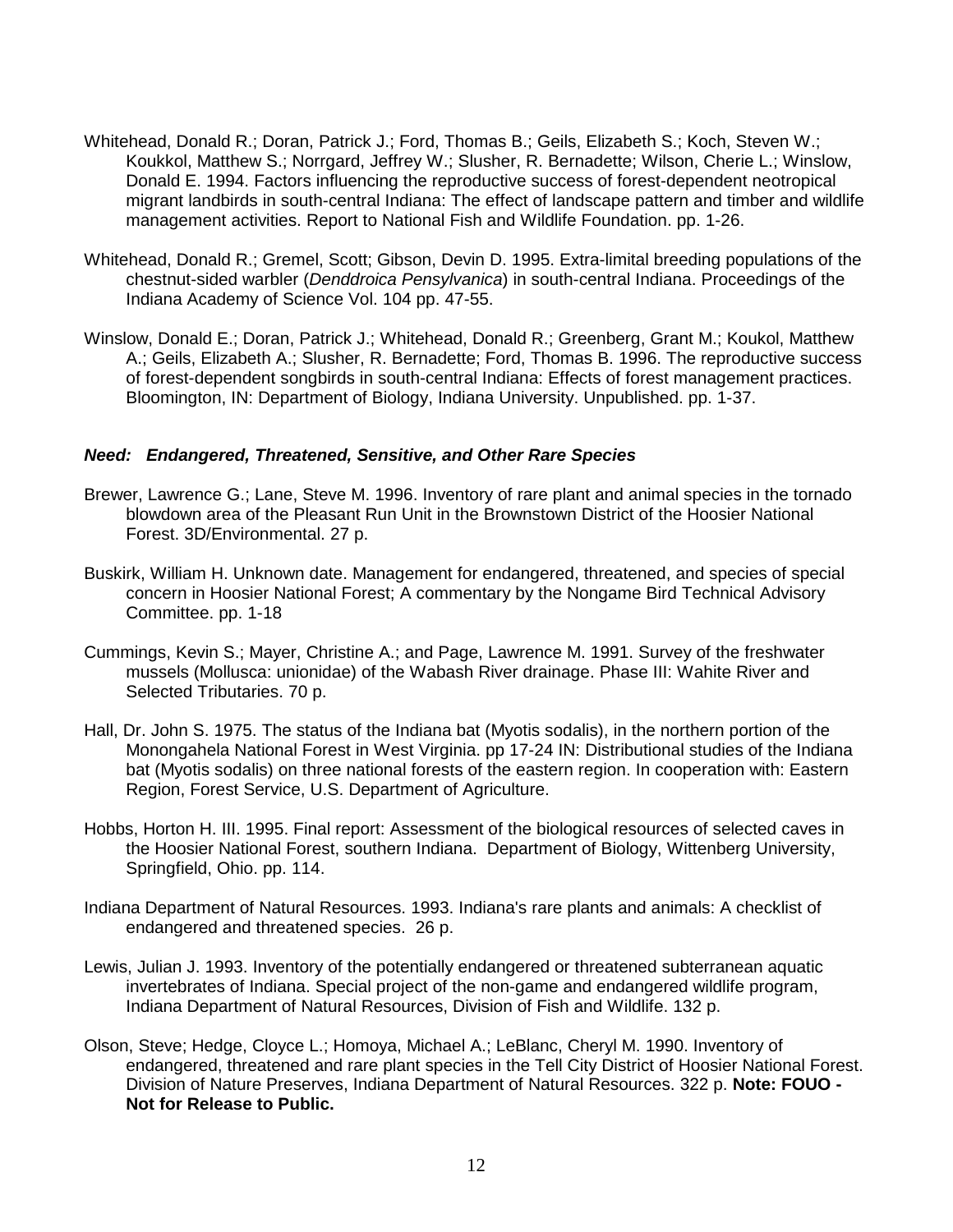Whitehead, Donald R.; Doran, Patrick J.; Ford, Thomas B.; Geils, Elizabeth S.; Koch, Steven W.; Koukkol, Matthew S.; Norrgard, Jeffrey W.; Slusher, R. Bernadette; Wilson, Cherie L.; Winslow, Donald E. 1994. Factors influencing the reproductive success of forest-dependent neotropical migrant landbirds in south-central Indiana: The effect of landscape pattern and timber and wildlife management activities. Report to National Fish and Wildlife Foundation. pp. 1-26.

Whitehead, Donald R.; Gremel, Scott; Gibson, Devin D. 1995. Extra-limital breeding populations of the chestnut-sided warbler (*Denddroica Pensylvanica*) in south-central Indiana. Proceedings of the Indiana Academy of Science Vol. 104 pp. 47-55.

Winslow, Donald E.; Doran, Patrick J.; Whitehead, Donald R.; Greenberg, Grant M.; Koukol, Matthew A.; Geils, Elizabeth A.; Slusher, R. Bernadette; Ford, Thomas B. 1996. The reproductive success of forest-dependent songbirds in south-central Indiana: Effects of forest management practices. Bloomington, IN: Department of Biology, Indiana University. Unpublished. pp. 1-37.

### *Need: Endangered, Threatened, Sensitive, and Other Rare Species*

Brewer, Lawrence G.; Lane, Steve M. 1996. Inventory of rare plant and animal species in the tornado blowdown area of the Pleasant Run Unit in the Brownstown District of the Hoosier National Forest. 3D/Environmental. 27 p.

Buskirk, William H. Unknown date. Management for endangered, threatened, and species of special concern in Hoosier National Forest; A commentary by the Nongame Bird Technical Advisory Committee. pp. 1-18

Cummings, Kevin S.; Mayer, Christine A.; and Page, Lawrence M. 1991. Survey of the freshwater mussels (Mollusca: unionidae) of the Wabash River drainage. Phase III: Wahite River and Selected Tributaries. 70 p.

Hall, Dr. John S. 1975. The status of the Indiana bat (Myotis sodalis), in the northern portion of the Monongahela National Forest in West Virginia. pp 17-24 IN: Distributional studies of the Indiana bat (Myotis sodalis) on three national forests of the eastern region. In cooperation with: Eastern Region, Forest Service, U.S. Department of Agriculture.

Hobbs, Horton H. III. 1995. Final report: Assessment of the biological resources of selected caves in the Hoosier National Forest, southern Indiana. Department of Biology, Wittenberg University, Springfield, Ohio. pp. 114.

Indiana Department of Natural Resources. 1993. Indiana's rare plants and animals: A checklist of endangered and threatened species. 26 p.

Lewis, Julian J. 1993. Inventory of the potentially endangered or threatened subterranean aquatic invertebrates of Indiana. Special project of the non-game and endangered wildlife program, Indiana Department of Natural Resources, Division of Fish and Wildlife. 132 p.

Olson, Steve; Hedge, Cloyce L.; Homoya, Michael A.; LeBlanc, Cheryl M. 1990. Inventory of endangered, threatened and rare plant species in the Tell City District of Hoosier National Forest. Division of Nature Preserves, Indiana Department of Natural Resources. 322 p. **Note: FOUO - Not for Release to Public.**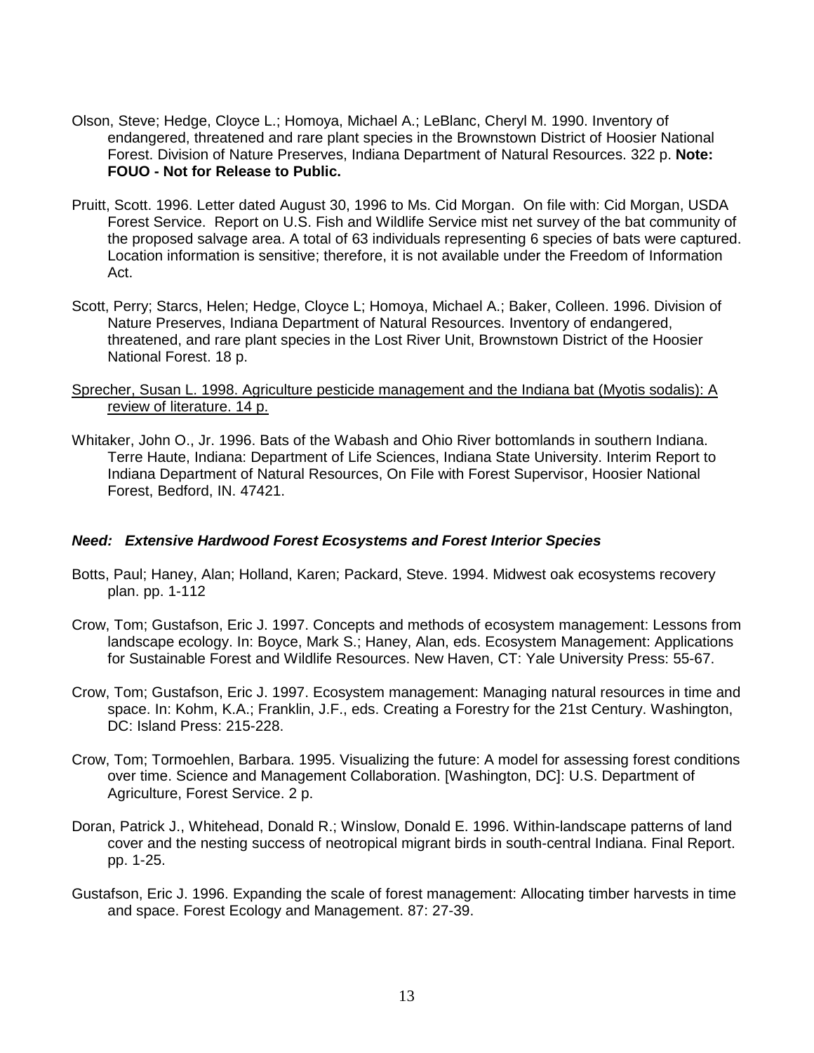Olson, Steve; Hedge, Cloyce L.; Homoya, Michael A.; LeBlanc, Cheryl M. 1990. Inventory of endangered, threatened and rare plant species in the Brownstown District of Hoosier National Forest. Division of Nature Preserves, Indiana Department of Natural Resources. 322 p. **Note: FOUO - Not for Release to Public.**

Pruitt, Scott. 1996. Letter dated August 30, 1996 to Ms. Cid Morgan. On file with: Cid Morgan, USDA Forest Service. Report on U.S. Fish and Wildlife Service mist net survey of the bat community of the proposed salvage area. A total of 63 individuals representing 6 species of bats were captured. Location information is sensitive; therefore, it is not available under the Freedom of Information Act.

Scott, Perry; Starcs, Helen; Hedge, Cloyce L; Homoya, Michael A.; Baker, Colleen. 1996. Division of Nature Preserves, Indiana Department of Natural Resources. Inventory of endangered, threatened, and rare plant species in the Lost River Unit, Brownstown District of the Hoosier National Forest. 18 p.

<u>Sprecher, Susan L. 1998. Agriculture pesticide management and the Indiana bat (Myotis sodalis): A review of literature. 14 p.</u>

Whitaker, John O., Jr. 1996. Bats of the Wabash and Ohio River bottomlands in southern Indiana. Terre Haute, Indiana: Department of Life Sciences, Indiana State University. Interim Report to Indiana Department of Natural Resources, On File with Forest Supervisor, Hoosier National Forest, Bedford, IN. 47421.

### *Need: Extensive Hardwood Forest Ecosystems and Forest Interior Species*

Botts, Paul; Haney, Alan; Holland, Karen; Packard, Steve. 1994. Midwest oak ecosystems recovery plan. pp. 1-112

Crow, Tom; Gustafson, Eric J. 1997. Concepts and methods of ecosystem management: Lessons from landscape ecology. In: Boyce, Mark S.; Haney, Alan, eds. Ecosystem Management: Applications for Sustainable Forest and Wildlife Resources. New Haven, CT: Yale University Press: 55-67.

Crow, Tom; Gustafson, Eric J. 1997. Ecosystem management: Managing natural resources in time and space. In: Kohm, K.A.; Franklin, J.F., eds. Creating a Forestry for the 21st Century. Washington, DC: Island Press: 215-228.

Crow, Tom; Tormoehlen, Barbara. 1995. Visualizing the future: A model for assessing forest conditions over time. Science and Management Collaboration. [Washington, DC]: U.S. Department of Agriculture, Forest Service. 2 p.

Doran, Patrick J., Whitehead, Donald R.; Winslow, Donald E. 1996. Within-landscape patterns of land cover and the nesting success of neotropical migrant birds in south-central Indiana. Final Report. pp. 1-25.

Gustafson, Eric J. 1996. Expanding the scale of forest management: Allocating timber harvests in time and space. Forest Ecology and Management. 87: 27-39.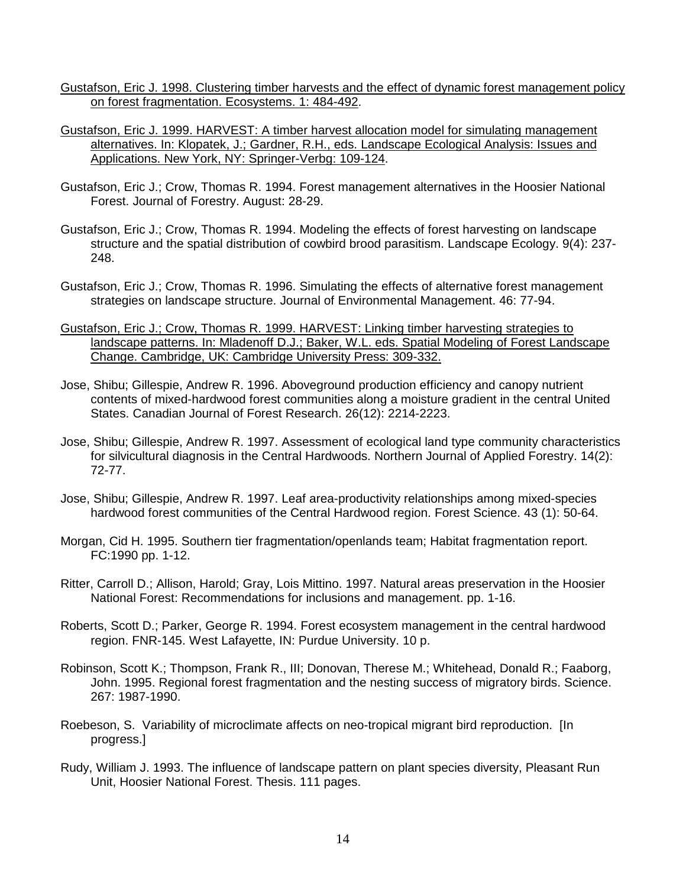<u>Gustafson, Eric J. 1998. Clustering timber harvests and the effect of dynamic forest management policy on forest fragmentation. Ecosystems. 1: 484-492</u>.

<u>Gustafson, Eric J. 1999. HARVEST: A timber harvest allocation model for simulating management alternatives. In: Klopatek, J.; Gardner, R.H., eds. Landscape Ecological Analysis: Issues and Applications. New York, NY: Springer-Verbg: 109-124</u>.

Gustafson, Eric J.; Crow, Thomas R. 1994. Forest management alternatives in the Hoosier National Forest. Journal of Forestry. August: 28-29.

Gustafson, Eric J.; Crow, Thomas R. 1994. Modeling the effects of forest harvesting on landscape structure and the spatial distribution of cowbird brood parasitism. Landscape Ecology. 9(4): 237-248.

Gustafson, Eric J.; Crow, Thomas R. 1996. Simulating the effects of alternative forest management strategies on landscape structure. Journal of Environmental Management. 46: 77-94.

<u>Gustafson, Eric J.; Crow, Thomas R. 1999. HARVEST: Linking timber harvesting strategies to landscape patterns. In: Mladenoff D.J.; Baker, W.L. eds. Spatial Modeling of Forest Landscape Change. Cambridge, UK: Cambridge University Press: 309-332.</u>

Jose, Shibu; Gillespie, Andrew R. 1996. Aboveground production efficiency and canopy nutrient contents of mixed-hardwood forest communities along a moisture gradient in the central United States. Canadian Journal of Forest Research. 26(12): 2214-2223.

Jose, Shibu; Gillespie, Andrew R. 1997. Assessment of ecological land type community characteristics for silvicultural diagnosis in the Central Hardwoods. Northern Journal of Applied Forestry. 14(2): 72-77.

Jose, Shibu; Gillespie, Andrew R. 1997. Leaf area-productivity relationships among mixed-species hardwood forest communities of the Central Hardwood region. Forest Science. 43 (1): 50-64.

Morgan, Cid H. 1995. Southern tier fragmentation/openlands team; Habitat fragmentation report. FC:1990 pp. 1-12.

Ritter, Carroll D.; Allison, Harold; Gray, Lois Mittino. 1997. Natural areas preservation in the Hoosier National Forest: Recommendations for inclusions and management. pp. 1-16.

Roberts, Scott D.; Parker, George R. 1994. Forest ecosystem management in the central hardwood region. FNR-145. West Lafayette, IN: Purdue University. 10 p.

Robinson, Scott K.; Thompson, Frank R., III; Donovan, Therese M.; Whitehead, Donald R.; Faaborg, John. 1995. Regional forest fragmentation and the nesting success of migratory birds. Science. 267: 1987-1990.

Roebeson, S. Variability of microclimate affects on neo-tropical migrant bird reproduction. [In progress.]

Rudy, William J. 1993. The influence of landscape pattern on plant species diversity, Pleasant Run Unit, Hoosier National Forest. Thesis. 111 pages.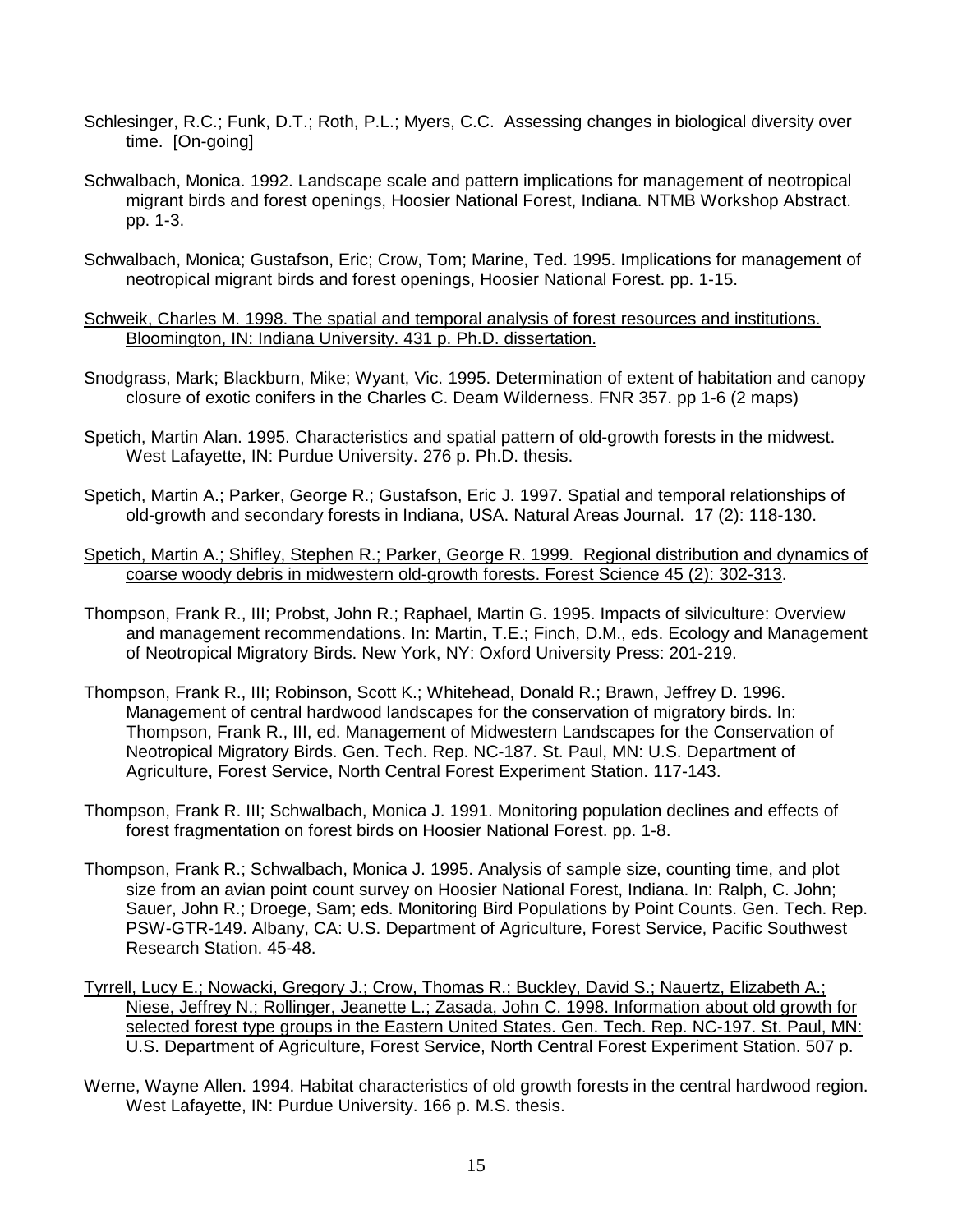Schlesinger, R.C.; Funk, D.T.; Roth, P.L.; Myers, C.C. Assessing changes in biological diversity over time. [On-going]

Schwalbach, Monica. 1992. Landscape scale and pattern implications for management of neotropical migrant birds and forest openings, Hoosier National Forest, Indiana. NTMB Workshop Abstract. pp. 1-3.

Schwalbach, Monica; Gustafson, Eric; Crow, Tom; Marine, Ted. 1995. Implications for management of neotropical migrant birds and forest openings, Hoosier National Forest. pp. 1-15.

<u>Schweik, Charles M. 1998. The spatial and temporal analysis of forest resources and institutions. Bloomington, IN: Indiana University. 431 p. Ph.D. dissertation.</u>

Snodgrass, Mark; Blackburn, Mike; Wyant, Vic. 1995. Determination of extent of habitation and canopy closure of exotic conifers in the Charles C. Deam Wilderness. FNR 357. pp 1-6 (2 maps)

Spetich, Martin Alan. 1995. Characteristics and spatial pattern of old-growth forests in the midwest. West Lafayette, IN: Purdue University. 276 p. Ph.D. thesis.

Spetich, Martin A.; Parker, George R.; Gustafson, Eric J. 1997. Spatial and temporal relationships of old-growth and secondary forests in Indiana, USA. Natural Areas Journal. 17 (2): 118-130.

<u>Spetich, Martin A.; Shifley, Stephen R.; Parker, George R. 1999. Regional distribution and dynamics of coarse woody debris in midwestern old-growth forests. Forest Science 45 (2): 302-313</u>.

Thompson, Frank R., III; Probst, John R.; Raphael, Martin G. 1995. Impacts of silviculture: Overview and management recommendations. In: Martin, T.E.; Finch, D.M., eds. Ecology and Management of Neotropical Migratory Birds. New York, NY: Oxford University Press: 201-219.

Thompson, Frank R., III; Robinson, Scott K.; Whitehead, Donald R.; Brawn, Jeffrey D. 1996. Management of central hardwood landscapes for the conservation of migratory birds. In: Thompson, Frank R., III, ed. Management of Midwestern Landscapes for the Conservation of Neotropical Migratory Birds. Gen. Tech. Rep. NC-187. St. Paul, MN: U.S. Department of Agriculture, Forest Service, North Central Forest Experiment Station. 117-143.

Thompson, Frank R. III; Schwalbach, Monica J. 1991. Monitoring population declines and effects of forest fragmentation on forest birds on Hoosier National Forest. pp. 1-8.

Thompson, Frank R.; Schwalbach, Monica J. 1995. Analysis of sample size, counting time, and plot size from an avian point count survey on Hoosier National Forest, Indiana. In: Ralph, C. John; Sauer, John R.; Droege, Sam; eds. Monitoring Bird Populations by Point Counts. Gen. Tech. Rep. PSW-GTR-149. Albany, CA: U.S. Department of Agriculture, Forest Service, Pacific Southwest Research Station. 45-48.

<u>Tyrrell, Lucy E.; Nowacki, Gregory J.; Crow, Thomas R.; Buckley, David S.; Nauertz, Elizabeth A.; Niese, Jeffrey N.; Rollinger, Jeanette L.; Zasada, John C. 1998. Information about old growth for selected forest type groups in the Eastern United States. Gen. Tech. Rep. NC-197. St. Paul, MN: U.S. Department of Agriculture, Forest Service, North Central Forest Experiment Station. 507 p.</u>

Werne, Wayne Allen. 1994. Habitat characteristics of old growth forests in the central hardwood region. West Lafayette, IN: Purdue University. 166 p. M.S. thesis.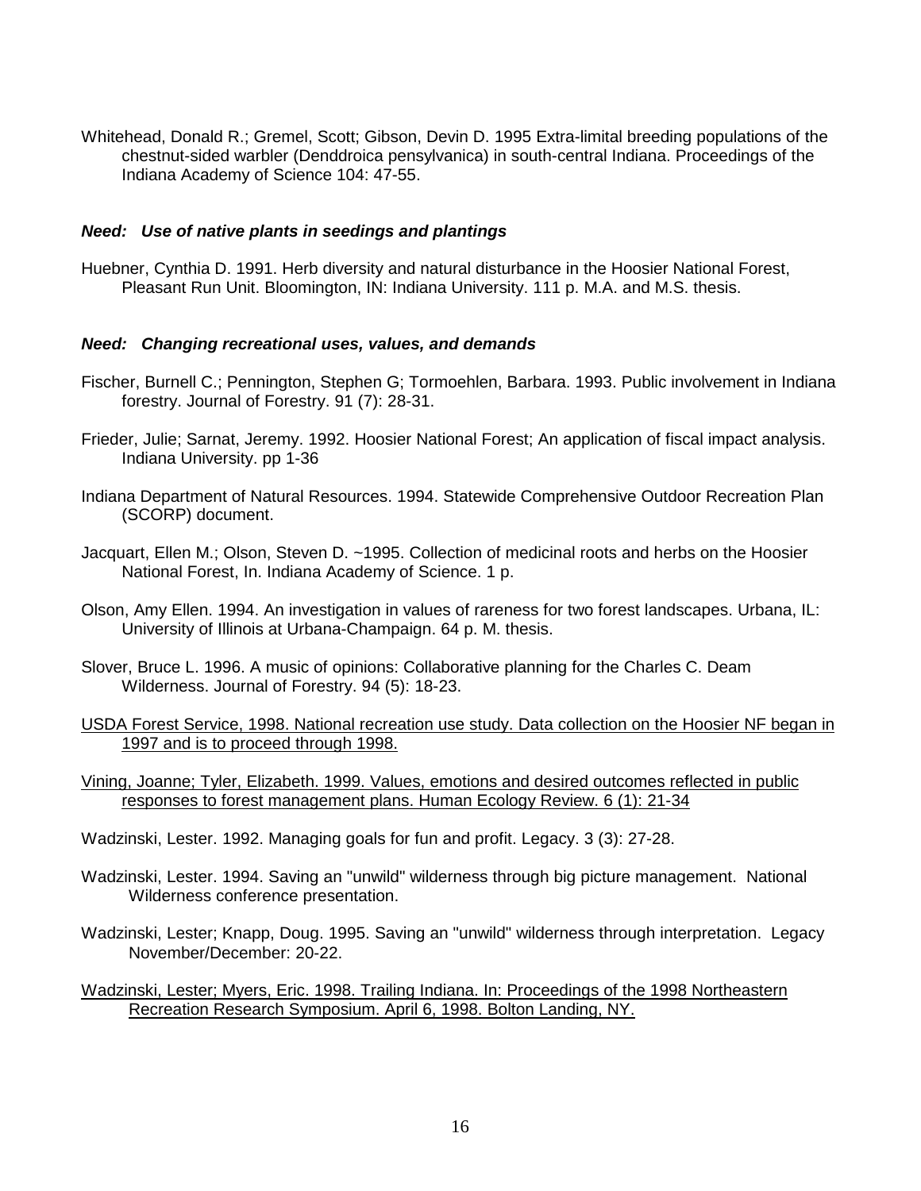Whitehead, Donald R.; Gremel, Scott; Gibson, Devin D. 1995 Extra-limital breeding populations of the chestnut-sided warbler (Denddroica pensylvanica) in south-central Indiana. Proceedings of the Indiana Academy of Science 104: 47-55.

***Need: Use of native plants in seedings and plantings***

Huebner, Cynthia D. 1991. Herb diversity and natural disturbance in the Hoosier National Forest, Pleasant Run Unit. Bloomington, IN: Indiana University. 111 p. M.A. and M.S. thesis.

***Need: Changing recreational uses, values, and demands***

Fischer, Burnell C.; Pennington, Stephen G; Tormoehlen, Barbara. 1993. Public involvement in Indiana forestry. Journal of Forestry. 91 (7): 28-31.

Frieder, Julie; Sarnat, Jeremy. 1992. Hoosier National Forest; An application of fiscal impact analysis. Indiana University. pp 1-36

Indiana Department of Natural Resources. 1994. Statewide Comprehensive Outdoor Recreation Plan (SCORP) document.

Jacquart, Ellen M.; Olson, Steven D. ~1995. Collection of medicinal roots and herbs on the Hoosier National Forest, In. Indiana Academy of Science. 1 p.

Olson, Amy Ellen. 1994. An investigation in values of rareness for two forest landscapes. Urbana, IL: University of Illinois at Urbana-Champaign. 64 p. M. thesis.

Slover, Bruce L. 1996. A music of opinions: Collaborative planning for the Charles C. Deam Wilderness. Journal of Forestry. 94 (5): 18-23.

<u>USDA Forest Service, 1998. National recreation use study. Data collection on the Hoosier NF began in 1997 and is to proceed through 1998.</u>

<u>Vining, Joanne; Tyler, Elizabeth. 1999. Values, emotions and desired outcomes reflected in public responses to forest management plans. Human Ecology Review. 6 (1): 21-34</u>

Wadzinski, Lester. 1992. Managing goals for fun and profit. Legacy. 3 (3): 27-28.

Wadzinski, Lester. 1994. Saving an "unwild" wilderness through big picture management. National Wilderness conference presentation.

Wadzinski, Lester; Knapp, Doug. 1995. Saving an "unwild" wilderness through interpretation. Legacy November/December: 20-22.

<u>Wadzinski, Lester; Myers, Eric. 1998. Trailing Indiana. In: Proceedings of the 1998 Northeastern Recreation Research Symposium. April 6, 1998. Bolton Landing, NY.</u>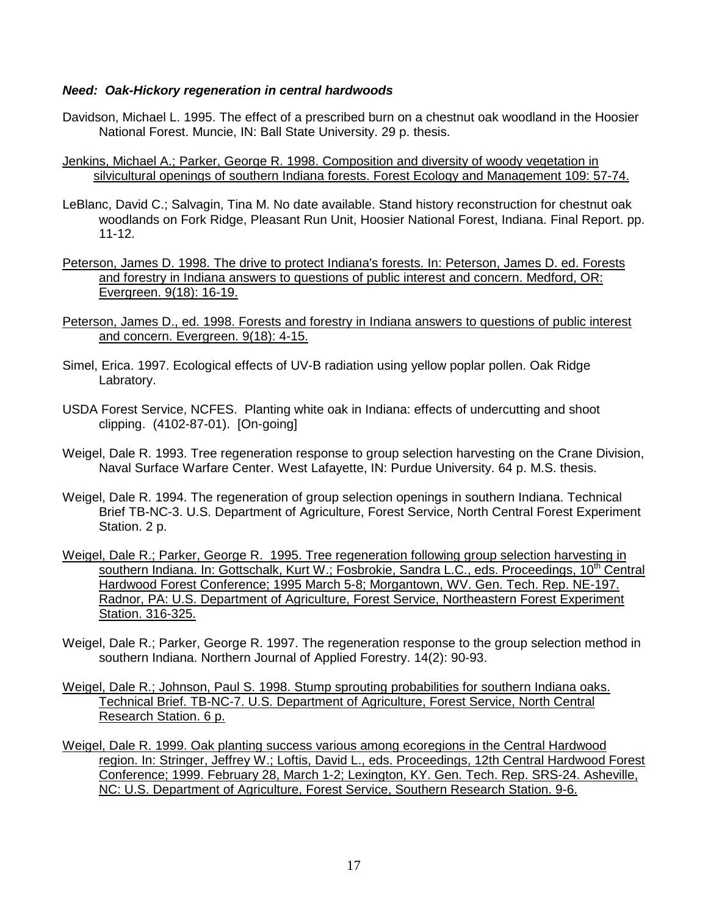***Need: Oak-Hickory regeneration in central hardwoods***

Davidson, Michael L. 1995. The effect of a prescribed burn on a chestnut oak woodland in the Hoosier National Forest. Muncie, IN: Ball State University. 29 p. thesis.

Jenkins, Michael A.; Parker, George R. 1998. Composition and diversity of woody vegetation in silvicultural openings of southern Indiana forests. Forest Ecology and Management 109: 57-74.

LeBlanc, David C.; Salvagin, Tina M. No date available. Stand history reconstruction for chestnut oak woodlands on Fork Ridge, Pleasant Run Unit, Hoosier National Forest, Indiana. Final Report. pp. 11-12.

Peterson, James D. 1998. The drive to protect Indiana's forests. In: Peterson, James D. ed. Forests and forestry in Indiana answers to questions of public interest and concern. Medford, OR: Evergreen. 9(18): 16-19.

Peterson, James D., ed. 1998. Forests and forestry in Indiana answers to questions of public interest and concern. Evergreen. 9(18): 4-15.

Simel, Erica. 1997. Ecological effects of UV-B radiation using yellow poplar pollen. Oak Ridge Labratory.

USDA Forest Service, NCFES. Planting white oak in Indiana: effects of undercutting and shoot clipping. (4102-87-01). [On-going]

Weigel, Dale R. 1993. Tree regeneration response to group selection harvesting on the Crane Division, Naval Surface Warfare Center. West Lafayette, IN: Purdue University. 64 p. M.S. thesis.

Weigel, Dale R. 1994. The regeneration of group selection openings in southern Indiana. Technical Brief TB-NC-3. U.S. Department of Agriculture, Forest Service, North Central Forest Experiment Station. 2 p.

Weigel, Dale R.; Parker, George R. 1995. Tree regeneration following group selection harvesting in southern Indiana. In: Gottschalk, Kurt W.; Fosbrokie, Sandra L.C., eds. Proceedings, 10th Central Hardwood Forest Conference; 1995 March 5-8; Morgantown, WV. Gen. Tech. Rep. NE-197. Radnor, PA: U.S. Department of Agriculture, Forest Service, Northeastern Forest Experiment Station. 316-325.

Weigel, Dale R.; Parker, George R. 1997. The regeneration response to the group selection method in southern Indiana. Northern Journal of Applied Forestry. 14(2): 90-93.

Weigel, Dale R.; Johnson, Paul S. 1998. Stump sprouting probabilities for southern Indiana oaks. Technical Brief. TB-NC-7. U.S. Department of Agriculture, Forest Service, North Central Research Station. 6 p.

Weigel, Dale R. 1999. Oak planting success various among ecoregions in the Central Hardwood region. In: Stringer, Jeffrey W.; Loftis, David L., eds. Proceedings, 12th Central Hardwood Forest Conference; 1999. February 28, March 1-2; Lexington, KY. Gen. Tech. Rep. SRS-24. Asheville, NC: U.S. Department of Agriculture, Forest Service, Southern Research Station. 9-6.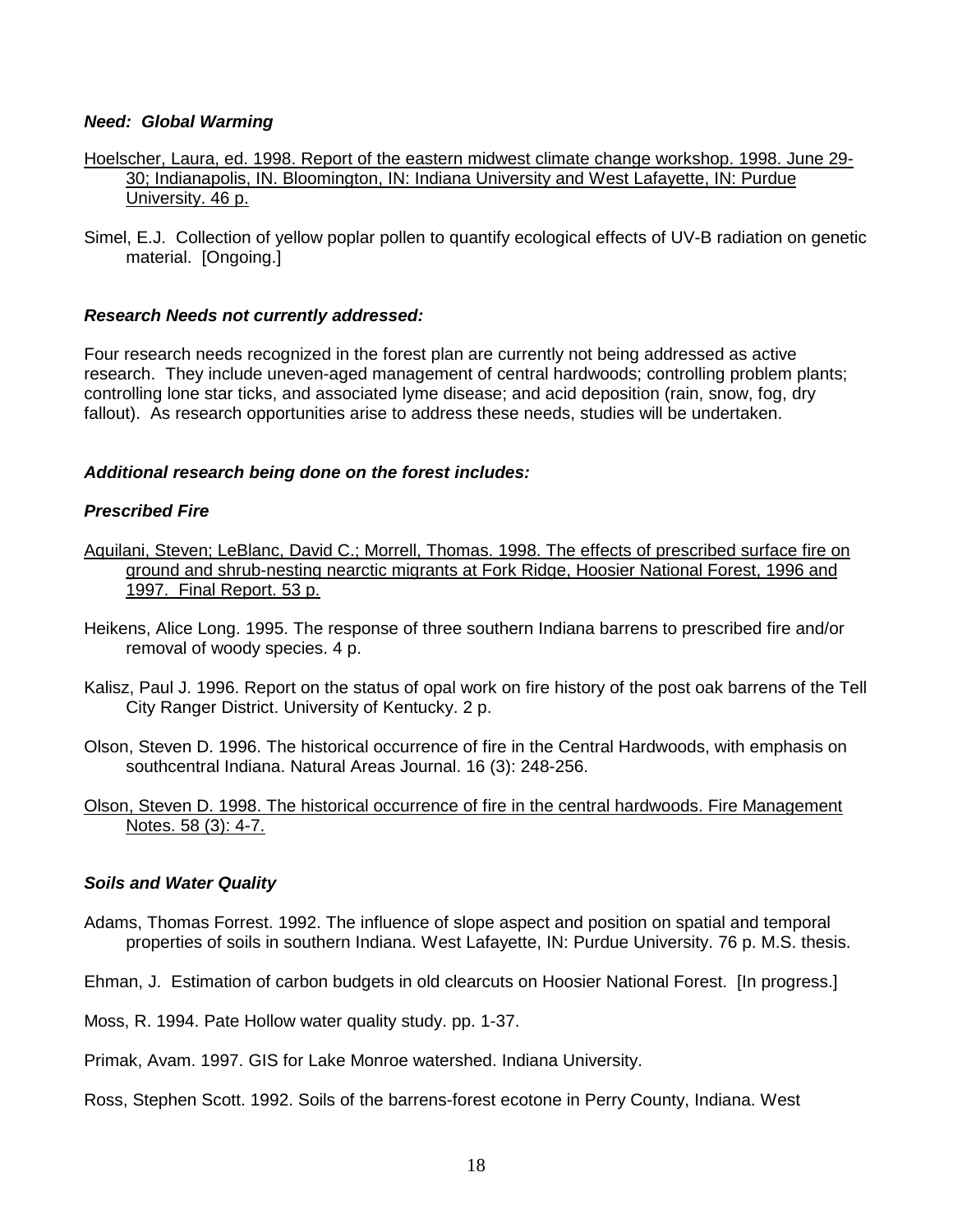***Need: Global Warming***

<u>Hoelscher, Laura, ed. 1998. Report of the eastern midwest climate change workshop. 1998. June 29-30; Indianapolis, IN. Bloomington, IN: Indiana University and West Lafayette, IN: Purdue University. 46 p.</u>

Simel, E.J. Collection of yellow poplar pollen to quantify ecological effects of UV-B radiation on genetic material. [Ongoing.]

***Research Needs not currently addressed:***

Four research needs recognized in the forest plan are currently not being addressed as active research. They include uneven-aged management of central hardwoods; controlling problem plants; controlling lone star ticks, and associated lyme disease; and acid deposition (rain, snow, fog, dry fallout). As research opportunities arise to address these needs, studies will be undertaken.

***Additional research being done on the forest includes:***

***Prescribed Fire***

<u>Aquilani, Steven; LeBlanc, David C.; Morrell, Thomas. 1998. The effects of prescribed surface fire on ground and shrub-nesting nearctic migrants at Fork Ridge, Hoosier National Forest, 1996 and 1997. Final Report. 53 p.</u>

Heikens, Alice Long. 1995. The response of three southern Indiana barrens to prescribed fire and/or removal of woody species. 4 p.

Kalisz, Paul J. 1996. Report on the status of opal work on fire history of the post oak barrens of the Tell City Ranger District. University of Kentucky. 2 p.

Olson, Steven D. 1996. The historical occurrence of fire in the Central Hardwoods, with emphasis on southcentral Indiana. Natural Areas Journal. 16 (3): 248-256.

<u>Olson, Steven D. 1998. The historical occurrence of fire in the central hardwoods. Fire Management Notes. 58 (3): 4-7.</u>

***Soils and Water Quality***

Adams, Thomas Forrest. 1992. The influence of slope aspect and position on spatial and temporal properties of soils in southern Indiana. West Lafayette, IN: Purdue University. 76 p. M.S. thesis.

Ehman, J. Estimation of carbon budgets in old clearcuts on Hoosier National Forest. [In progress.]

Moss, R. 1994. Pate Hollow water quality study. pp. 1-37.

Primak, Avam. 1997. GIS for Lake Monroe watershed. Indiana University.

Ross, Stephen Scott. 1992. Soils of the barrens-forest ecotone in Perry County, Indiana. West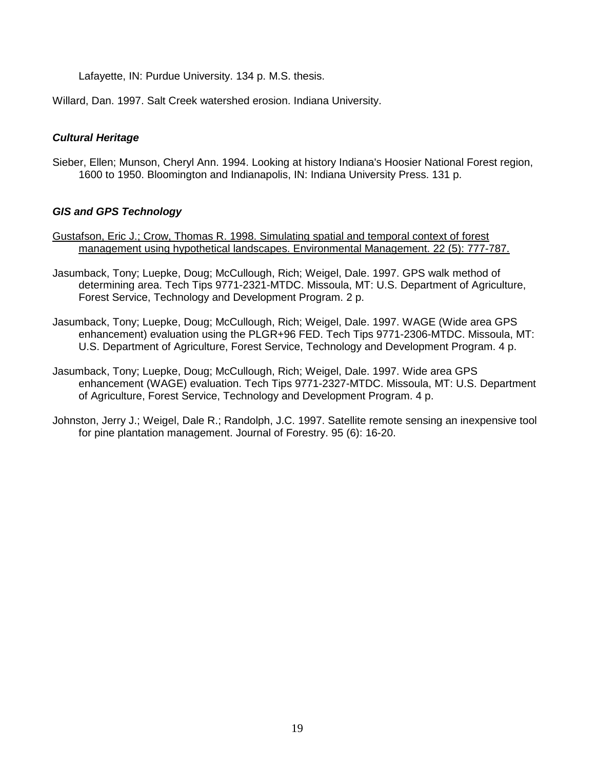Lafayette, IN: Purdue University. 134 p. M.S. thesis.

Willard, Dan. 1997. Salt Creek watershed erosion. Indiana University.

### *Cultural Heritage*

Sieber, Ellen; Munson, Cheryl Ann. 1994. Looking at history Indiana's Hoosier National Forest region, 1600 to 1950. Bloomington and Indianapolis, IN: Indiana University Press. 131 p.

### *GIS and GPS Technology*

Gustafson, Eric J.; Crow, Thomas R. 1998. Simulating spatial and temporal context of forest management using hypothetical landscapes. Environmental Management. 22 (5): 777-787.

Jasumback, Tony; Luepke, Doug; McCullough, Rich; Weigel, Dale. 1997. GPS walk method of determining area. Tech Tips 9771-2321-MTDC. Missoula, MT: U.S. Department of Agriculture, Forest Service, Technology and Development Program. 2 p.

Jasumback, Tony; Luepke, Doug; McCullough, Rich; Weigel, Dale. 1997. WAGE (Wide area GPS enhancement) evaluation using the PLGR+96 FED. Tech Tips 9771-2306-MTDC. Missoula, MT: U.S. Department of Agriculture, Forest Service, Technology and Development Program. 4 p.

Jasumback, Tony; Luepke, Doug; McCullough, Rich; Weigel, Dale. 1997. Wide area GPS enhancement (WAGE) evaluation. Tech Tips 9771-2327-MTDC. Missoula, MT: U.S. Department of Agriculture, Forest Service, Technology and Development Program. 4 p.

Johnston, Jerry J.; Weigel, Dale R.; Randolph, J.C. 1997. Satellite remote sensing an inexpensive tool for pine plantation management. Journal of Forestry. 95 (6): 16-20.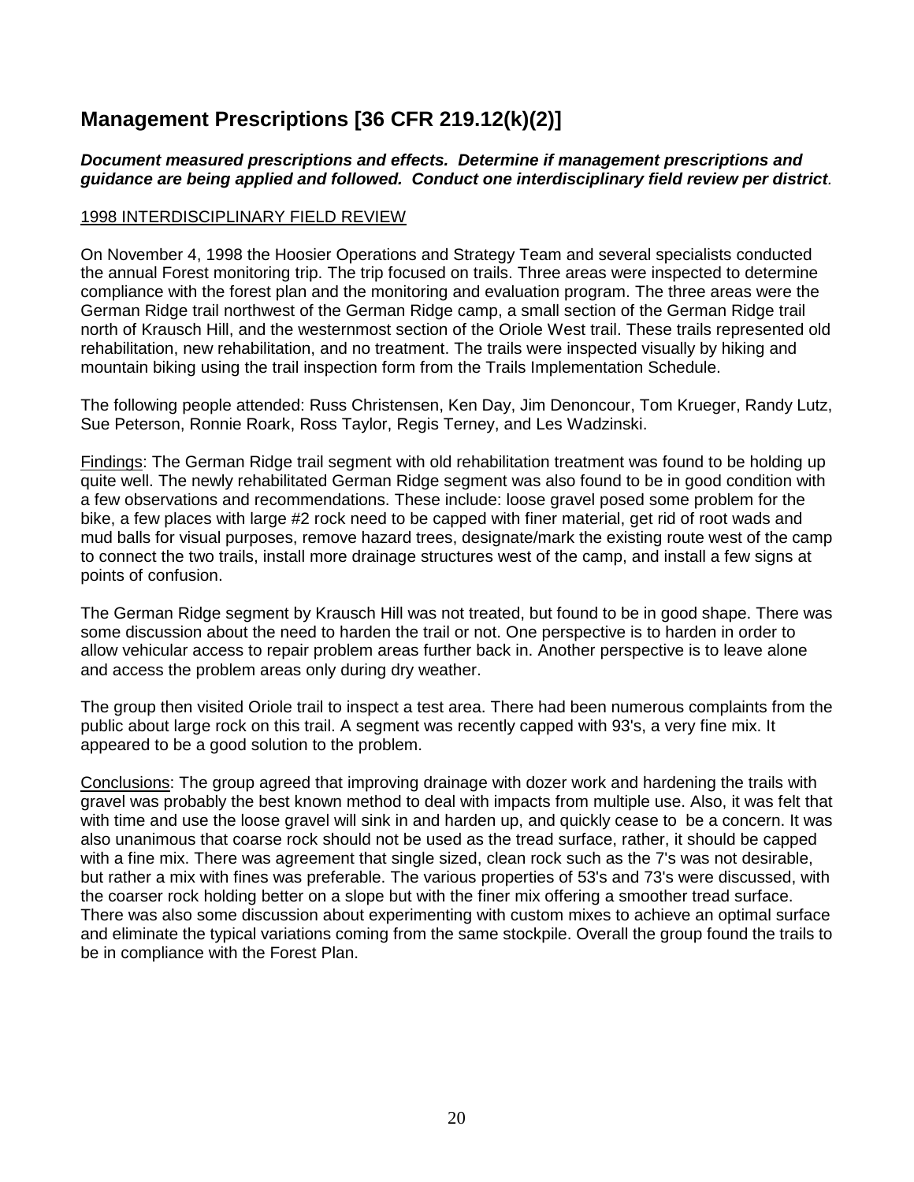## Management Prescriptions [36 CFR 219.12(k)(2)]

***Document measured prescriptions and effects. Determine if management prescriptions and guidance are being applied and followed. Conduct one interdisciplinary field review per district.***

<u>1998 INTERDISCIPLINARY FIELD REVIEW</u>

On November 4, 1998 the Hoosier Operations and Strategy Team and several specialists conducted the annual Forest monitoring trip. The trip focused on trails. Three areas were inspected to determine compliance with the forest plan and the monitoring and evaluation program. The three areas were the German Ridge trail northwest of the German Ridge camp, a small section of the German Ridge trail north of Krausch Hill, and the westernmost section of the Oriole West trail. These trails represented old rehabilitation, new rehabilitation, and no treatment. The trails were inspected visually by hiking and mountain biking using the trail inspection form from the Trails Implementation Schedule.

The following people attended: Russ Christensen, Ken Day, Jim Denoncour, Tom Krueger, Randy Lutz, Sue Peterson, Ronnie Roark, Ross Taylor, Regis Terney, and Les Wadzinski.

<u>Findings</u>: The German Ridge trail segment with old rehabilitation treatment was found to be holding up quite well. The newly rehabilitated German Ridge segment was also found to be in good condition with a few observations and recommendations. These include: loose gravel posed some problem for the bike, a few places with large #2 rock need to be capped with finer material, get rid of root wads and mud balls for visual purposes, remove hazard trees, designate/mark the existing route west of the camp to connect the two trails, install more drainage structures west of the camp, and install a few signs at points of confusion.

The German Ridge segment by Krausch Hill was not treated, but found to be in good shape. There was some discussion about the need to harden the trail or not. One perspective is to harden in order to allow vehicular access to repair problem areas further back in. Another perspective is to leave alone and access the problem areas only during dry weather.

The group then visited Oriole trail to inspect a test area. There had been numerous complaints from the public about large rock on this trail. A segment was recently capped with 93's, a very fine mix. It appeared to be a good solution to the problem.

<u>Conclusions</u>: The group agreed that improving drainage with dozer work and hardening the trails with gravel was probably the best known method to deal with impacts from multiple use. Also, it was felt that with time and use the loose gravel will sink in and harden up, and quickly cease to be a concern. It was also unanimous that coarse rock should not be used as the tread surface, rather, it should be capped with a fine mix. There was agreement that single sized, clean rock such as the 7's was not desirable, but rather a mix with fines was preferable. The various properties of 53's and 73's were discussed, with the coarser rock holding better on a slope but with the finer mix offering a smoother tread surface. There was also some discussion about experimenting with custom mixes to achieve an optimal surface and eliminate the typical variations coming from the same stockpile. Overall the group found the trails to be in compliance with the Forest Plan.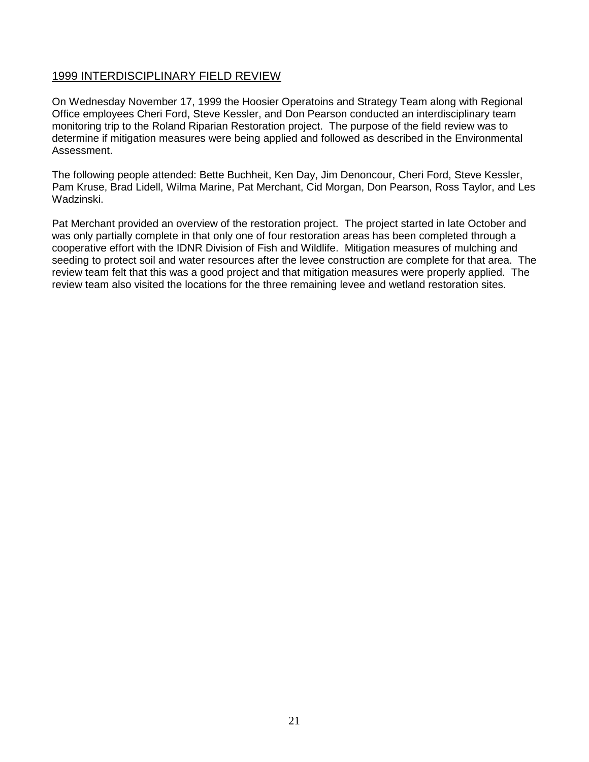## 1999 INTERDISCIPLINARY FIELD REVIEW

On Wednesday November 17, 1999 the Hoosier Operatoins and Strategy Team along with Regional Office employees Cheri Ford, Steve Kessler, and Don Pearson conducted an interdisciplinary team monitoring trip to the Roland Riparian Restoration project. The purpose of the field review was to determine if mitigation measures were being applied and followed as described in the Environmental Assessment.

The following people attended: Bette Buchheit, Ken Day, Jim Denoncour, Cheri Ford, Steve Kessler, Pam Kruse, Brad Lidell, Wilma Marine, Pat Merchant, Cid Morgan, Don Pearson, Ross Taylor, and Les Wadzinski.

Pat Merchant provided an overview of the restoration project. The project started in late October and was only partially complete in that only one of four restoration areas has been completed through a cooperative effort with the IDNR Division of Fish and Wildlife. Mitigation measures of mulching and seeding to protect soil and water resources after the levee construction are complete for that area. The review team felt that this was a good project and that mitigation measures were properly applied. The review team also visited the locations for the three remaining levee and wetland restoration sites.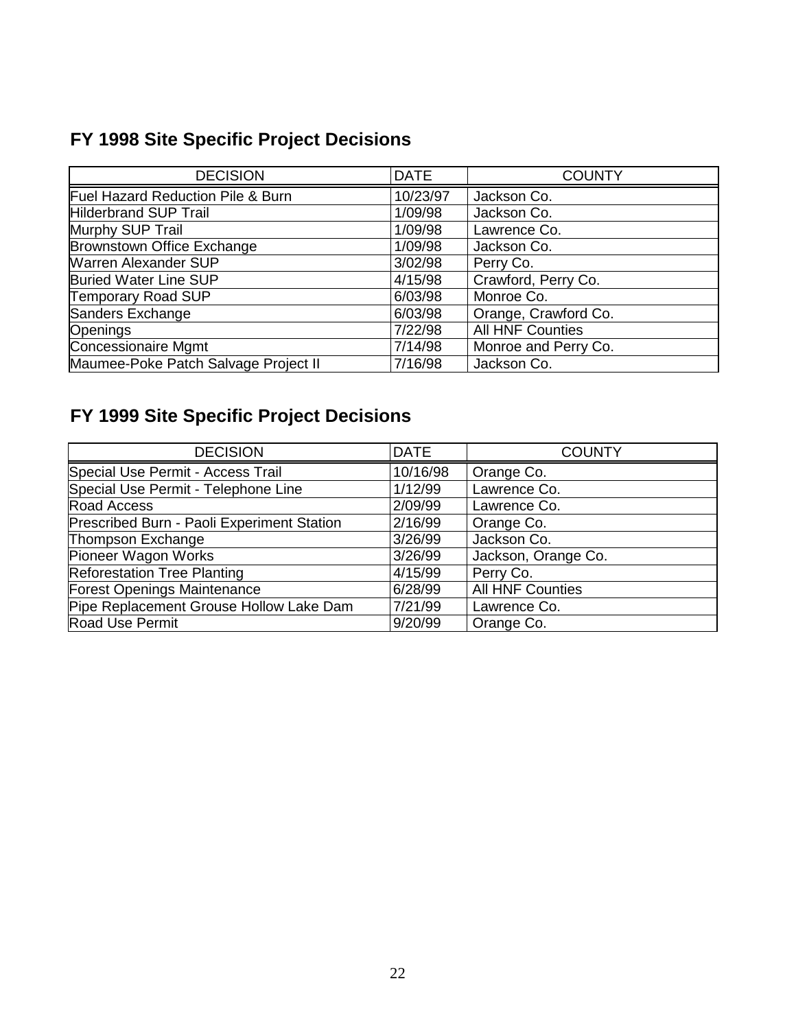## FY 1998 Site Specific Project Decisions

| DECISION | DATE | COUNTY |
|---|---|---|
| Fuel Hazard Reduction Pile & Burn | 10/23/97 | Jackson Co. |
| Hilderbrand SUP Trail | 1/09/98 | Jackson Co. |
| Murphy SUP Trail | 1/09/98 | Lawrence Co. |
| Brownstown Office Exchange | 1/09/98 | Jackson Co. |
| Warren Alexander SUP | 3/02/98 | Perry Co. |
| Buried Water Line SUP | 4/15/98 | Crawford, Perry Co. |
| Temporary Road SUP | 6/03/98 | Monroe Co. |
| Sanders Exchange | 6/03/98 | Orange, Crawford Co. |
| Openings | 7/22/98 | All HNF Counties |
| Concessionaire Mgmt | 7/14/98 | Monroe and Perry Co. |
| Maumee-Poke Patch Salvage Project II | 7/16/98 | Jackson Co. |

## FY 1999 Site Specific Project Decisions

| DECISION | DATE | COUNTY |
|---|---|---|
| Special Use Permit - Access Trail | 10/16/98 | Orange Co. |
| Special Use Permit - Telephone Line | 1/12/99 | Lawrence Co. |
| Road Access | 2/09/99 | Lawrence Co. |
| Prescribed Burn - Paoli Experiment Station | 2/16/99 | Orange Co. |
| Thompson Exchange | 3/26/99 | Jackson Co. |
| Pioneer Wagon Works | 3/26/99 | Jackson, Orange Co. |
| Reforestation Tree Planting | 4/15/99 | Perry Co. |
| Forest Openings Maintenance | 6/28/99 | All HNF Counties |
| Pipe Replacement Grouse Hollow Lake Dam | 7/21/99 | Lawrence Co. |
| Road Use Permit | 9/20/99 | Orange Co. |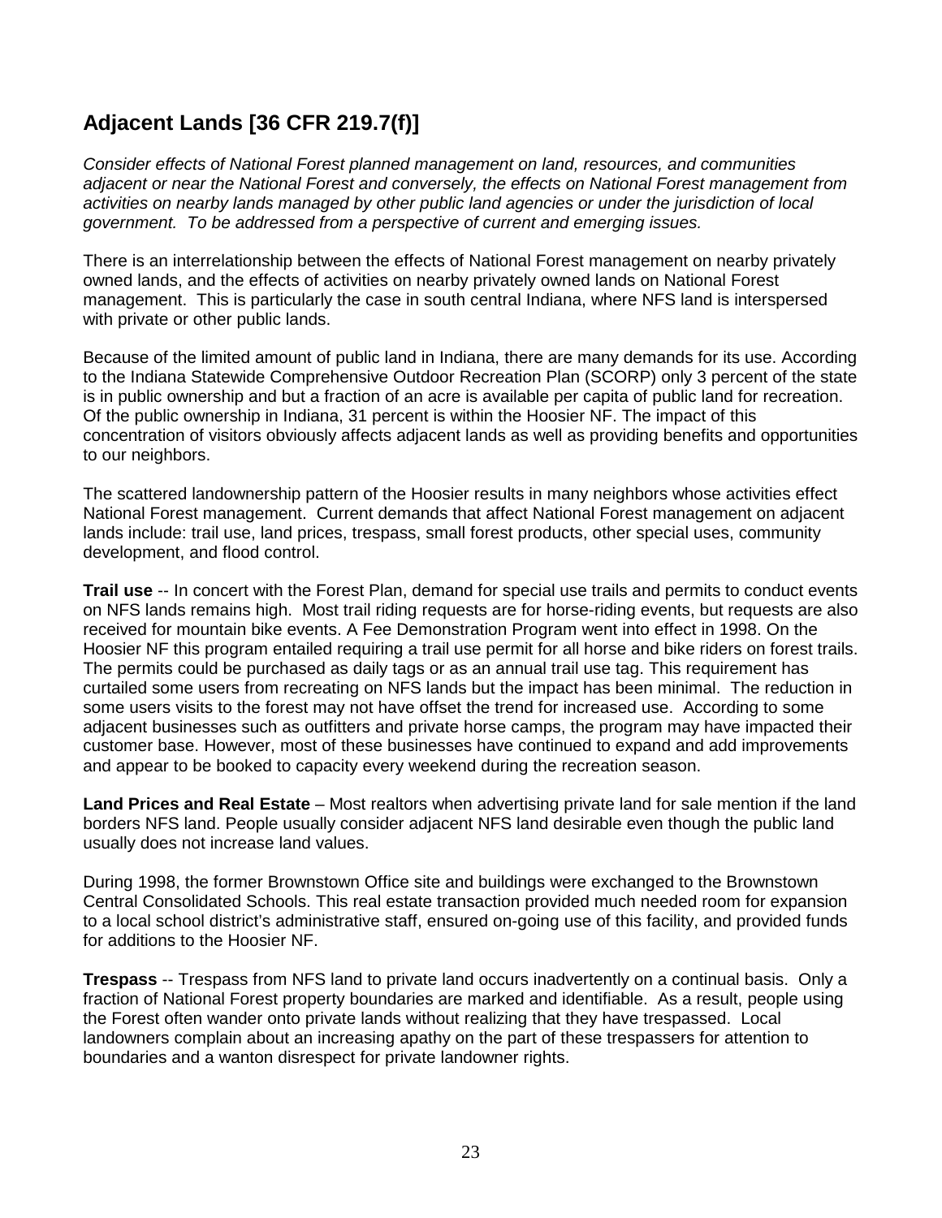## Adjacent Lands [36 CFR 219.7(f)]

*Consider effects of National Forest planned management on land, resources, and communities adjacent or near the National Forest and conversely, the effects on National Forest management from activities on nearby lands managed by other public land agencies or under the jurisdiction of local government. To be addressed from a perspective of current and emerging issues.*

There is an interrelationship between the effects of National Forest management on nearby privately owned lands, and the effects of activities on nearby privately owned lands on National Forest management. This is particularly the case in south central Indiana, where NFS land is interspersed with private or other public lands.

Because of the limited amount of public land in Indiana, there are many demands for its use. According to the Indiana Statewide Comprehensive Outdoor Recreation Plan (SCORP) only 3 percent of the state is in public ownership and but a fraction of an acre is available per capita of public land for recreation. Of the public ownership in Indiana, 31 percent is within the Hoosier NF. The impact of this concentration of visitors obviously affects adjacent lands as well as providing benefits and opportunities to our neighbors.

The scattered landownership pattern of the Hoosier results in many neighbors whose activities effect National Forest management. Current demands that affect National Forest management on adjacent lands include: trail use, land prices, trespass, small forest products, other special uses, community development, and flood control.

**Trail use** -- In concert with the Forest Plan, demand for special use trails and permits to conduct events on NFS lands remains high. Most trail riding requests are for horse-riding events, but requests are also received for mountain bike events. A Fee Demonstration Program went into effect in 1998. On the Hoosier NF this program entailed requiring a trail use permit for all horse and bike riders on forest trails. The permits could be purchased as daily tags or as an annual trail use tag. This requirement has curtailed some users from recreating on NFS lands but the impact has been minimal. The reduction in some users visits to the forest may not have offset the trend for increased use. According to some adjacent businesses such as outfitters and private horse camps, the program may have impacted their customer base. However, most of these businesses have continued to expand and add improvements and appear to be booked to capacity every weekend during the recreation season.

**Land Prices and Real Estate** – Most realtors when advertising private land for sale mention if the land borders NFS land. People usually consider adjacent NFS land desirable even though the public land usually does not increase land values.

During 1998, the former Brownstown Office site and buildings were exchanged to the Brownstown Central Consolidated Schools. This real estate transaction provided much needed room for expansion to a local school district's administrative staff, ensured on-going use of this facility, and provided funds for additions to the Hoosier NF.

**Trespass** -- Trespass from NFS land to private land occurs inadvertently on a continual basis. Only a fraction of National Forest property boundaries are marked and identifiable. As a result, people using the Forest often wander onto private lands without realizing that they have trespassed. Local landowners complain about an increasing apathy on the part of these trespassers for attention to boundaries and a wanton disrespect for private landowner rights.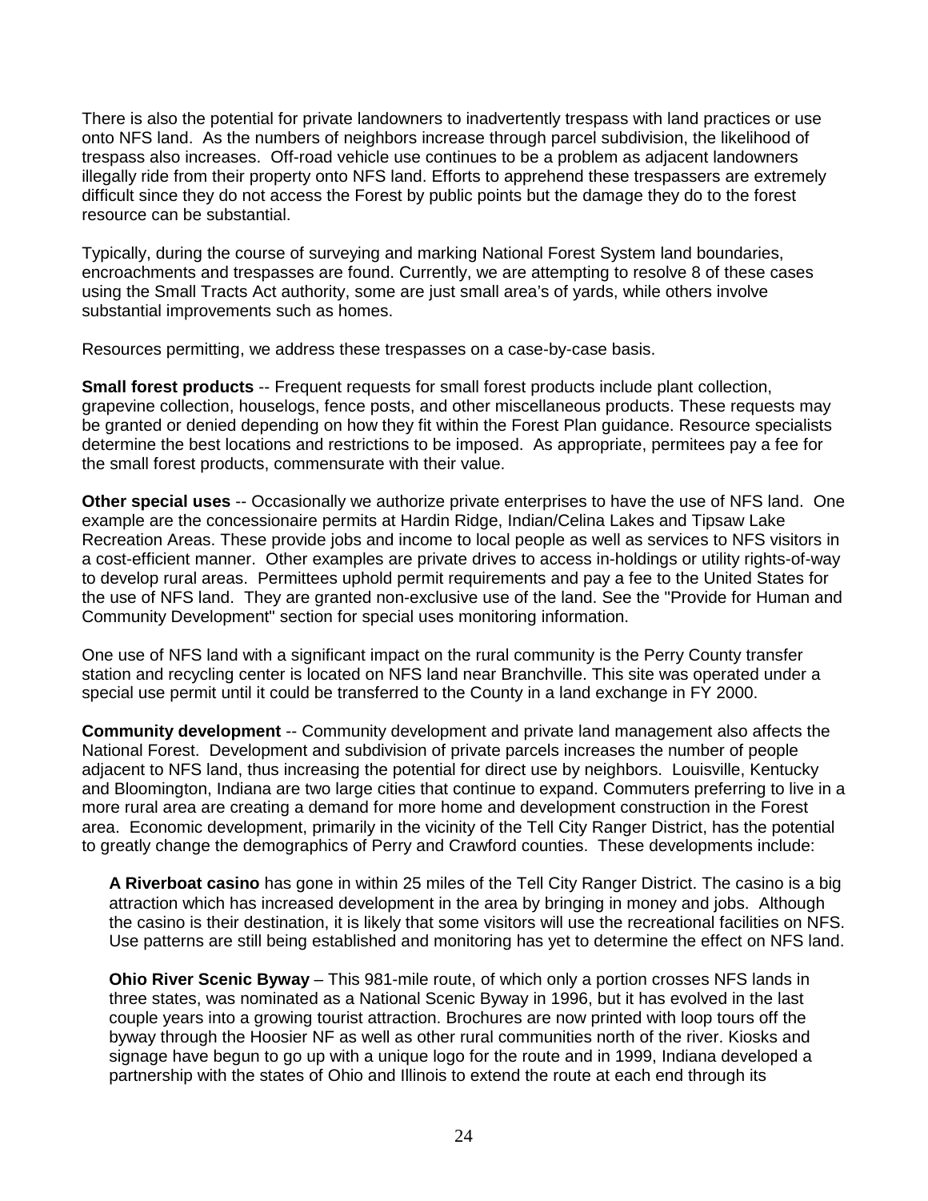There is also the potential for private landowners to inadvertently trespass with land practices or use onto NFS land. As the numbers of neighbors increase through parcel subdivision, the likelihood of trespass also increases. Off-road vehicle use continues to be a problem as adjacent landowners illegally ride from their property onto NFS land. Efforts to apprehend these trespassers are extremely difficult since they do not access the Forest by public points but the damage they do to the forest resource can be substantial.

Typically, during the course of surveying and marking National Forest System land boundaries, encroachments and trespasses are found. Currently, we are attempting to resolve 8 of these cases using the Small Tracts Act authority, some are just small area's of yards, while others involve substantial improvements such as homes.

Resources permitting, we address these trespasses on a case-by-case basis.

**Small forest products** -- Frequent requests for small forest products include plant collection, grapevine collection, houselogs, fence posts, and other miscellaneous products. These requests may be granted or denied depending on how they fit within the Forest Plan guidance. Resource specialists determine the best locations and restrictions to be imposed. As appropriate, permitees pay a fee for the small forest products, commensurate with their value.

**Other special uses** -- Occasionally we authorize private enterprises to have the use of NFS land. One example are the concessionaire permits at Hardin Ridge, Indian/Celina Lakes and Tipsaw Lake Recreation Areas. These provide jobs and income to local people as well as services to NFS visitors in a cost-efficient manner. Other examples are private drives to access in-holdings or utility rights-of-way to develop rural areas. Permittees uphold permit requirements and pay a fee to the United States for the use of NFS land. They are granted non-exclusive use of the land. See the "Provide for Human and Community Development" section for special uses monitoring information.

One use of NFS land with a significant impact on the rural community is the Perry County transfer station and recycling center is located on NFS land near Branchville. This site was operated under a special use permit until it could be transferred to the County in a land exchange in FY 2000.

**Community development** -- Community development and private land management also affects the National Forest. Development and subdivision of private parcels increases the number of people adjacent to NFS land, thus increasing the potential for direct use by neighbors. Louisville, Kentucky and Bloomington, Indiana are two large cities that continue to expand. Commuters preferring to live in a more rural area are creating a demand for more home and development construction in the Forest area. Economic development, primarily in the vicinity of the Tell City Ranger District, has the potential to greatly change the demographics of Perry and Crawford counties. These developments include:

**A Riverboat casino** has gone in within 25 miles of the Tell City Ranger District. The casino is a big attraction which has increased development in the area by bringing in money and jobs. Although the casino is their destination, it is likely that some visitors will use the recreational facilities on NFS. Use patterns are still being established and monitoring has yet to determine the effect on NFS land.

**Ohio River Scenic Byway** – This 981-mile route, of which only a portion crosses NFS lands in three states, was nominated as a National Scenic Byway in 1996, but it has evolved in the last couple years into a growing tourist attraction. Brochures are now printed with loop tours off the byway through the Hoosier NF as well as other rural communities north of the river. Kiosks and signage have begun to go up with a unique logo for the route and in 1999, Indiana developed a partnership with the states of Ohio and Illinois to extend the route at each end through its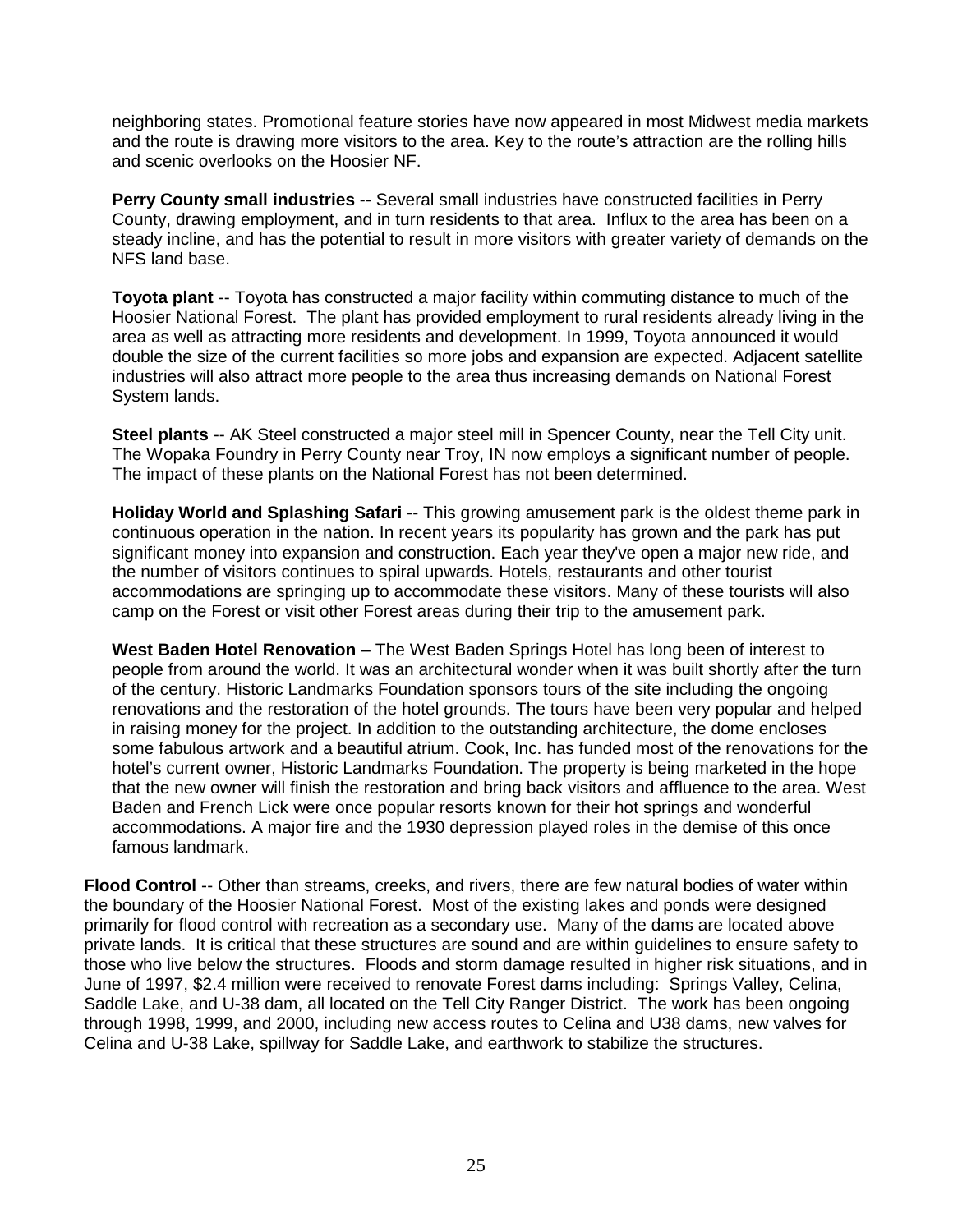neighboring states. Promotional feature stories have now appeared in most Midwest media markets and the route is drawing more visitors to the area. Key to the route's attraction are the rolling hills and scenic overlooks on the Hoosier NF.

**Perry County small industries** -- Several small industries have constructed facilities in Perry County, drawing employment, and in turn residents to that area. Influx to the area has been on a steady incline, and has the potential to result in more visitors with greater variety of demands on the NFS land base.

**Toyota plant** -- Toyota has constructed a major facility within commuting distance to much of the Hoosier National Forest. The plant has provided employment to rural residents already living in the area as well as attracting more residents and development. In 1999, Toyota announced it would double the size of the current facilities so more jobs and expansion are expected. Adjacent satellite industries will also attract more people to the area thus increasing demands on National Forest System lands.

**Steel plants** -- AK Steel constructed a major steel mill in Spencer County, near the Tell City unit. The Wopaka Foundry in Perry County near Troy, IN now employs a significant number of people. The impact of these plants on the National Forest has not been determined.

**Holiday World and Splashing Safari** -- This growing amusement park is the oldest theme park in continuous operation in the nation. In recent years its popularity has grown and the park has put significant money into expansion and construction. Each year they've open a major new ride, and the number of visitors continues to spiral upwards. Hotels, restaurants and other tourist accommodations are springing up to accommodate these visitors. Many of these tourists will also camp on the Forest or visit other Forest areas during their trip to the amusement park.

**West Baden Hotel Renovation** – The West Baden Springs Hotel has long been of interest to people from around the world. It was an architectural wonder when it was built shortly after the turn of the century. Historic Landmarks Foundation sponsors tours of the site including the ongoing renovations and the restoration of the hotel grounds. The tours have been very popular and helped in raising money for the project. In addition to the outstanding architecture, the dome encloses some fabulous artwork and a beautiful atrium. Cook, Inc. has funded most of the renovations for the hotel's current owner, Historic Landmarks Foundation. The property is being marketed in the hope that the new owner will finish the restoration and bring back visitors and affluence to the area. West Baden and French Lick were once popular resorts known for their hot springs and wonderful accommodations. A major fire and the 1930 depression played roles in the demise of this once famous landmark.

**Flood Control** -- Other than streams, creeks, and rivers, there are few natural bodies of water within the boundary of the Hoosier National Forest. Most of the existing lakes and ponds were designed primarily for flood control with recreation as a secondary use. Many of the dams are located above private lands. It is critical that these structures are sound and are within guidelines to ensure safety to those who live below the structures. Floods and storm damage resulted in higher risk situations, and in June of 1997, $2.4 million were received to renovate Forest dams including: Springs Valley, Celina, Saddle Lake, and U-38 dam, all located on the Tell City Ranger District. The work has been ongoing through 1998, 1999, and 2000, including new access routes to Celina and U38 dams, new valves for Celina and U-38 Lake, spillway for Saddle Lake, and earthwork to stabilize the structures.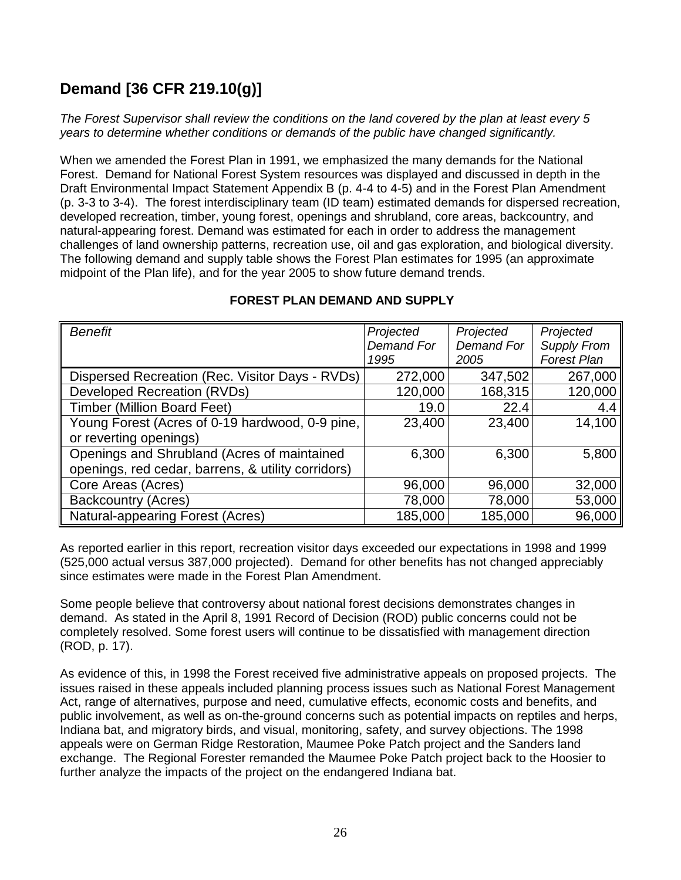## Demand [36 CFR 219.10(g)]

*The Forest Supervisor shall review the conditions on the land covered by the plan at least every 5 years to determine whether conditions or demands of the public have changed significantly.*

When we amended the Forest Plan in 1991, we emphasized the many demands for the National Forest. Demand for National Forest System resources was displayed and discussed in depth in the Draft Environmental Impact Statement Appendix B (p. 4-4 to 4-5) and in the Forest Plan Amendment (p. 3-3 to 3-4). The forest interdisciplinary team (ID team) estimated demands for dispersed recreation, developed recreation, timber, young forest, openings and shrubland, core areas, backcountry, and natural-appearing forest. Demand was estimated for each in order to address the management challenges of land ownership patterns, recreation use, oil and gas exploration, and biological diversity. The following demand and supply table shows the Forest Plan estimates for 1995 (an approximate midpoint of the Plan life), and for the year 2005 to show future demand trends.

**FOREST PLAN DEMAND AND SUPPLY**

| *Benefit* | *Projected Demand For 1995* | *Projected Demand For 2005* | *Projected Supply From Forest Plan* |
|---|---|---|---|
| Dispersed Recreation (Rec. Visitor Days - RVDs) | 272,000 | 347,502 | 267,000 |
| Developed Recreation (RVDs) | 120,000 | 168,315 | 120,000 |
| Timber (Million Board Feet) | 19.0 | 22.4 | 4.4 |
| Young Forest (Acres of 0-19 hardwood, 0-9 pine, or reverting openings) | 23,400 | 23,400 | 14,100 |
| Openings and Shrubland (Acres of maintained openings, red cedar, barrens, & utility corridors) | 6,300 | 6,300 | 5,800 |
| Core Areas (Acres) | 96,000 | 96,000 | 32,000 |
| Backcountry (Acres) | 78,000 | 78,000 | 53,000 |
| Natural-appearing Forest (Acres) | 185,000 | 185,000 | 96,000 |

As reported earlier in this report, recreation visitor days exceeded our expectations in 1998 and 1999 (525,000 actual versus 387,000 projected). Demand for other benefits has not changed appreciably since estimates were made in the Forest Plan Amendment.

Some people believe that controversy about national forest decisions demonstrates changes in demand. As stated in the April 8, 1991 Record of Decision (ROD) public concerns could not be completely resolved. Some forest users will continue to be dissatisfied with management direction (ROD, p. 17).

As evidence of this, in 1998 the Forest received five administrative appeals on proposed projects. The issues raised in these appeals included planning process issues such as National Forest Management Act, range of alternatives, purpose and need, cumulative effects, economic costs and benefits, and public involvement, as well as on-the-ground concerns such as potential impacts on reptiles and herps, Indiana bat, and migratory birds, and visual, monitoring, safety, and survey objections. The 1998 appeals were on German Ridge Restoration, Maumee Poke Patch project and the Sanders land exchange. The Regional Forester remanded the Maumee Poke Patch project back to the Hoosier to further analyze the impacts of the project on the endangered Indiana bat.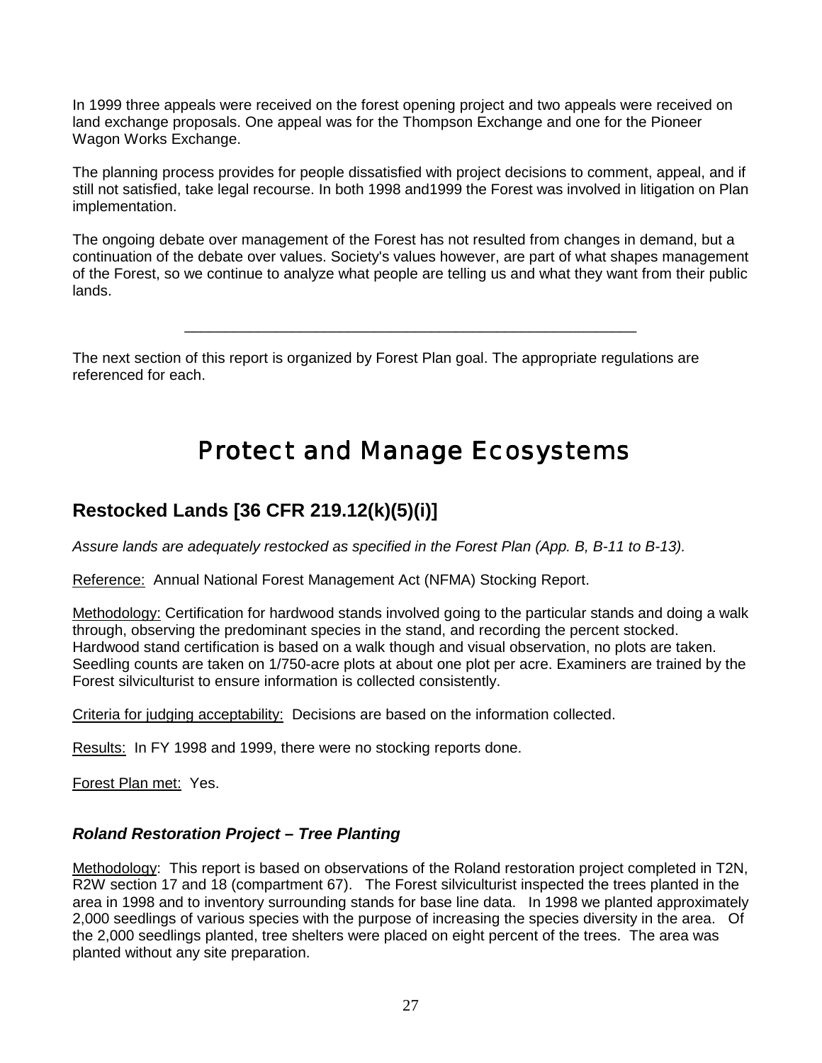In 1999 three appeals were received on the forest opening project and two appeals were received on land exchange proposals. One appeal was for the Thompson Exchange and one for the Pioneer Wagon Works Exchange.

The planning process provides for people dissatisfied with project decisions to comment, appeal, and if still not satisfied, take legal recourse. In both 1998 and1999 the Forest was involved in litigation on Plan implementation.

The ongoing debate over management of the Forest has not resulted from changes in demand, but a continuation of the debate over values. Society's values however, are part of what shapes management of the Forest, so we continue to analyze what people are telling us and what they want from their public lands.

---

The next section of this report is organized by Forest Plan goal. The appropriate regulations are referenced for each.

# Protect and Manage Ecosystems

## Restocked Lands [36 CFR 219.12(k)(5)(i)]

*Assure lands are adequately restocked as specified in the Forest Plan (App. B, B-11 to B-13).*

Reference: Annual National Forest Management Act (NFMA) Stocking Report.

Methodology: Certification for hardwood stands involved going to the particular stands and doing a walk through, observing the predominant species in the stand, and recording the percent stocked. Hardwood stand certification is based on a walk though and visual observation, no plots are taken. Seedling counts are taken on 1/750-acre plots at about one plot per acre. Examiners are trained by the Forest silviculturist to ensure information is collected consistently.

Criteria for judging acceptability: Decisions are based on the information collected.

Results: In FY 1998 and 1999, there were no stocking reports done.

Forest Plan met: Yes.

### *Roland Restoration Project – Tree Planting*

Methodology: This report is based on observations of the Roland restoration project completed in T2N, R2W section 17 and 18 (compartment 67). The Forest silviculturist inspected the trees planted in the area in 1998 and to inventory surrounding stands for base line data. In 1998 we planted approximately 2,000 seedlings of various species with the purpose of increasing the species diversity in the area. Of the 2,000 seedlings planted, tree shelters were placed on eight percent of the trees. The area was planted without any site preparation.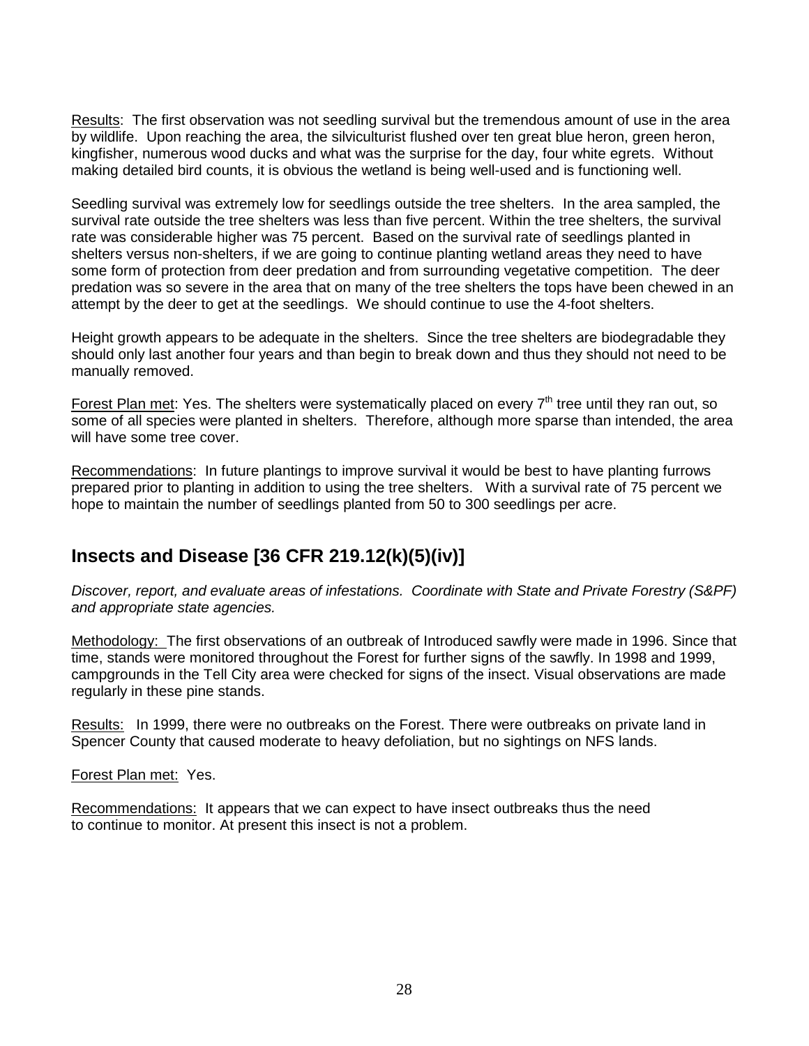Results: The first observation was not seedling survival but the tremendous amount of use in the area by wildlife. Upon reaching the area, the silviculturist flushed over ten great blue heron, green heron, kingfisher, numerous wood ducks and what was the surprise for the day, four white egrets. Without making detailed bird counts, it is obvious the wetland is being well-used and is functioning well.

Seedling survival was extremely low for seedlings outside the tree shelters. In the area sampled, the survival rate outside the tree shelters was less than five percent. Within the tree shelters, the survival rate was considerable higher was 75 percent. Based on the survival rate of seedlings planted in shelters versus non-shelters, if we are going to continue planting wetland areas they need to have some form of protection from deer predation and from surrounding vegetative competition. The deer predation was so severe in the area that on many of the tree shelters the tops have been chewed in an attempt by the deer to get at the seedlings. We should continue to use the 4-foot shelters.

Height growth appears to be adequate in the shelters. Since the tree shelters are biodegradable they should only last another four years and than begin to break down and thus they should not need to be manually removed.

Forest Plan met: Yes. The shelters were systematically placed on every 7th tree until they ran out, so some of all species were planted in shelters. Therefore, although more sparse than intended, the area will have some tree cover.

Recommendations: In future plantings to improve survival it would be best to have planting furrows prepared prior to planting in addition to using the tree shelters. With a survival rate of 75 percent we hope to maintain the number of seedlings planted from 50 to 300 seedlings per acre.

## Insects and Disease [36 CFR 219.12(k)(5)(iv)]

*Discover, report, and evaluate areas of infestations. Coordinate with State and Private Forestry (S&PF) and appropriate state agencies.*

Methodology: The first observations of an outbreak of Introduced sawfly were made in 1996. Since that time, stands were monitored throughout the Forest for further signs of the sawfly. In 1998 and 1999, campgrounds in the Tell City area were checked for signs of the insect. Visual observations are made regularly in these pine stands.

Results: In 1999, there were no outbreaks on the Forest. There were outbreaks on private land in Spencer County that caused moderate to heavy defoliation, but no sightings on NFS lands.

Forest Plan met: Yes.

Recommendations: It appears that we can expect to have insect outbreaks thus the need to continue to monitor. At present this insect is not a problem.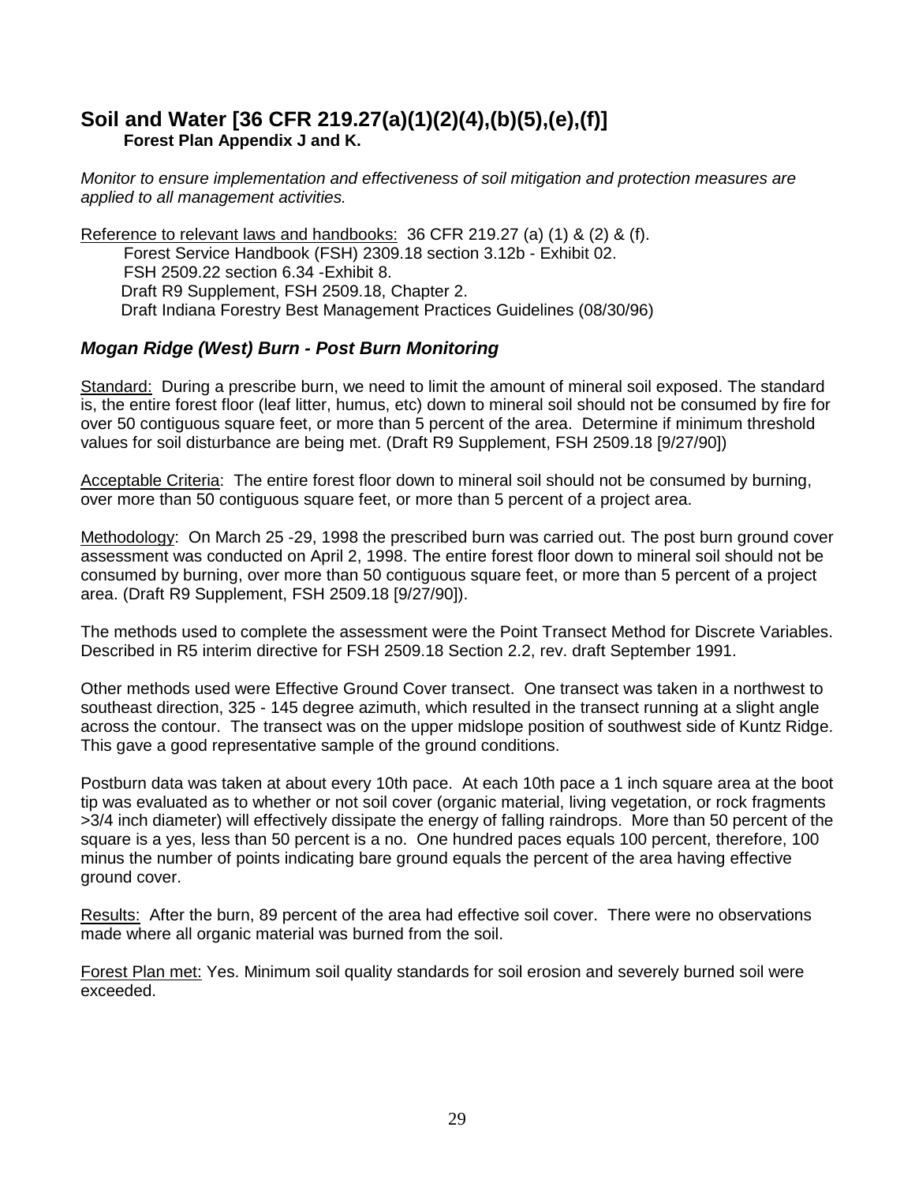## Soil and Water [36 CFR 219.27(a)(1)(2)(4),(b)(5),(e),(f)]

**Forest Plan Appendix J and K.**

*Monitor to ensure implementation and effectiveness of soil mitigation and protection measures are applied to all management activities.*

Reference to relevant laws and handbooks: 36 CFR 219.27 (a) (1) & (2) & (f).
Forest Service Handbook (FSH) 2309.18 section 3.12b - Exhibit 02.
FSH 2509.22 section 6.34 -Exhibit 8.
Draft R9 Supplement, FSH 2509.18, Chapter 2.
Draft Indiana Forestry Best Management Practices Guidelines (08/30/96)

### *Mogan Ridge (West) Burn - Post Burn Monitoring*

Standard: During a prescribe burn, we need to limit the amount of mineral soil exposed. The standard is, the entire forest floor (leaf litter, humus, etc) down to mineral soil should not be consumed by fire for over 50 contiguous square feet, or more than 5 percent of the area. Determine if minimum threshold values for soil disturbance are being met. (Draft R9 Supplement, FSH 2509.18 [9/27/90])

Acceptable Criteria: The entire forest floor down to mineral soil should not be consumed by burning, over more than 50 contiguous square feet, or more than 5 percent of a project area.

Methodology: On March 25 -29, 1998 the prescribed burn was carried out. The post burn ground cover assessment was conducted on April 2, 1998. The entire forest floor down to mineral soil should not be consumed by burning, over more than 50 contiguous square feet, or more than 5 percent of a project area. (Draft R9 Supplement, FSH 2509.18 [9/27/90]).

The methods used to complete the assessment were the Point Transect Method for Discrete Variables. Described in R5 interim directive for FSH 2509.18 Section 2.2, rev. draft September 1991.

Other methods used were Effective Ground Cover transect. One transect was taken in a northwest to southeast direction, 325 - 145 degree azimuth, which resulted in the transect running at a slight angle across the contour. The transect was on the upper midslope position of southwest side of Kuntz Ridge. This gave a good representative sample of the ground conditions.

Postburn data was taken at about every 10th pace. At each 10th pace a 1 inch square area at the boot tip was evaluated as to whether or not soil cover (organic material, living vegetation, or rock fragments >3/4 inch diameter) will effectively dissipate the energy of falling raindrops. More than 50 percent of the square is a yes, less than 50 percent is a no. One hundred paces equals 100 percent, therefore, 100 minus the number of points indicating bare ground equals the percent of the area having effective ground cover.

Results: After the burn, 89 percent of the area had effective soil cover. There were no observations made where all organic material was burned from the soil.

Forest Plan met: Yes. Minimum soil quality standards for soil erosion and severely burned soil were exceeded.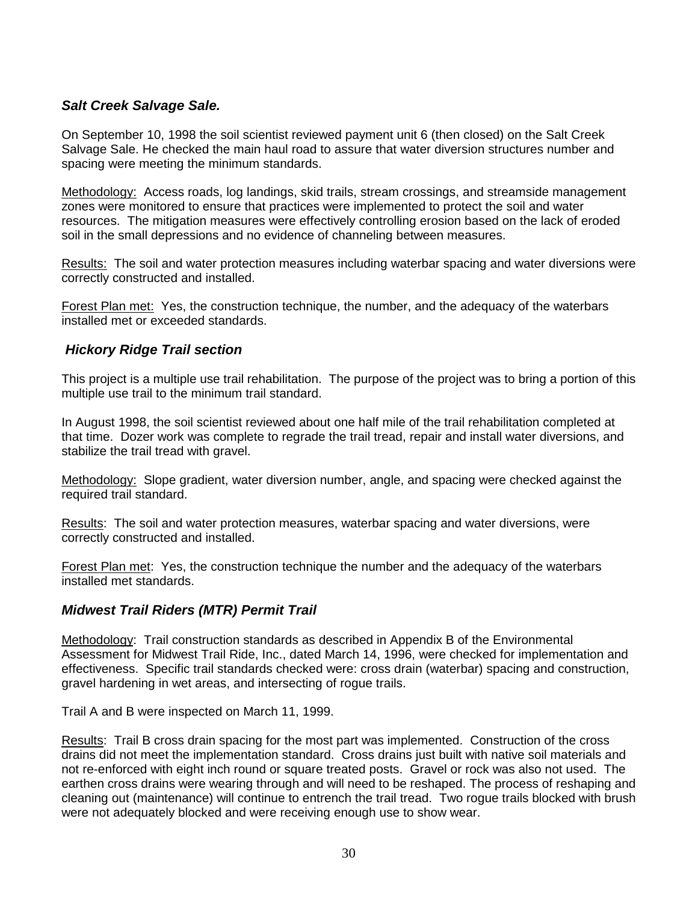### ***Salt Creek Salvage Sale.***

On September 10, 1998 the soil scientist reviewed payment unit 6 (then closed) on the Salt Creek Salvage Sale. He checked the main haul road to assure that water diversion structures number and spacing were meeting the minimum standards.

Methodology: Access roads, log landings, skid trails, stream crossings, and streamside management zones were monitored to ensure that practices were implemented to protect the soil and water resources. The mitigation measures were effectively controlling erosion based on the lack of eroded soil in the small depressions and no evidence of channeling between measures.

Results: The soil and water protection measures including waterbar spacing and water diversions were correctly constructed and installed.

Forest Plan met: Yes, the construction technique, the number, and the adequacy of the waterbars installed met or exceeded standards.

### ***Hickory Ridge Trail section***

This project is a multiple use trail rehabilitation. The purpose of the project was to bring a portion of this multiple use trail to the minimum trail standard.

In August 1998, the soil scientist reviewed about one half mile of the trail rehabilitation completed at that time. Dozer work was complete to regrade the trail tread, repair and install water diversions, and stabilize the trail tread with gravel.

Methodology: Slope gradient, water diversion number, angle, and spacing were checked against the required trail standard.

Results: The soil and water protection measures, waterbar spacing and water diversions, were correctly constructed and installed.

Forest Plan met: Yes, the construction technique the number and the adequacy of the waterbars installed met standards.

### ***Midwest Trail Riders (MTR) Permit Trail***

Methodology: Trail construction standards as described in Appendix B of the Environmental Assessment for Midwest Trail Ride, Inc., dated March 14, 1996, were checked for implementation and effectiveness. Specific trail standards checked were: cross drain (waterbar) spacing and construction, gravel hardening in wet areas, and intersecting of rogue trails.

Trail A and B were inspected on March 11, 1999.

Results: Trail B cross drain spacing for the most part was implemented. Construction of the cross drains did not meet the implementation standard. Cross drains just built with native soil materials and not re-enforced with eight inch round or square treated posts. Gravel or rock was also not used. The earthen cross drains were wearing through and will need to be reshaped. The process of reshaping and cleaning out (maintenance) will continue to entrench the trail tread. Two rogue trails blocked with brush were not adequately blocked and were receiving enough use to show wear.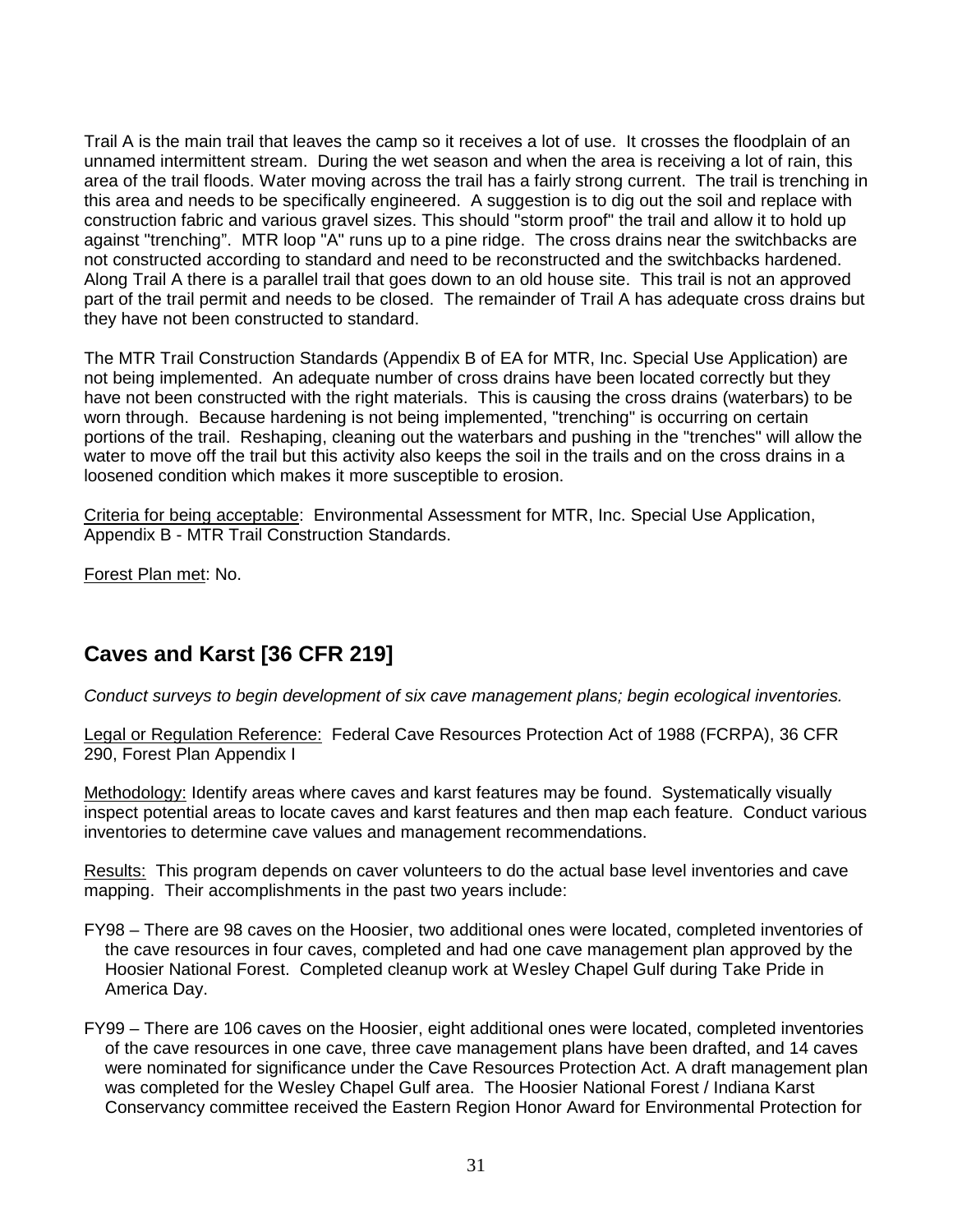Trail A is the main trail that leaves the camp so it receives a lot of use. It crosses the floodplain of an unnamed intermittent stream. During the wet season and when the area is receiving a lot of rain, this area of the trail floods. Water moving across the trail has a fairly strong current. The trail is trenching in this area and needs to be specifically engineered. A suggestion is to dig out the soil and replace with construction fabric and various gravel sizes. This should "storm proof" the trail and allow it to hold up against "trenching". MTR loop "A" runs up to a pine ridge. The cross drains near the switchbacks are not constructed according to standard and need to be reconstructed and the switchbacks hardened. Along Trail A there is a parallel trail that goes down to an old house site. This trail is not an approved part of the trail permit and needs to be closed. The remainder of Trail A has adequate cross drains but they have not been constructed to standard.

The MTR Trail Construction Standards (Appendix B of EA for MTR, Inc. Special Use Application) are not being implemented. An adequate number of cross drains have been located correctly but they have not been constructed with the right materials. This is causing the cross drains (waterbars) to be worn through. Because hardening is not being implemented, "trenching" is occurring on certain portions of the trail. Reshaping, cleaning out the waterbars and pushing in the "trenches" will allow the water to move off the trail but this activity also keeps the soil in the trails and on the cross drains in a loosened condition which makes it more susceptible to erosion.

Criteria for being acceptable: Environmental Assessment for MTR, Inc. Special Use Application, Appendix B - MTR Trail Construction Standards.

Forest Plan met: No.

## Caves and Karst [36 CFR 219]

*Conduct surveys to begin development of six cave management plans; begin ecological inventories.*

Legal or Regulation Reference: Federal Cave Resources Protection Act of 1988 (FCRPA), 36 CFR 290, Forest Plan Appendix I

Methodology: Identify areas where caves and karst features may be found. Systematically visually inspect potential areas to locate caves and karst features and then map each feature. Conduct various inventories to determine cave values and management recommendations.

Results: This program depends on caver volunteers to do the actual base level inventories and cave mapping. Their accomplishments in the past two years include:

- FY98 – There are 98 caves on the Hoosier, two additional ones were located, completed inventories of the cave resources in four caves, completed and had one cave management plan approved by the Hoosier National Forest. Completed cleanup work at Wesley Chapel Gulf during Take Pride in America Day.
- FY99 – There are 106 caves on the Hoosier, eight additional ones were located, completed inventories of the cave resources in one cave, three cave management plans have been drafted, and 14 caves were nominated for significance under the Cave Resources Protection Act. A draft management plan was completed for the Wesley Chapel Gulf area. The Hoosier National Forest / Indiana Karst Conservancy committee received the Eastern Region Honor Award for Environmental Protection for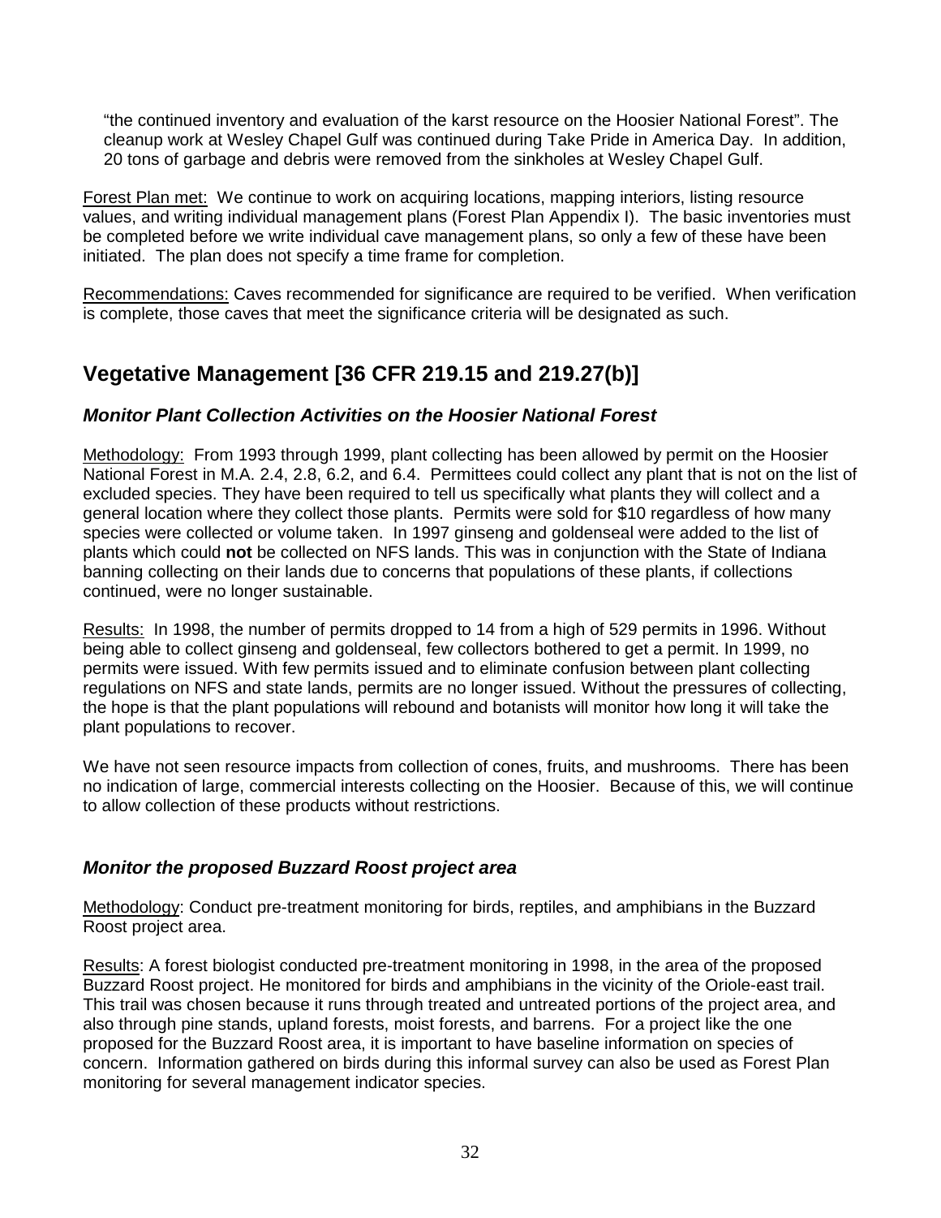“the continued inventory and evaluation of the karst resource on the Hoosier National Forest”. The cleanup work at Wesley Chapel Gulf was continued during Take Pride in America Day. In addition, 20 tons of garbage and debris were removed from the sinkholes at Wesley Chapel Gulf.

Forest Plan met: We continue to work on acquiring locations, mapping interiors, listing resource values, and writing individual management plans (Forest Plan Appendix I). The basic inventories must be completed before we write individual cave management plans, so only a few of these have been initiated. The plan does not specify a time frame for completion.

Recommendations: Caves recommended for significance are required to be verified. When verification is complete, those caves that meet the significance criteria will be designated as such.

## Vegetative Management [36 CFR 219.15 and 219.27(b)]

### *Monitor Plant Collection Activities on the Hoosier National Forest*

Methodology: From 1993 through 1999, plant collecting has been allowed by permit on the Hoosier National Forest in M.A. 2.4, 2.8, 6.2, and 6.4. Permittees could collect any plant that is not on the list of excluded species. They have been required to tell us specifically what plants they will collect and a general location where they collect those plants. Permits were sold for $10 regardless of how many species were collected or volume taken. In 1997 ginseng and goldenseal were added to the list of plants which could **not** be collected on NFS lands. This was in conjunction with the State of Indiana banning collecting on their lands due to concerns that populations of these plants, if collections continued, were no longer sustainable.

Results: In 1998, the number of permits dropped to 14 from a high of 529 permits in 1996. Without being able to collect ginseng and goldenseal, few collectors bothered to get a permit. In 1999, no permits were issued. With few permits issued and to eliminate confusion between plant collecting regulations on NFS and state lands, permits are no longer issued. Without the pressures of collecting, the hope is that the plant populations will rebound and botanists will monitor how long it will take the plant populations to recover.

We have not seen resource impacts from collection of cones, fruits, and mushrooms. There has been no indication of large, commercial interests collecting on the Hoosier. Because of this, we will continue to allow collection of these products without restrictions.

### *Monitor the proposed Buzzard Roost project area*

Methodology: Conduct pre-treatment monitoring for birds, reptiles, and amphibians in the Buzzard Roost project area.

Results: A forest biologist conducted pre-treatment monitoring in 1998, in the area of the proposed Buzzard Roost project. He monitored for birds and amphibians in the vicinity of the Oriole-east trail. This trail was chosen because it runs through treated and untreated portions of the project area, and also through pine stands, upland forests, moist forests, and barrens. For a project like the one proposed for the Buzzard Roost area, it is important to have baseline information on species of concern. Information gathered on birds during this informal survey can also be used as Forest Plan monitoring for several management indicator species.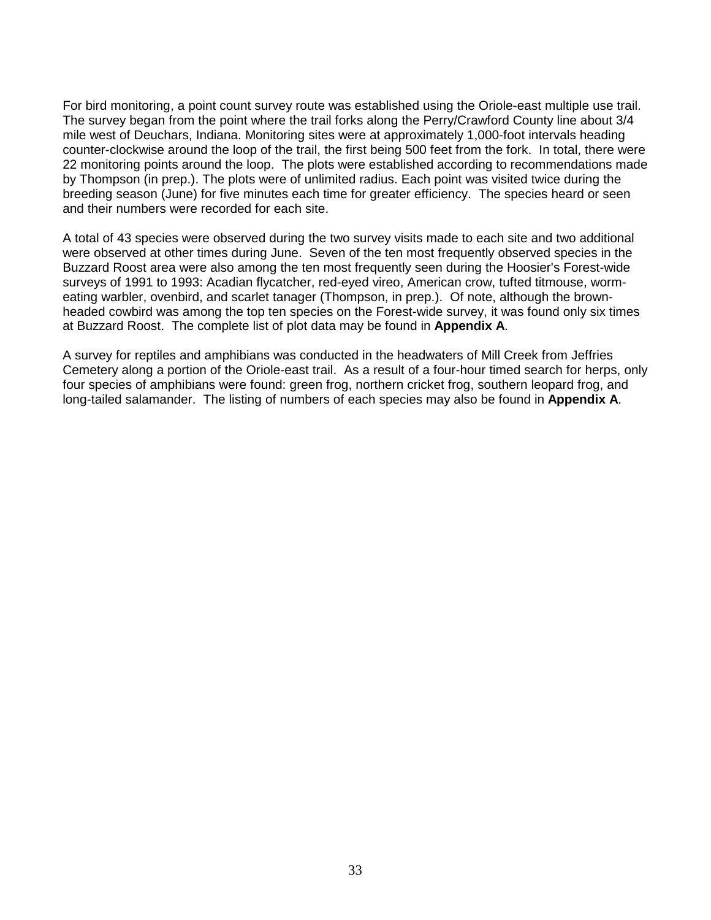For bird monitoring, a point count survey route was established using the Oriole-east multiple use trail. The survey began from the point where the trail forks along the Perry/Crawford County line about 3/4 mile west of Deuchars, Indiana. Monitoring sites were at approximately 1,000-foot intervals heading counter-clockwise around the loop of the trail, the first being 500 feet from the fork. In total, there were 22 monitoring points around the loop. The plots were established according to recommendations made by Thompson (in prep.). The plots were of unlimited radius. Each point was visited twice during the breeding season (June) for five minutes each time for greater efficiency. The species heard or seen and their numbers were recorded for each site.

A total of 43 species were observed during the two survey visits made to each site and two additional were observed at other times during June. Seven of the ten most frequently observed species in the Buzzard Roost area were also among the ten most frequently seen during the Hoosier's Forest-wide surveys of 1991 to 1993: Acadian flycatcher, red-eyed vireo, American crow, tufted titmouse, worm-eating warbler, ovenbird, and scarlet tanager (Thompson, in prep.). Of note, although the brown-headed cowbird was among the top ten species on the Forest-wide survey, it was found only six times at Buzzard Roost. The complete list of plot data may be found in **Appendix A**.

A survey for reptiles and amphibians was conducted in the headwaters of Mill Creek from Jeffries Cemetery along a portion of the Oriole-east trail. As a result of a four-hour timed search for herps, only four species of amphibians were found: green frog, northern cricket frog, southern leopard frog, and long-tailed salamander. The listing of numbers of each species may also be found in **Appendix A**.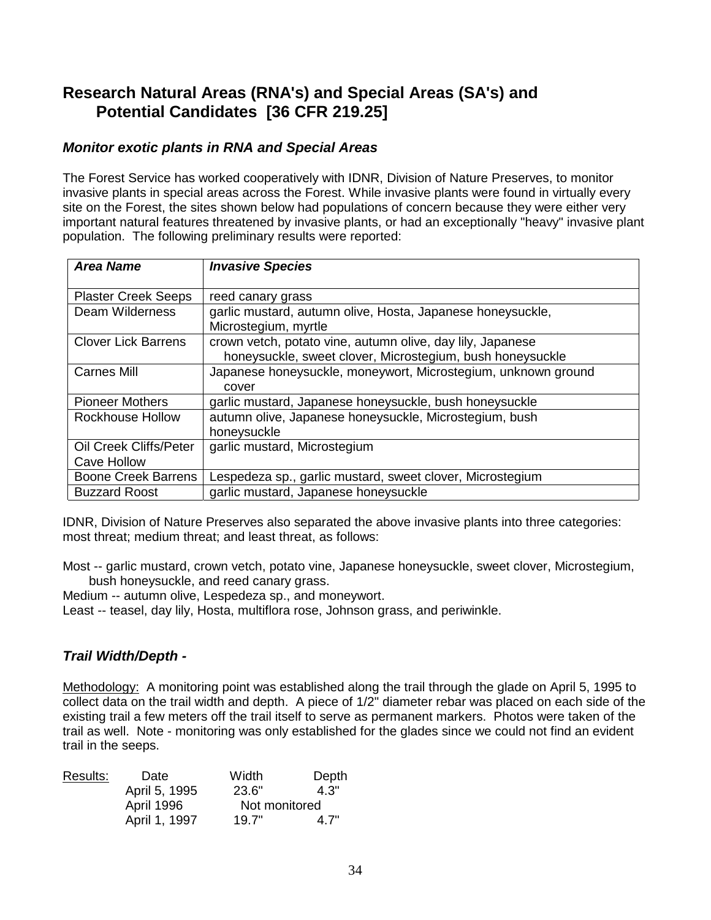## Research Natural Areas (RNA's) and Special Areas (SA's) and Potential Candidates [36 CFR 219.25]

### *Monitor exotic plants in RNA and Special Areas*

The Forest Service has worked cooperatively with IDNR, Division of Nature Preserves, to monitor invasive plants in special areas across the Forest. While invasive plants were found in virtually every site on the Forest, the sites shown below had populations of concern because they were either very important natural features threatened by invasive plants, or had an exceptionally "heavy" invasive plant population. The following preliminary results were reported:

| *Area Name* | *Invasive Species* |
|---|---|
| Plaster Creek Seeps | reed canary grass |
| Deam Wilderness | garlic mustard, autumn olive, Hosta, Japanese honeysuckle, Microstegium, myrtle |
| Clover Lick Barrens | crown vetch, potato vine, autumn olive, day lily, Japanese honeysuckle, sweet clover, Microstegium, bush honeysuckle |
| Carnes Mill | Japanese honeysuckle, moneywort, Microstegium, unknown ground cover |
| Pioneer Mothers | garlic mustard, Japanese honeysuckle, bush honeysuckle |
| Rockhouse Hollow | autumn olive, Japanese honeysuckle, Microstegium, bush honeysuckle |
| Oil Creek Cliffs/Peter Cave Hollow | garlic mustard, Microstegium |
| Boone Creek Barrens | Lespedeza sp., garlic mustard, sweet clover, Microstegium |
| Buzzard Roost | garlic mustard, Japanese honeysuckle |

IDNR, Division of Nature Preserves also separated the above invasive plants into three categories: most threat; medium threat; and least threat, as follows:

Most -- garlic mustard, crown vetch, potato vine, Japanese honeysuckle, sweet clover, Microstegium, bush honeysuckle, and reed canary grass.
Medium -- autumn olive, Lespedeza sp., and moneywort.
Least -- teasel, day lily, Hosta, multiflora rose, Johnson grass, and periwinkle.

### *Trail Width/Depth -*

Methodology: A monitoring point was established along the trail through the glade on April 5, 1995 to collect data on the trail width and depth. A piece of 1/2" diameter rebar was placed on each side of the existing trail a few meters off the trail itself to serve as permanent markers. Photos were taken of the trail as well. Note - monitoring was only established for the glades since we could not find an evident trail in the seeps.

Results:

| Date | Width | Depth |
|---|---|---|
| April 5, 1995 | 23.6" | 4.3" |
| April 1996 | Not monitored | |
| April 1, 1997 | 19.7" | 4.7" |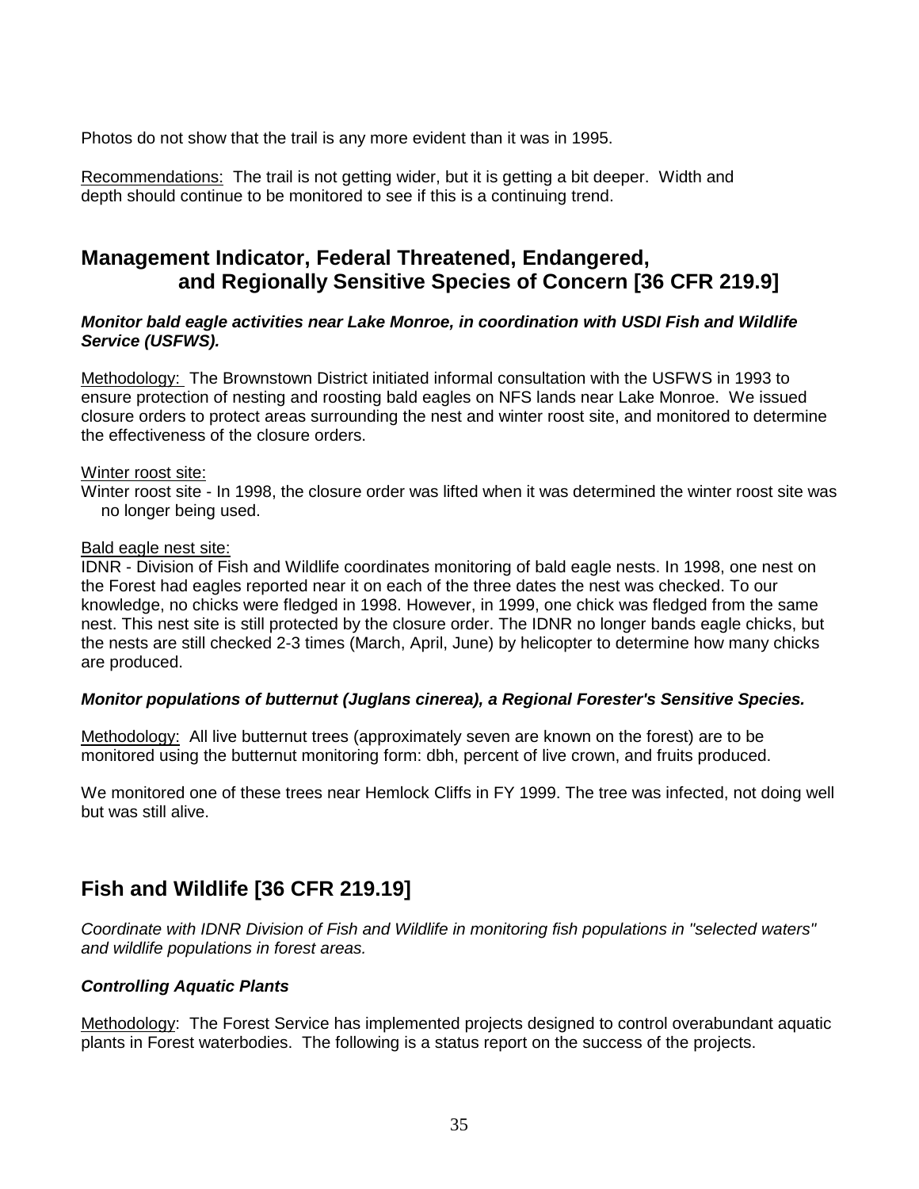Photos do not show that the trail is any more evident than it was in 1995.

Recommendations: The trail is not getting wider, but it is getting a bit deeper. Width and depth should continue to be monitored to see if this is a continuing trend.

## Management Indicator, Federal Threatened, Endangered, and Regionally Sensitive Species of Concern [36 CFR 219.9]

***Monitor bald eagle activities near Lake Monroe, in coordination with USDI Fish and Wildlife Service (USFWS).***

Methodology: The Brownstown District initiated informal consultation with the USFWS in 1993 to ensure protection of nesting and roosting bald eagles on NFS lands near Lake Monroe. We issued closure orders to protect areas surrounding the nest and winter roost site, and monitored to determine the effectiveness of the closure orders.

Winter roost site:

Winter roost site - In 1998, the closure order was lifted when it was determined the winter roost site was no longer being used.

Bald eagle nest site:

IDNR - Division of Fish and Wildlife coordinates monitoring of bald eagle nests. In 1998, one nest on the Forest had eagles reported near it on each of the three dates the nest was checked. To our knowledge, no chicks were fledged in 1998. However, in 1999, one chick was fledged from the same nest. This nest site is still protected by the closure order. The IDNR no longer bands eagle chicks, but the nests are still checked 2-3 times (March, April, June) by helicopter to determine how many chicks are produced.

***Monitor populations of butternut (Juglans cinerea), a Regional Forester's Sensitive Species.***

Methodology: All live butternut trees (approximately seven are known on the forest) are to be monitored using the butternut monitoring form: dbh, percent of live crown, and fruits produced.

We monitored one of these trees near Hemlock Cliffs in FY 1999. The tree was infected, not doing well but was still alive.

## Fish and Wildlife [36 CFR 219.19]

*Coordinate with IDNR Division of Fish and Wildlife in monitoring fish populations in "selected waters" and wildlife populations in forest areas.*

***Controlling Aquatic Plants***

Methodology: The Forest Service has implemented projects designed to control overabundant aquatic plants in Forest waterbodies. The following is a status report on the success of the projects.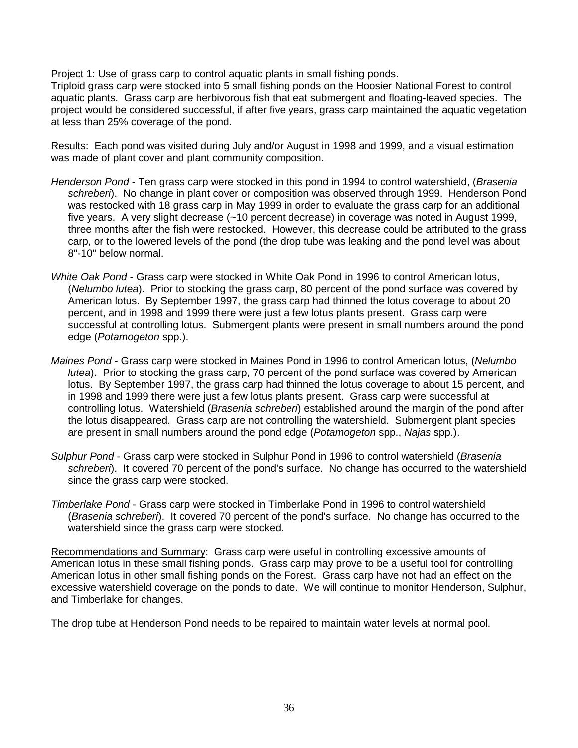Project 1: Use of grass carp to control aquatic plants in small fishing ponds.
Triploid grass carp were stocked into 5 small fishing ponds on the Hoosier National Forest to control aquatic plants. Grass carp are herbivorous fish that eat submergent and floating-leaved species. The project would be considered successful, if after five years, grass carp maintained the aquatic vegetation at less than 25% coverage of the pond.

<u>Results</u>: Each pond was visited during July and/or August in 1998 and 1999, and a visual estimation was made of plant cover and plant community composition.

*Henderson Pond* - Ten grass carp were stocked in this pond in 1994 to control watershield, (*Brasenia schreberi*). No change in plant cover or composition was observed through 1999. Henderson Pond was restocked with 18 grass carp in May 1999 in order to evaluate the grass carp for an additional five years. A very slight decrease (~10 percent decrease) in coverage was noted in August 1999, three months after the fish were restocked. However, this decrease could be attributed to the grass carp, or to the lowered levels of the pond (the drop tube was leaking and the pond level was about 8"-10" below normal.

*White Oak Pond* - Grass carp were stocked in White Oak Pond in 1996 to control American lotus, (*Nelumbo lutea*). Prior to stocking the grass carp, 80 percent of the pond surface was covered by American lotus. By September 1997, the grass carp had thinned the lotus coverage to about 20 percent, and in 1998 and 1999 there were just a few lotus plants present. Grass carp were successful at controlling lotus. Submergent plants were present in small numbers around the pond edge (*Potamogeton* spp.).

*Maines Pond* - Grass carp were stocked in Maines Pond in 1996 to control American lotus, (*Nelumbo lutea*). Prior to stocking the grass carp, 70 percent of the pond surface was covered by American lotus. By September 1997, the grass carp had thinned the lotus coverage to about 15 percent, and in 1998 and 1999 there were just a few lotus plants present. Grass carp were successful at controlling lotus. Watershield (*Brasenia schreberi*) established around the margin of the pond after the lotus disappeared. Grass carp are not controlling the watershield. Submergent plant species are present in small numbers around the pond edge (*Potamogeton* spp., *Najas* spp.).

*Sulphur Pond* - Grass carp were stocked in Sulphur Pond in 1996 to control watershield (*Brasenia schreberi*). It covered 70 percent of the pond's surface. No change has occurred to the watershield since the grass carp were stocked.

*Timberlake Pond* - Grass carp were stocked in Timberlake Pond in 1996 to control watershield (*Brasenia schreberi*). It covered 70 percent of the pond's surface. No change has occurred to the watershield since the grass carp were stocked.

<u>Recommendations and Summary</u>: Grass carp were useful in controlling excessive amounts of American lotus in these small fishing ponds. Grass carp may prove to be a useful tool for controlling American lotus in other small fishing ponds on the Forest. Grass carp have not had an effect on the excessive watershield coverage on the ponds to date. We will continue to monitor Henderson, Sulphur, and Timberlake for changes.

The drop tube at Henderson Pond needs to be repaired to maintain water levels at normal pool.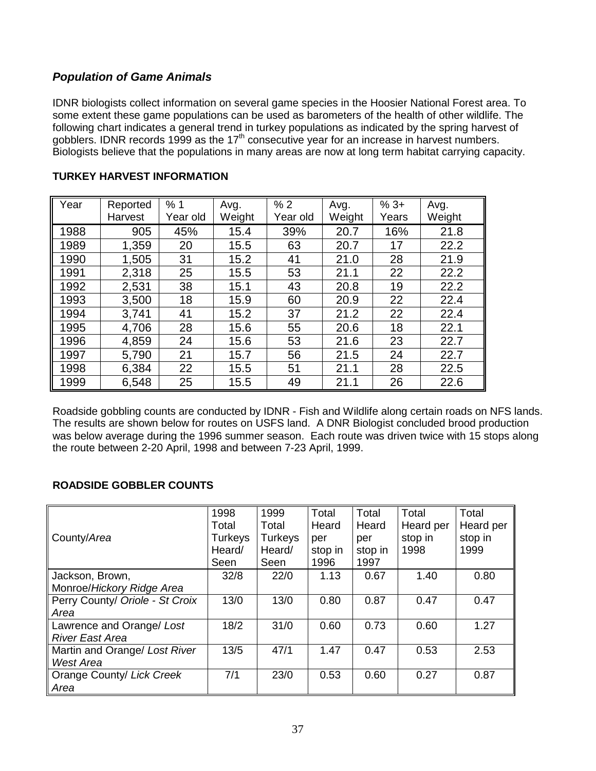## *Population of Game Animals*

IDNR biologists collect information on several game species in the Hoosier National Forest area. To some extent these game populations can be used as barometers of the health of other wildlife. The following chart indicates a general trend in turkey populations as indicated by the spring harvest of gobblers. IDNR records 1999 as the 17th consecutive year for an increase in harvest numbers. Biologists believe that the populations in many areas are now at long term habitat carrying capacity.

### TURKEY HARVEST INFORMATION

| Year | Reported Harvest | % 1 Year old | Avg. Weight | % 2 Year old | Avg. Weight | % 3+ Years | Avg. Weight |
|---|---|---|---|---|---|---|---|
| 1988 | 905 | 45% | 15.4 | 39% | 20.7 | 16% | 21.8 |
| 1989 | 1,359 | 20 | 15.5 | 63 | 20.7 | 17 | 22.2 |
| 1990 | 1,505 | 31 | 15.2 | 41 | 21.0 | 28 | 21.9 |
| 1991 | 2,318 | 25 | 15.5 | 53 | 21.1 | 22 | 22.2 |
| 1992 | 2,531 | 38 | 15.1 | 43 | 20.8 | 19 | 22.2 |
| 1993 | 3,500 | 18 | 15.9 | 60 | 20.9 | 22 | 22.4 |
| 1994 | 3,741 | 41 | 15.2 | 37 | 21.2 | 22 | 22.4 |
| 1995 | 4,706 | 28 | 15.6 | 55 | 20.6 | 18 | 22.1 |
| 1996 | 4,859 | 24 | 15.6 | 53 | 21.6 | 23 | 22.7 |
| 1997 | 5,790 | 21 | 15.7 | 56 | 21.5 | 24 | 22.7 |
| 1998 | 6,384 | 22 | 15.5 | 51 | 21.1 | 28 | 22.5 |
| 1999 | 6,548 | 25 | 15.5 | 49 | 21.1 | 26 | 22.6 |

Roadside gobbling counts are conducted by IDNR - Fish and Wildlife along certain roads on NFS lands. The results are shown below for routes on USFS land. A DNR Biologist concluded brood production was below average during the 1996 summer season. Each route was driven twice with 15 stops along the route between 2-20 April, 1998 and between 7-23 April, 1999.

### ROADSIDE GOBBLER COUNTS

| County/*Area* | 1998 Total Turkeys Heard/ Seen | 1999 Total Turkeys Heard/ Seen | Total Heard per stop in 1996 | Total Heard per stop in 1997 | Total Heard per stop in 1998 | Total Heard per stop in 1999 |
|---|---|---|---|---|---|---|
| Jackson, Brown, Monroe/*Hickory Ridge Area* | 32/8 | 22/0 | 1.13 | 0.67 | 1.40 | 0.80 |
| Perry County/ *Oriole - St Croix Area* | 13/0 | 13/0 | 0.80 | 0.87 | 0.47 | 0.47 |
| Lawrence and Orange/ *Lost River East Area* | 18/2 | 31/0 | 0.60 | 0.73 | 0.60 | 1.27 |
| Martin and Orange/ *Lost River West Area* | 13/5 | 47/1 | 1.47 | 0.47 | 0.53 | 2.53 |
| Orange County/ *Lick Creek Area* | 7/1 | 23/0 | 0.53 | 0.60 | 0.27 | 0.87 |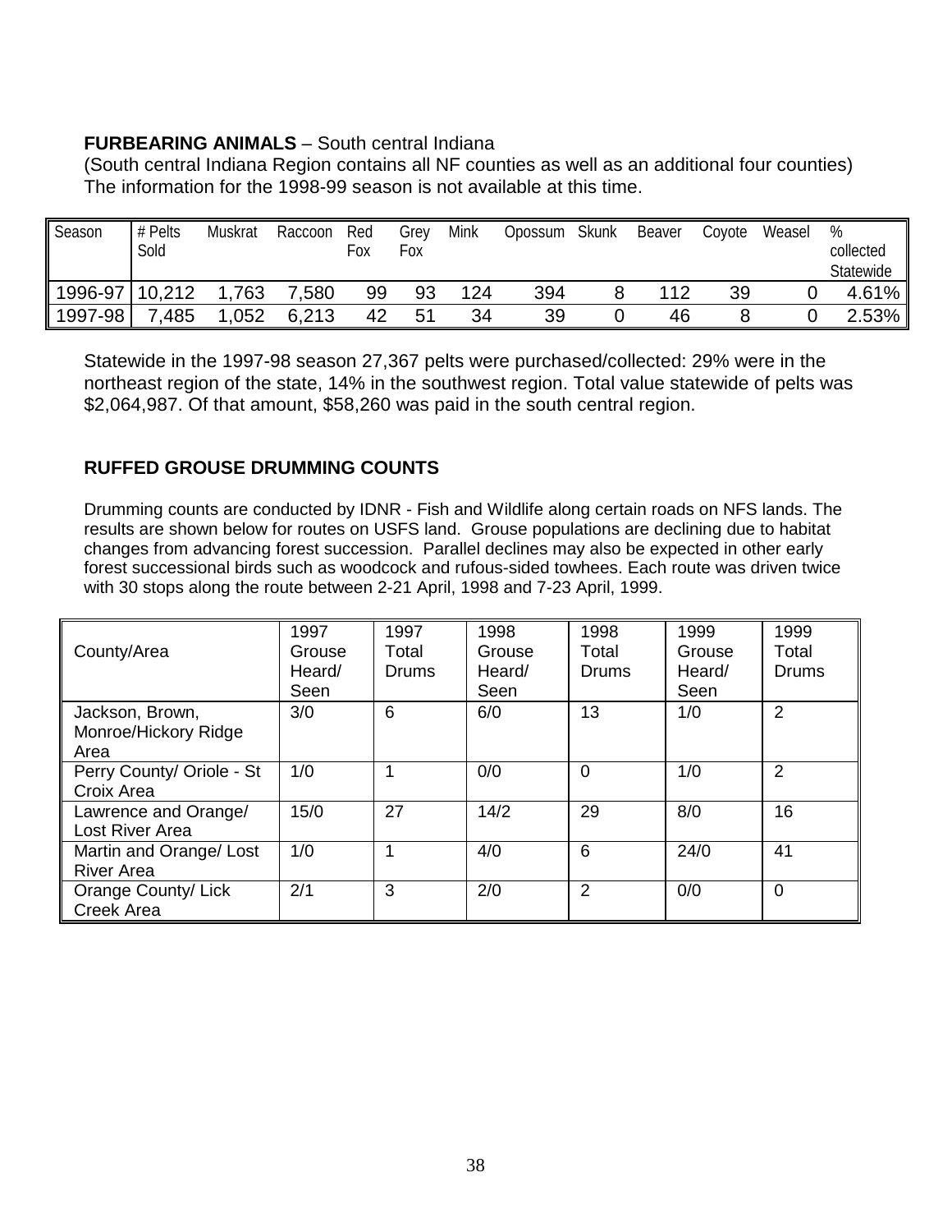**FURBEARING ANIMALS** – South central Indiana
(South central Indiana Region contains all NF counties as well as an additional four counties)
The information for the 1998-99 season is not available at this time.

| Season | # Pelts Sold | Muskrat | Raccoon | Red Fox | Grey Fox | Mink | Opossum | Skunk | Beaver | Coyote | Weasel | % collected Statewide |
|---|---|---|---|---|---|---|---|---|---|---|---|---|
| 1996-97 | 10,212 | 1,763 | 7,580 | 99 | 93 | 124 | 394 | 8 | 112 | 39 | 0 | 4.61% |
| 1997-98 | 7,485 | 1,052 | 6,213 | 42 | 51 | 34 | 39 | 0 | 46 | 8 | 0 | 2.53% |

Statewide in the 1997-98 season 27,367 pelts were purchased/collected: 29% were in the northeast region of the state, 14% in the southwest region. Total value statewide of pelts was $2,064,987. Of that amount, $58,260 was paid in the south central region.

**RUFFED GROUSE DRUMMING COUNTS**

Drumming counts are conducted by IDNR - Fish and Wildlife along certain roads on NFS lands. The results are shown below for routes on USFS land. Grouse populations are declining due to habitat changes from advancing forest succession. Parallel declines may also be expected in other early forest successional birds such as woodcock and rufous-sided towhees. Each route was driven twice with 30 stops along the route between 2-21 April, 1998 and 7-23 April, 1999.

| County/Area | 1997 Grouse Heard/ Seen | 1997 Total Drums | 1998 Grouse Heard/ Seen | 1998 Total Drums | 1999 Grouse Heard/ Seen | 1999 Total Drums |
|---|---|---|---|---|---|---|
| Jackson, Brown, Monroe/Hickory Ridge Area | 3/0 | 6 | 6/0 | 13 | 1/0 | 2 |
| Perry County/ Oriole - St Croix Area | 1/0 | 1 | 0/0 | 0 | 1/0 | 2 |
| Lawrence and Orange/ Lost River Area | 15/0 | 27 | 14/2 | 29 | 8/0 | 16 |
| Martin and Orange/ Lost River Area | 1/0 | 1 | 4/0 | 6 | 24/0 | 41 |
| Orange County/ Lick Creek Area | 2/1 | 3 | 2/0 | 2 | 0/0 | 0 |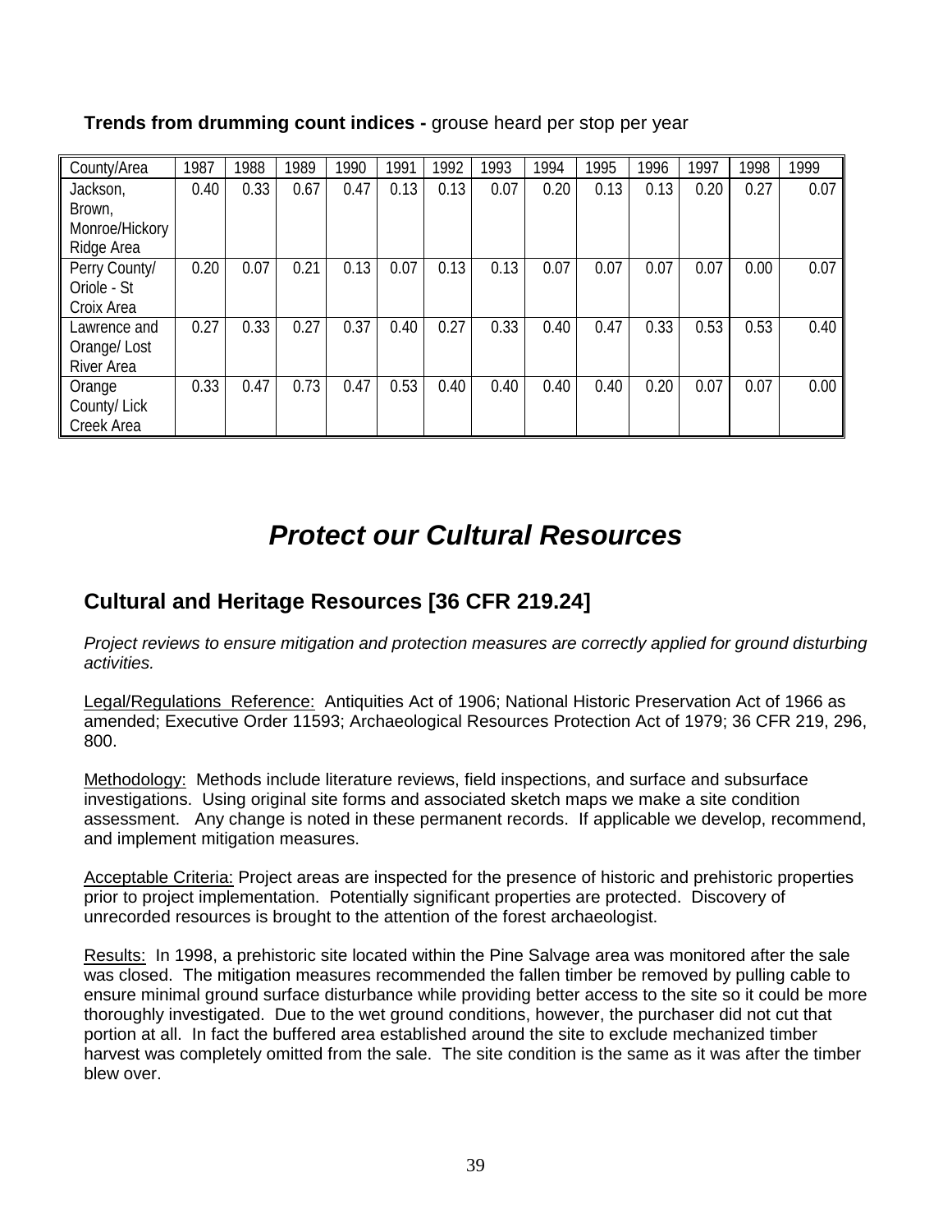**Trends from drumming count indices -** grouse heard per stop per year

| County/Area | 1987 | 1988 | 1989 | 1990 | 1991 | 1992 | 1993 | 1994 | 1995 | 1996 | 1997 | 1998 | 1999 |
|---|---|---|---|---|---|---|---|---|---|---|---|---|---|
| Jackson, Brown, Monroe/Hickory Ridge Area | 0.40 | 0.33 | 0.67 | 0.47 | 0.13 | 0.13 | 0.07 | 0.20 | 0.13 | 0.13 | 0.20 | 0.27 | 0.07 |
| Perry County/ Oriole - St Croix Area | 0.20 | 0.07 | 0.21 | 0.13 | 0.07 | 0.13 | 0.13 | 0.07 | 0.07 | 0.07 | 0.07 | 0.00 | 0.07 |
| Lawrence and Orange/ Lost River Area | 0.27 | 0.33 | 0.27 | 0.37 | 0.40 | 0.27 | 0.33 | 0.40 | 0.47 | 0.33 | 0.53 | 0.53 | 0.40 |
| Orange County/ Lick Creek Area | 0.33 | 0.47 | 0.73 | 0.47 | 0.53 | 0.40 | 0.40 | 0.40 | 0.40 | 0.20 | 0.07 | 0.07 | 0.00 |

# *Protect our Cultural Resources*

## Cultural and Heritage Resources [36 CFR 219.24]

*Project reviews to ensure mitigation and protection measures are correctly applied for ground disturbing activities.*

Legal/Regulations Reference: Antiquities Act of 1906; National Historic Preservation Act of 1966 as amended; Executive Order 11593; Archaeological Resources Protection Act of 1979; 36 CFR 219, 296, 800.

Methodology: Methods include literature reviews, field inspections, and surface and subsurface investigations. Using original site forms and associated sketch maps we make a site condition assessment. Any change is noted in these permanent records. If applicable we develop, recommend, and implement mitigation measures.

Acceptable Criteria: Project areas are inspected for the presence of historic and prehistoric properties prior to project implementation. Potentially significant properties are protected. Discovery of unrecorded resources is brought to the attention of the forest archaeologist.

Results: In 1998, a prehistoric site located within the Pine Salvage area was monitored after the sale was closed. The mitigation measures recommended the fallen timber be removed by pulling cable to ensure minimal ground surface disturbance while providing better access to the site so it could be more thoroughly investigated. Due to the wet ground conditions, however, the purchaser did not cut that portion at all. In fact the buffered area established around the site to exclude mechanized timber harvest was completely omitted from the sale. The site condition is the same as it was after the timber blew over.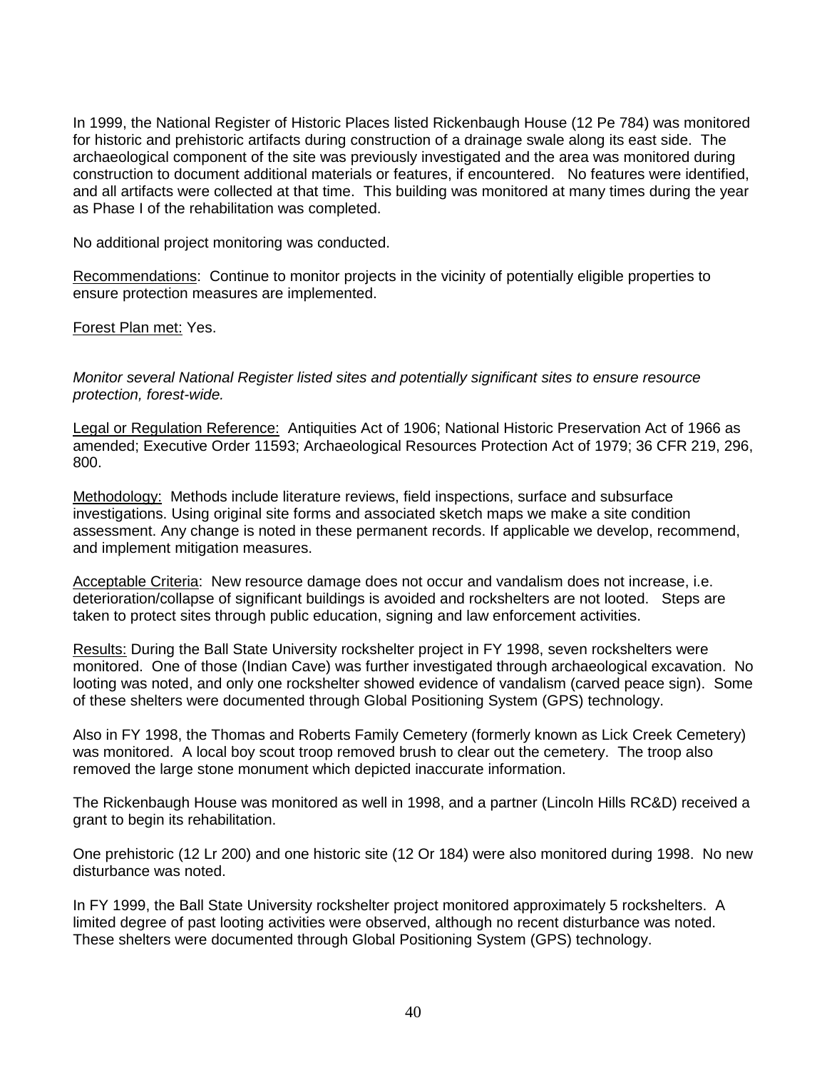In 1999, the National Register of Historic Places listed Rickenbaugh House (12 Pe 784) was monitored for historic and prehistoric artifacts during construction of a drainage swale along its east side. The archaeological component of the site was previously investigated and the area was monitored during construction to document additional materials or features, if encountered. No features were identified, and all artifacts were collected at that time. This building was monitored at many times during the year as Phase I of the rehabilitation was completed.

No additional project monitoring was conducted.

Recommendations: Continue to monitor projects in the vicinity of potentially eligible properties to ensure protection measures are implemented.

Forest Plan met: Yes.

*Monitor several National Register listed sites and potentially significant sites to ensure resource protection, forest-wide.*

Legal or Regulation Reference: Antiquities Act of 1906; National Historic Preservation Act of 1966 as amended; Executive Order 11593; Archaeological Resources Protection Act of 1979; 36 CFR 219, 296, 800.

Methodology: Methods include literature reviews, field inspections, surface and subsurface investigations. Using original site forms and associated sketch maps we make a site condition assessment. Any change is noted in these permanent records. If applicable we develop, recommend, and implement mitigation measures.

Acceptable Criteria: New resource damage does not occur and vandalism does not increase, i.e. deterioration/collapse of significant buildings is avoided and rockshelters are not looted. Steps are taken to protect sites through public education, signing and law enforcement activities.

Results: During the Ball State University rockshelter project in FY 1998, seven rockshelters were monitored. One of those (Indian Cave) was further investigated through archaeological excavation. No looting was noted, and only one rockshelter showed evidence of vandalism (carved peace sign). Some of these shelters were documented through Global Positioning System (GPS) technology.

Also in FY 1998, the Thomas and Roberts Family Cemetery (formerly known as Lick Creek Cemetery) was monitored. A local boy scout troop removed brush to clear out the cemetery. The troop also removed the large stone monument which depicted inaccurate information.

The Rickenbaugh House was monitored as well in 1998, and a partner (Lincoln Hills RC&D) received a grant to begin its rehabilitation.

One prehistoric (12 Lr 200) and one historic site (12 Or 184) were also monitored during 1998. No new disturbance was noted.

In FY 1999, the Ball State University rockshelter project monitored approximately 5 rockshelters. A limited degree of past looting activities were observed, although no recent disturbance was noted. These shelters were documented through Global Positioning System (GPS) technology.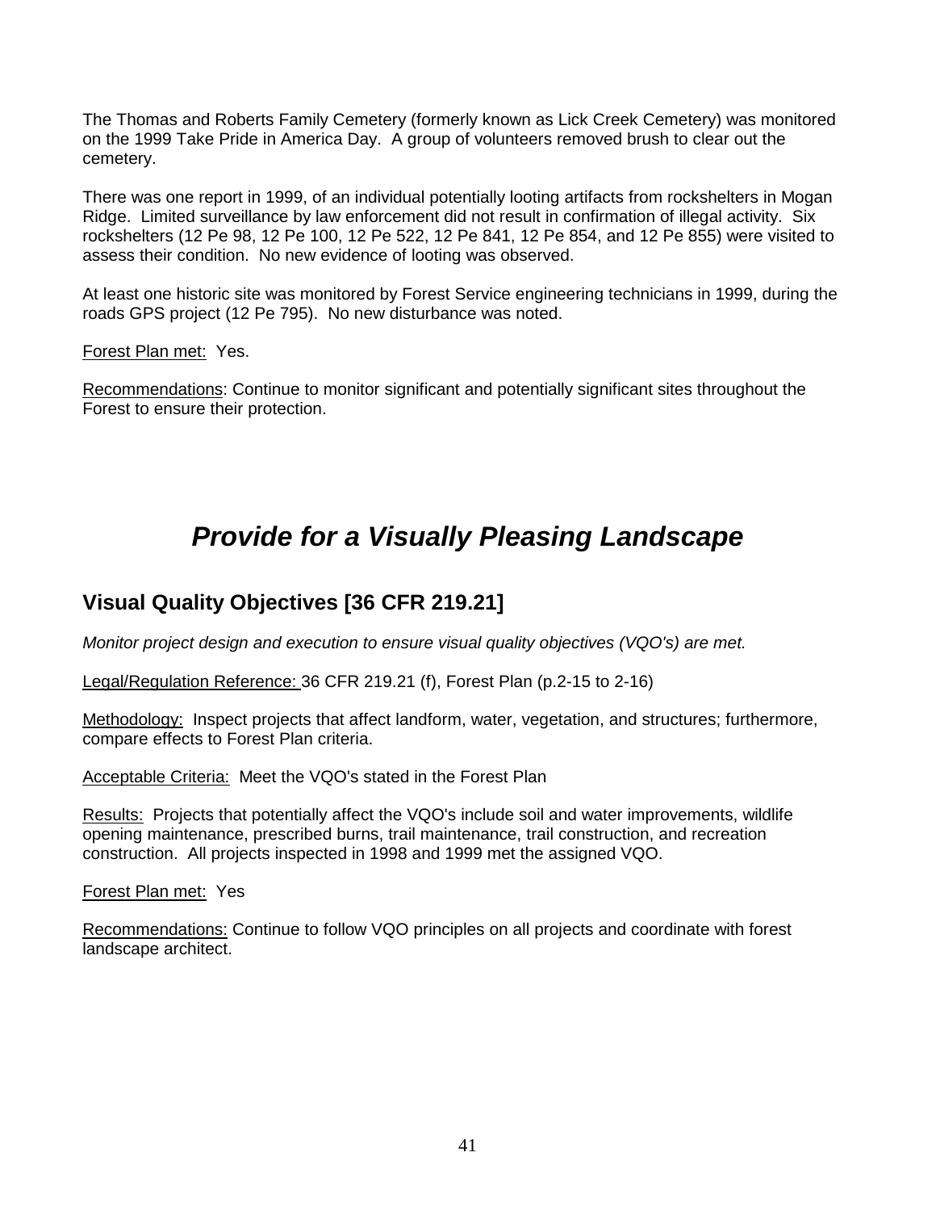The Thomas and Roberts Family Cemetery (formerly known as Lick Creek Cemetery) was monitored on the 1999 Take Pride in America Day. A group of volunteers removed brush to clear out the cemetery.

There was one report in 1999, of an individual potentially looting artifacts from rockshelters in Mogan Ridge. Limited surveillance by law enforcement did not result in confirmation of illegal activity. Six rockshelters (12 Pe 98, 12 Pe 100, 12 Pe 522, 12 Pe 841, 12 Pe 854, and 12 Pe 855) were visited to assess their condition. No new evidence of looting was observed.

At least one historic site was monitored by Forest Service engineering technicians in 1999, during the roads GPS project (12 Pe 795). No new disturbance was noted.

Forest Plan met: Yes.

Recommendations: Continue to monitor significant and potentially significant sites throughout the Forest to ensure their protection.

# *Provide for a Visually Pleasing Landscape*

## Visual Quality Objectives [36 CFR 219.21]

*Monitor project design and execution to ensure visual quality objectives (VQO's) are met.*

Legal/Regulation Reference: 36 CFR 219.21 (f), Forest Plan (p.2-15 to 2-16)

Methodology: Inspect projects that affect landform, water, vegetation, and structures; furthermore, compare effects to Forest Plan criteria.

Acceptable Criteria: Meet the VQO's stated in the Forest Plan

Results: Projects that potentially affect the VQO's include soil and water improvements, wildlife opening maintenance, prescribed burns, trail maintenance, trail construction, and recreation construction. All projects inspected in 1998 and 1999 met the assigned VQO.

Forest Plan met: Yes

Recommendations: Continue to follow VQO principles on all projects and coordinate with forest landscape architect.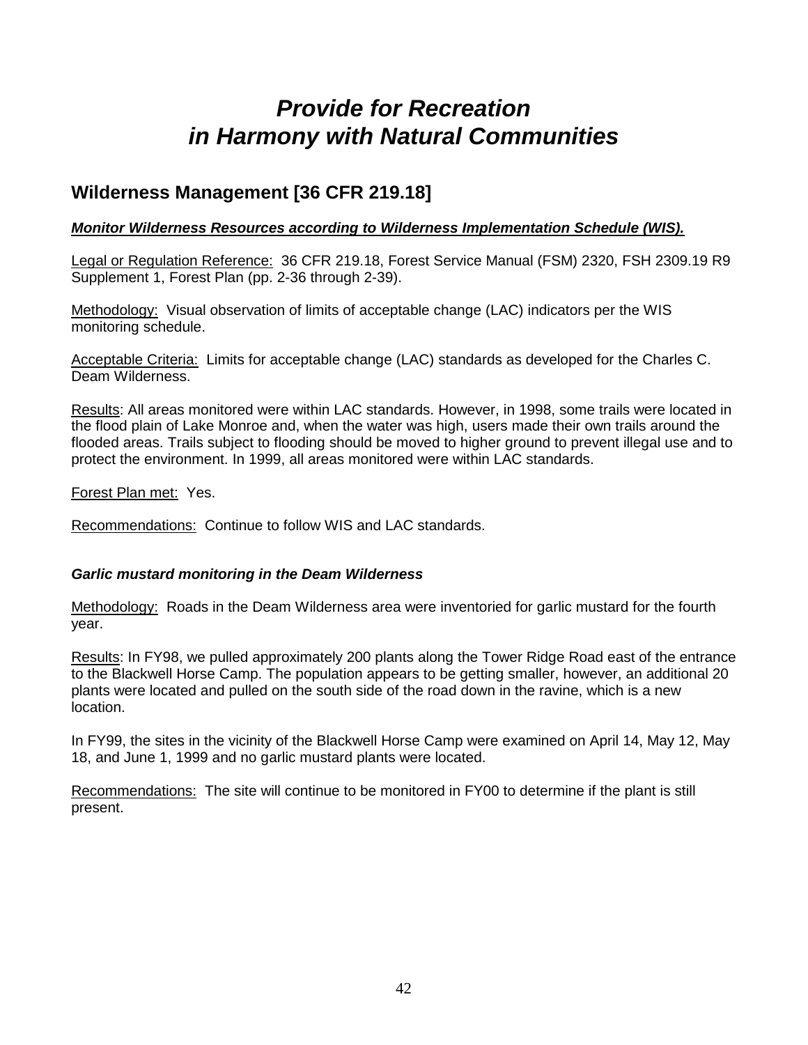# *Provide for Recreation in Harmony with Natural Communities*

## Wilderness Management [36 CFR 219.18]

***Monitor Wilderness Resources according to Wilderness Implementation Schedule (WIS).***

Legal or Regulation Reference: 36 CFR 219.18, Forest Service Manual (FSM) 2320, FSH 2309.19 R9 Supplement 1, Forest Plan (pp. 2-36 through 2-39).

Methodology: Visual observation of limits of acceptable change (LAC) indicators per the WIS monitoring schedule.

Acceptable Criteria: Limits for acceptable change (LAC) standards as developed for the Charles C. Deam Wilderness.

Results: All areas monitored were within LAC standards. However, in 1998, some trails were located in the flood plain of Lake Monroe and, when the water was high, users made their own trails around the flooded areas. Trails subject to flooding should be moved to higher ground to prevent illegal use and to protect the environment. In 1999, all areas monitored were within LAC standards.

Forest Plan met: Yes.

Recommendations: Continue to follow WIS and LAC standards.

***Garlic mustard monitoring in the Deam Wilderness***

Methodology: Roads in the Deam Wilderness area were inventoried for garlic mustard for the fourth year.

Results: In FY98, we pulled approximately 200 plants along the Tower Ridge Road east of the entrance to the Blackwell Horse Camp. The population appears to be getting smaller, however, an additional 20 plants were located and pulled on the south side of the road down in the ravine, which is a new location.

In FY99, the sites in the vicinity of the Blackwell Horse Camp were examined on April 14, May 12, May 18, and June 1, 1999 and no garlic mustard plants were located.

Recommendations: The site will continue to be monitored in FY00 to determine if the plant is still present.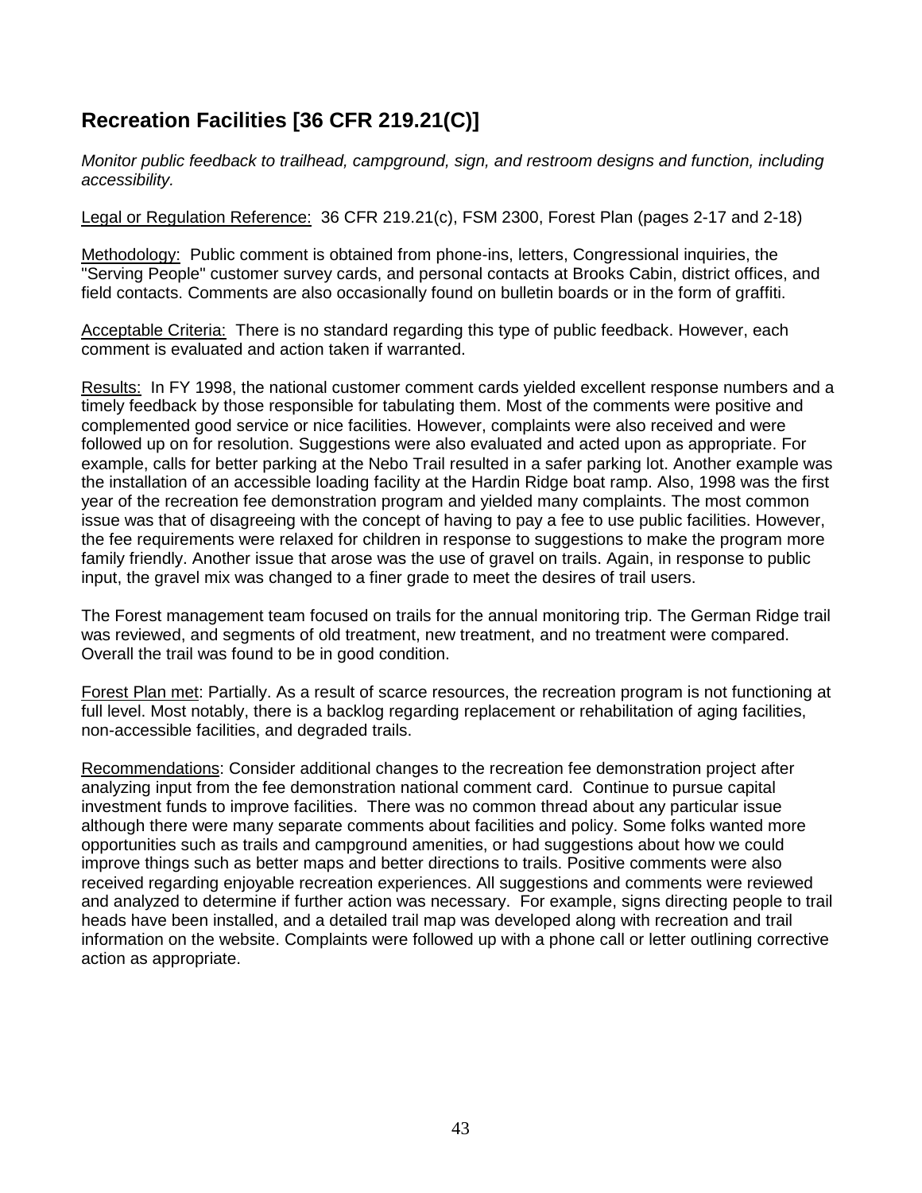## Recreation Facilities [36 CFR 219.21(C)]

*Monitor public feedback to trailhead, campground, sign, and restroom designs and function, including accessibility.*

<u>Legal or Regulation Reference:</u> 36 CFR 219.21(c), FSM 2300, Forest Plan (pages 2-17 and 2-18)

<u>Methodology:</u> Public comment is obtained from phone-ins, letters, Congressional inquiries, the "Serving People" customer survey cards, and personal contacts at Brooks Cabin, district offices, and field contacts. Comments are also occasionally found on bulletin boards or in the form of graffiti.

<u>Acceptable Criteria:</u> There is no standard regarding this type of public feedback. However, each comment is evaluated and action taken if warranted.

<u>Results:</u> In FY 1998, the national customer comment cards yielded excellent response numbers and a timely feedback by those responsible for tabulating them. Most of the comments were positive and complemented good service or nice facilities. However, complaints were also received and were followed up on for resolution. Suggestions were also evaluated and acted upon as appropriate. For example, calls for better parking at the Nebo Trail resulted in a safer parking lot. Another example was the installation of an accessible loading facility at the Hardin Ridge boat ramp. Also, 1998 was the first year of the recreation fee demonstration program and yielded many complaints. The most common issue was that of disagreeing with the concept of having to pay a fee to use public facilities. However, the fee requirements were relaxed for children in response to suggestions to make the program more family friendly. Another issue that arose was the use of gravel on trails. Again, in response to public input, the gravel mix was changed to a finer grade to meet the desires of trail users.

The Forest management team focused on trails for the annual monitoring trip. The German Ridge trail was reviewed, and segments of old treatment, new treatment, and no treatment were compared. Overall the trail was found to be in good condition.

<u>Forest Plan met</u>: Partially. As a result of scarce resources, the recreation program is not functioning at full level. Most notably, there is a backlog regarding replacement or rehabilitation of aging facilities, non-accessible facilities, and degraded trails.

<u>Recommendations</u>: Consider additional changes to the recreation fee demonstration project after analyzing input from the fee demonstration national comment card. Continue to pursue capital investment funds to improve facilities. There was no common thread about any particular issue although there were many separate comments about facilities and policy. Some folks wanted more opportunities such as trails and campground amenities, or had suggestions about how we could improve things such as better maps and better directions to trails. Positive comments were also received regarding enjoyable recreation experiences. All suggestions and comments were reviewed and analyzed to determine if further action was necessary. For example, signs directing people to trail heads have been installed, and a detailed trail map was developed along with recreation and trail information on the website. Complaints were followed up with a phone call or letter outlining corrective action as appropriate.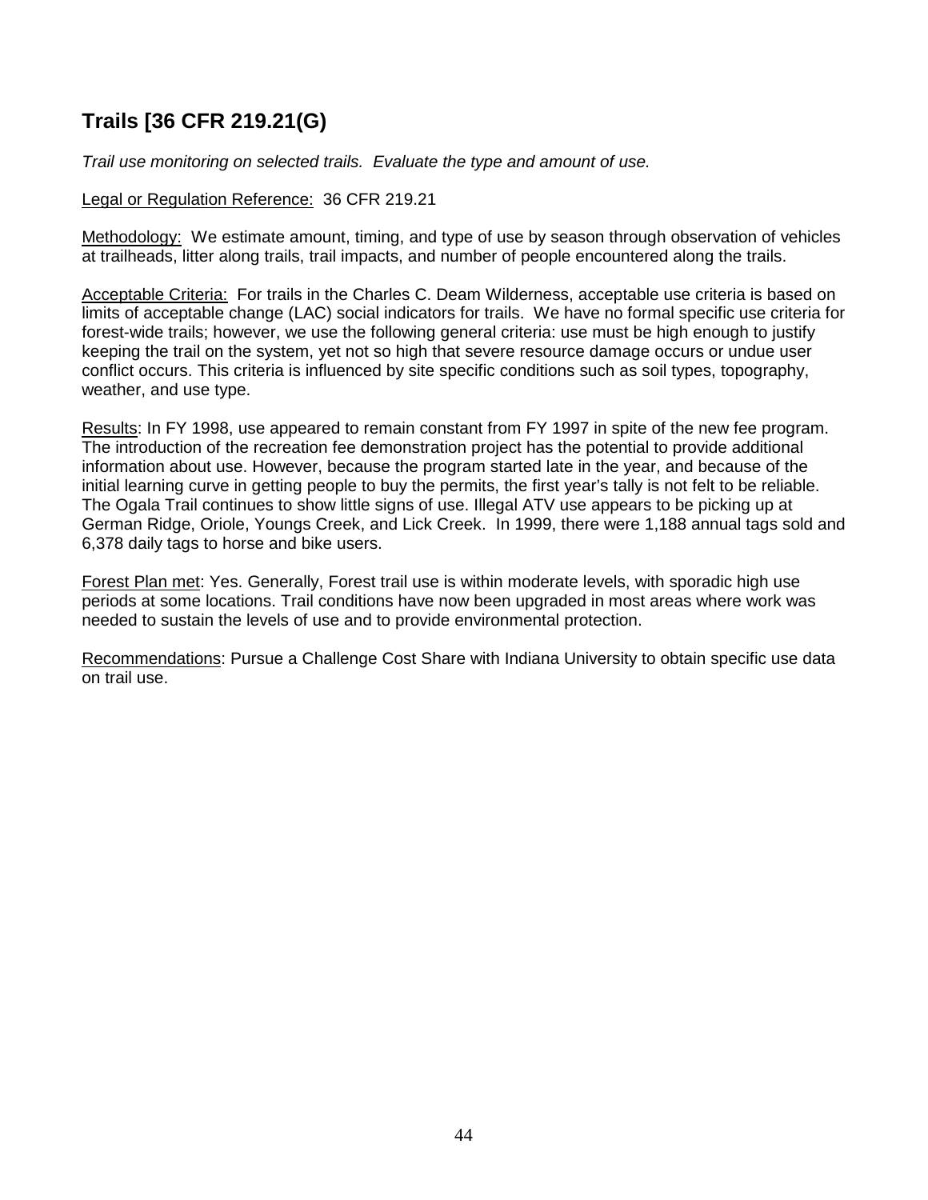## Trails [36 CFR 219.21(G)

*Trail use monitoring on selected trails. Evaluate the type and amount of use.*

Legal or Regulation Reference: 36 CFR 219.21

Methodology: We estimate amount, timing, and type of use by season through observation of vehicles at trailheads, litter along trails, trail impacts, and number of people encountered along the trails.

Acceptable Criteria: For trails in the Charles C. Deam Wilderness, acceptable use criteria is based on limits of acceptable change (LAC) social indicators for trails. We have no formal specific use criteria for forest-wide trails; however, we use the following general criteria: use must be high enough to justify keeping the trail on the system, yet not so high that severe resource damage occurs or undue user conflict occurs. This criteria is influenced by site specific conditions such as soil types, topography, weather, and use type.

Results: In FY 1998, use appeared to remain constant from FY 1997 in spite of the new fee program. The introduction of the recreation fee demonstration project has the potential to provide additional information about use. However, because the program started late in the year, and because of the initial learning curve in getting people to buy the permits, the first year's tally is not felt to be reliable. The Ogala Trail continues to show little signs of use. Illegal ATV use appears to be picking up at German Ridge, Oriole, Youngs Creek, and Lick Creek. In 1999, there were 1,188 annual tags sold and 6,378 daily tags to horse and bike users.

Forest Plan met: Yes. Generally, Forest trail use is within moderate levels, with sporadic high use periods at some locations. Trail conditions have now been upgraded in most areas where work was needed to sustain the levels of use and to provide environmental protection.

Recommendations: Pursue a Challenge Cost Share with Indiana University to obtain specific use data on trail use.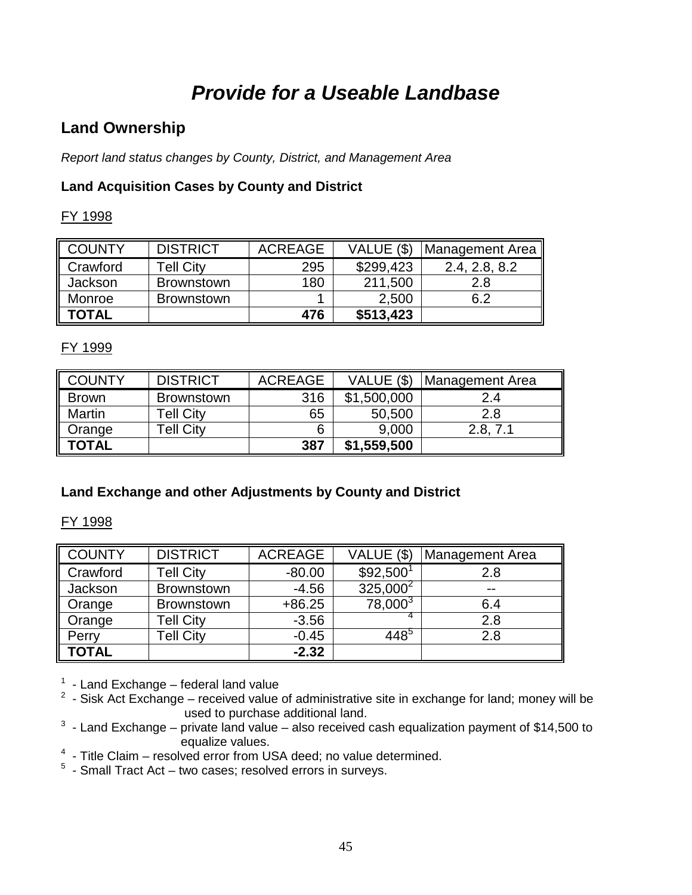# *Provide for a Useable Landbase*

## Land Ownership

*Report land status changes by County, District, and Management Area*

### Land Acquisition Cases by County and District

FY 1998

| COUNTY | DISTRICT | ACREAGE | VALUE ($) | Management Area |
|---|---|---|---|---|
| Crawford | Tell City | 295 | $299,423 | 2.4, 2.8, 8.2 |
| Jackson | Brownstown | 180 | 211,500 | 2.8 |
| Monroe | Brownstown | 1 | 2,500 | 6.2 |
| **TOTAL** | | **476** | **$513,423** | |

FY 1999

| COUNTY | DISTRICT | ACREAGE | VALUE ($) | Management Area |
|---|---|---|---|---|
| Brown | Brownstown | 316 | $1,500,000 | 2.4 |
| Martin | Tell City | 65 | 50,500 | 2.8 |
| Orange | Tell City | 6 | 9,000 | 2.8, 7.1 |
| **TOTAL** | | **387** | **$1,559,500** | |

### Land Exchange and other Adjustments by County and District

FY 1998

| COUNTY | DISTRICT | ACREAGE | VALUE ($) | Management Area |
|---|---|---|---|---|
| Crawford | Tell City | -80.00 | $92,500[1] | 2.8 |
| Jackson | Brownstown | -4.56 | 325,000[2] | -- |
| Orange | Brownstown | +86.25 | 78,000[3] | 6.4 |
| Orange | Tell City | -3.56 | [4] | 2.8 |
| Perry | Tell City | -0.45 | 448[5] | 2.8 |
| **TOTAL** | | **-2.32** | | |

[1] - Land Exchange – federal land value

[2] - Sisk Act Exchange – received value of administrative site in exchange for land; money will be used to purchase additional land.

[3] - Land Exchange – private land value – also received cash equalization payment of $14,500 to equalize values.

[4] - Title Claim – resolved error from USA deed; no value determined.

[5] - Small Tract Act – two cases; resolved errors in surveys.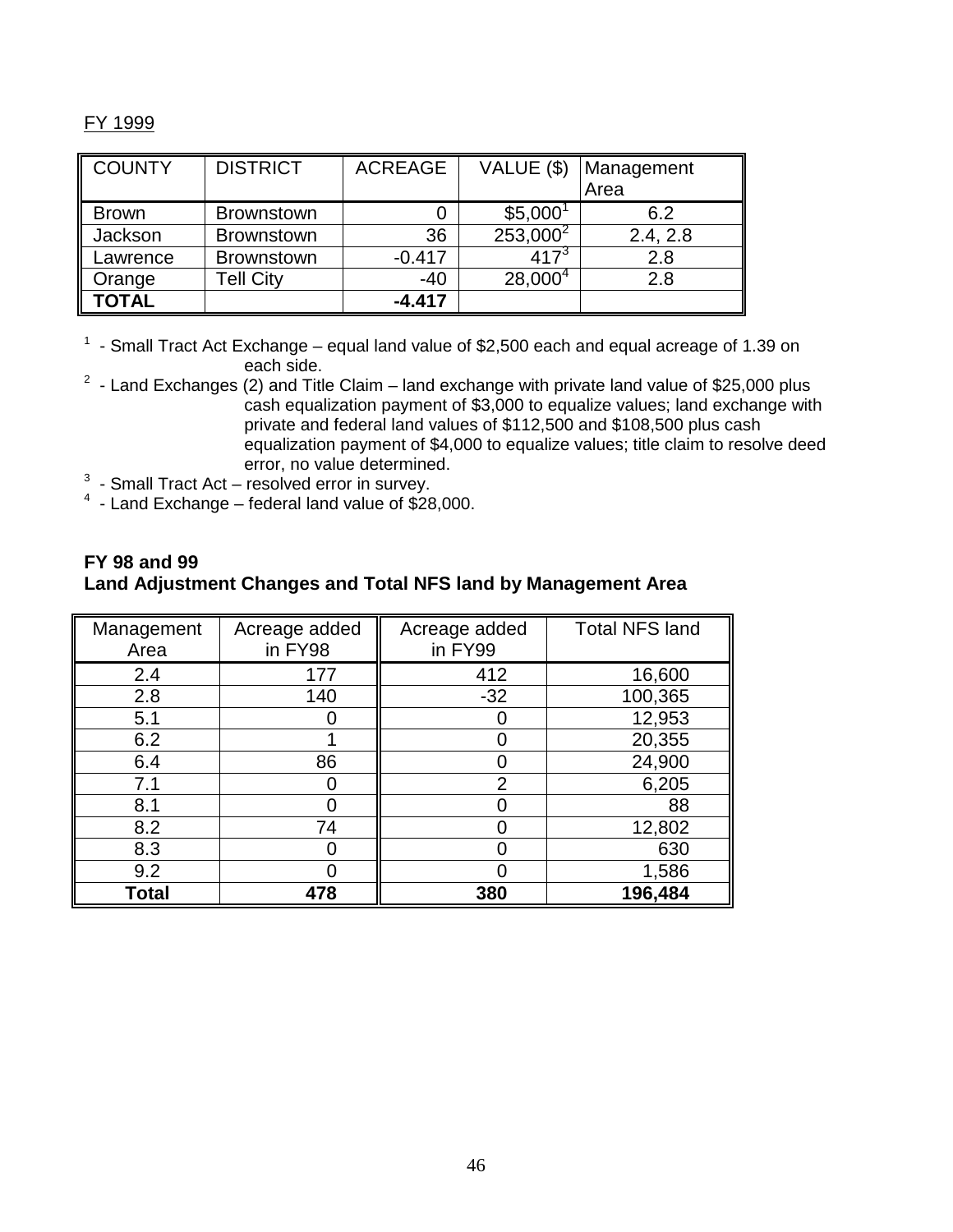FY 1999

| COUNTY | DISTRICT | ACREAGE | VALUE ($) | Management Area |
|---|---|---|---|---|
| Brown | Brownstown | 0 | $5,000[1] | 6.2 |
| Jackson | Brownstown | 36 | 253,000[2] | 2.4, 2.8 |
| Lawrence | Brownstown | -0.417 | 417[3] | 2.8 |
| Orange | Tell City | -40 | 28,000[4] | 2.8 |
| **TOTAL** | | **-4.417** | | |

[1] - Small Tract Act Exchange – equal land value of $2,500 each and equal acreage of 1.39 on each side.

[2] - Land Exchanges (2) and Title Claim – land exchange with private land value of $25,000 plus cash equalization payment of $3,000 to equalize values; land exchange with private and federal land values of $112,500 and $108,500 plus cash equalization payment of $4,000 to equalize values; title claim to resolve deed error, no value determined.

[3] - Small Tract Act – resolved error in survey.

[4] - Land Exchange – federal land value of $28,000.

**FY 98 and 99**
**Land Adjustment Changes and Total NFS land by Management Area**

| Management Area | Acreage added in FY98 | Acreage added in FY99 | Total NFS land |
|---|---|---|---|
| 2.4 | 177 | 412 | 16,600 |
| 2.8 | 140 | -32 | 100,365 |
| 5.1 | 0 | 0 | 12,953 |
| 6.2 | 1 | 0 | 20,355 |
| 6.4 | 86 | 0 | 24,900 |
| 7.1 | 0 | 2 | 6,205 |
| 8.1 | 0 | 0 | 88 |
| 8.2 | 74 | 0 | 12,802 |
| 8.3 | 0 | 0 | 630 |
| 9.2 | 0 | 0 | 1,586 |
| **Total** | **478** | **380** | **196,484** |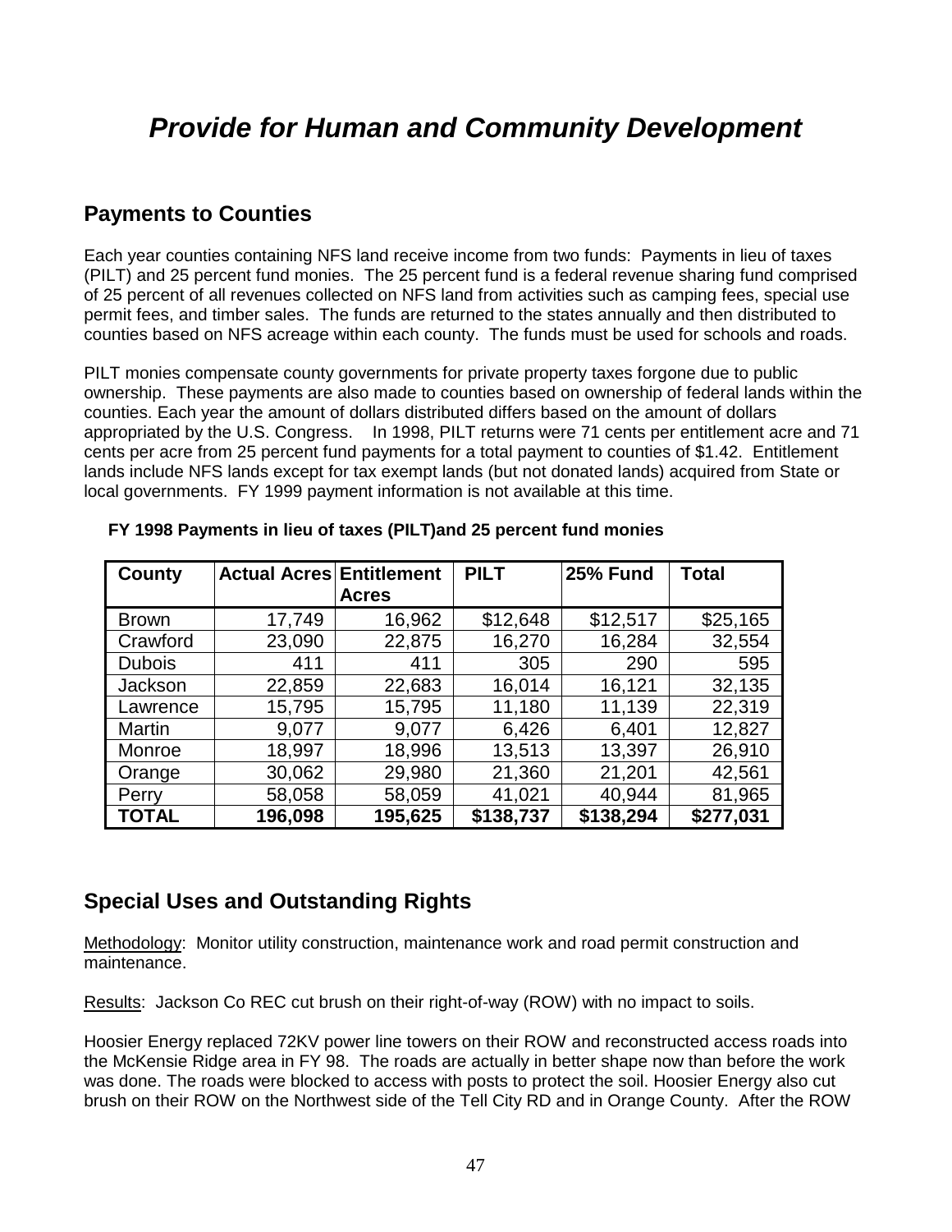# *Provide for Human and Community Development*

## Payments to Counties

Each year counties containing NFS land receive income from two funds: Payments in lieu of taxes (PILT) and 25 percent fund monies. The 25 percent fund is a federal revenue sharing fund comprised of 25 percent of all revenues collected on NFS land from activities such as camping fees, special use permit fees, and timber sales. The funds are returned to the states annually and then distributed to counties based on NFS acreage within each county. The funds must be used for schools and roads.

PILT monies compensate county governments for private property taxes forgone due to public ownership. These payments are also made to counties based on ownership of federal lands within the counties. Each year the amount of dollars distributed differs based on the amount of dollars appropriated by the U.S. Congress. In 1998, PILT returns were 71 cents per entitlement acre and 71 cents per acre from 25 percent fund payments for a total payment to counties of $1.42. Entitlement lands include NFS lands except for tax exempt lands (but not donated lands) acquired from State or local governments. FY 1999 payment information is not available at this time.

**FY 1998 Payments in lieu of taxes (PILT)and 25 percent fund monies**

| County | Actual Acres | Entitlement Acres | PILT | 25% Fund | Total |
|---|---|---|---|---|---|
| Brown | 17,749 | 16,962 | $12,648 | $12,517 | $25,165 |
| Crawford | 23,090 | 22,875 | 16,270 | 16,284 | 32,554 |
| Dubois | 411 | 411 | 305 | 290 | 595 |
| Jackson | 22,859 | 22,683 | 16,014 | 16,121 | 32,135 |
| Lawrence | 15,795 | 15,795 | 11,180 | 11,139 | 22,319 |
| Martin | 9,077 | 9,077 | 6,426 | 6,401 | 12,827 |
| Monroe | 18,997 | 18,996 | 13,513 | 13,397 | 26,910 |
| Orange | 30,062 | 29,980 | 21,360 | 21,201 | 42,561 |
| Perry | 58,058 | 58,059 | 41,021 | 40,944 | 81,965 |
| **TOTAL** | **196,098** | **195,625** | **$138,737** | **$138,294** | **$277,031** |

## Special Uses and Outstanding Rights

Methodology: Monitor utility construction, maintenance work and road permit construction and maintenance.

Results: Jackson Co REC cut brush on their right-of-way (ROW) with no impact to soils.

Hoosier Energy replaced 72KV power line towers on their ROW and reconstructed access roads into the McKensie Ridge area in FY 98. The roads are actually in better shape now than before the work was done. The roads were blocked to access with posts to protect the soil. Hoosier Energy also cut brush on their ROW on the Northwest side of the Tell City RD and in Orange County. After the ROW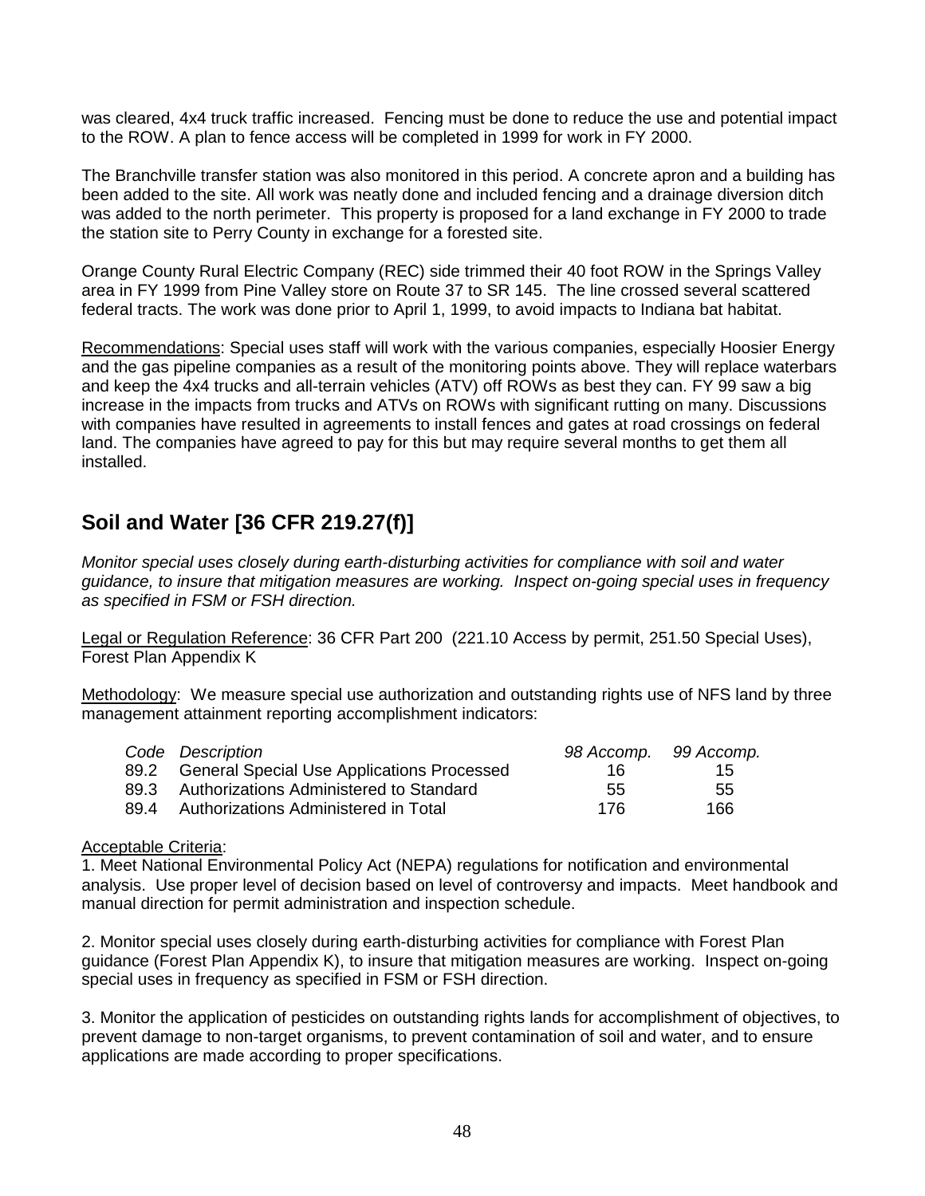was cleared, 4x4 truck traffic increased. Fencing must be done to reduce the use and potential impact to the ROW. A plan to fence access will be completed in 1999 for work in FY 2000.

The Branchville transfer station was also monitored in this period. A concrete apron and a building has been added to the site. All work was neatly done and included fencing and a drainage diversion ditch was added to the north perimeter. This property is proposed for a land exchange in FY 2000 to trade the station site to Perry County in exchange for a forested site.

Orange County Rural Electric Company (REC) side trimmed their 40 foot ROW in the Springs Valley area in FY 1999 from Pine Valley store on Route 37 to SR 145. The line crossed several scattered federal tracts. The work was done prior to April 1, 1999, to avoid impacts to Indiana bat habitat.

Recommendations: Special uses staff will work with the various companies, especially Hoosier Energy and the gas pipeline companies as a result of the monitoring points above. They will replace waterbars and keep the 4x4 trucks and all-terrain vehicles (ATV) off ROWs as best they can. FY 99 saw a big increase in the impacts from trucks and ATVs on ROWs with significant rutting on many. Discussions with companies have resulted in agreements to install fences and gates at road crossings on federal land. The companies have agreed to pay for this but may require several months to get them all installed.

## Soil and Water [36 CFR 219.27(f)]

*Monitor special uses closely during earth-disturbing activities for compliance with soil and water guidance, to insure that mitigation measures are working. Inspect on-going special uses in frequency as specified in FSM or FSH direction.*

Legal or Regulation Reference: 36 CFR Part 200 (221.10 Access by permit, 251.50 Special Uses), Forest Plan Appendix K

Methodology: We measure special use authorization and outstanding rights use of NFS land by three management attainment reporting accomplishment indicators:

| *Code* | *Description* | *98 Accomp.* | *99 Accomp.* |
|---|---|---|---|
| 89.2 | General Special Use Applications Processed | 16 | 15 |
| 89.3 | Authorizations Administered to Standard | 55 | 55 |
| 89.4 | Authorizations Administered in Total | 176 | 166 |

Acceptable Criteria:

1. Meet National Environmental Policy Act (NEPA) regulations for notification and environmental analysis. Use proper level of decision based on level of controversy and impacts. Meet handbook and manual direction for permit administration and inspection schedule.

2. Monitor special uses closely during earth-disturbing activities for compliance with Forest Plan guidance (Forest Plan Appendix K), to insure that mitigation measures are working. Inspect on-going special uses in frequency as specified in FSM or FSH direction.

3. Monitor the application of pesticides on outstanding rights lands for accomplishment of objectives, to prevent damage to non-target organisms, to prevent contamination of soil and water, and to ensure applications are made according to proper specifications.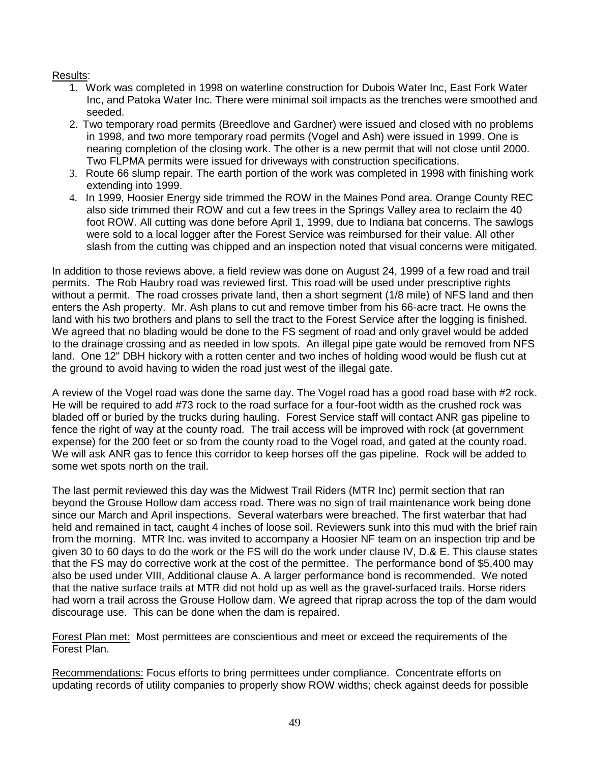Results:

1. Work was completed in 1998 on waterline construction for Dubois Water Inc, East Fork Water Inc, and Patoka Water Inc. There were minimal soil impacts as the trenches were smoothed and seeded.
2. Two temporary road permits (Breedlove and Gardner) were issued and closed with no problems in 1998, and two more temporary road permits (Vogel and Ash) were issued in 1999. One is nearing completion of the closing work. The other is a new permit that will not close until 2000. Two FLPMA permits were issued for driveways with construction specifications.
3. Route 66 slump repair. The earth portion of the work was completed in 1998 with finishing work extending into 1999.
4. In 1999, Hoosier Energy side trimmed the ROW in the Maines Pond area. Orange County REC also side trimmed their ROW and cut a few trees in the Springs Valley area to reclaim the 40 foot ROW. All cutting was done before April 1, 1999, due to Indiana bat concerns. The sawlogs were sold to a local logger after the Forest Service was reimbursed for their value. All other slash from the cutting was chipped and an inspection noted that visual concerns were mitigated.

In addition to those reviews above, a field review was done on August 24, 1999 of a few road and trail permits. The Rob Haubry road was reviewed first. This road will be used under prescriptive rights without a permit. The road crosses private land, then a short segment (1/8 mile) of NFS land and then enters the Ash property. Mr. Ash plans to cut and remove timber from his 66-acre tract. He owns the land with his two brothers and plans to sell the tract to the Forest Service after the logging is finished. We agreed that no blading would be done to the FS segment of road and only gravel would be added to the drainage crossing and as needed in low spots. An illegal pipe gate would be removed from NFS land. One 12" DBH hickory with a rotten center and two inches of holding wood would be flush cut at the ground to avoid having to widen the road just west of the illegal gate.

A review of the Vogel road was done the same day. The Vogel road has a good road base with #2 rock. He will be required to add #73 rock to the road surface for a four-foot width as the crushed rock was bladed off or buried by the trucks during hauling. Forest Service staff will contact ANR gas pipeline to fence the right of way at the county road. The trail access will be improved with rock (at government expense) for the 200 feet or so from the county road to the Vogel road, and gated at the county road. We will ask ANR gas to fence this corridor to keep horses off the gas pipeline. Rock will be added to some wet spots north on the trail.

The last permit reviewed this day was the Midwest Trail Riders (MTR Inc) permit section that ran beyond the Grouse Hollow dam access road. There was no sign of trail maintenance work being done since our March and April inspections. Several waterbars were breached. The first waterbar that had held and remained in tact, caught 4 inches of loose soil. Reviewers sunk into this mud with the brief rain from the morning. MTR Inc. was invited to accompany a Hoosier NF team on an inspection trip and be given 30 to 60 days to do the work or the FS will do the work under clause IV, D.& E. This clause states that the FS may do corrective work at the cost of the permittee. The performance bond of $5,400 may also be used under VIII, Additional clause A. A larger performance bond is recommended. We noted that the native surface trails at MTR did not hold up as well as the gravel-surfaced trails. Horse riders had worn a trail across the Grouse Hollow dam. We agreed that riprap across the top of the dam would discourage use. This can be done when the dam is repaired.

Forest Plan met: Most permittees are conscientious and meet or exceed the requirements of the Forest Plan.

Recommendations: Focus efforts to bring permittees under compliance. Concentrate efforts on updating records of utility companies to properly show ROW widths; check against deeds for possible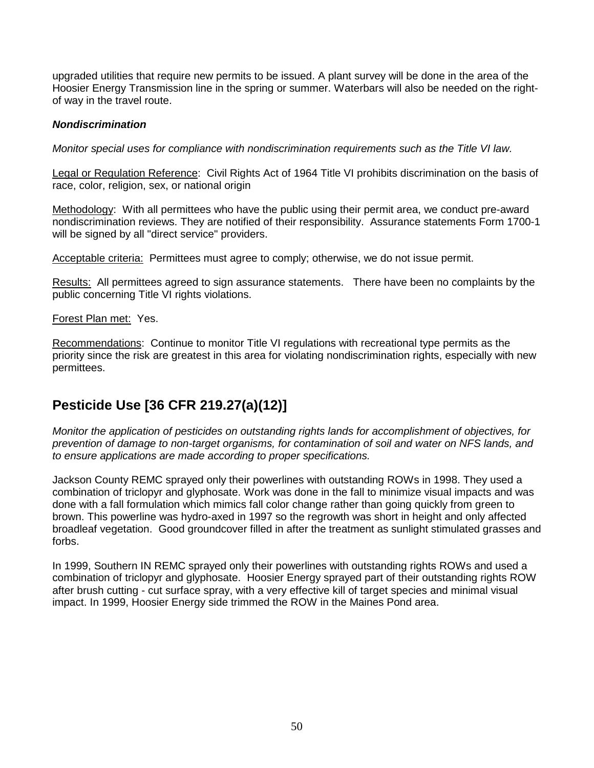upgraded utilities that require new permits to be issued. A plant survey will be done in the area of the Hoosier Energy Transmission line in the spring or summer. Waterbars will also be needed on the right-of way in the travel route.

***Nondiscrimination***

*Monitor special uses for compliance with nondiscrimination requirements such as the Title VI law.*

Legal or Regulation Reference: Civil Rights Act of 1964 Title VI prohibits discrimination on the basis of race, color, religion, sex, or national origin

Methodology: With all permittees who have the public using their permit area, we conduct pre-award nondiscrimination reviews. They are notified of their responsibility. Assurance statements Form 1700-1 will be signed by all "direct service" providers.

Acceptable criteria: Permittees must agree to comply; otherwise, we do not issue permit.

Results: All permittees agreed to sign assurance statements. There have been no complaints by the public concerning Title VI rights violations.

Forest Plan met: Yes.

Recommendations: Continue to monitor Title VI regulations with recreational type permits as the priority since the risk are greatest in this area for violating nondiscrimination rights, especially with new permittees.

## Pesticide Use [36 CFR 219.27(a)(12)]

*Monitor the application of pesticides on outstanding rights lands for accomplishment of objectives, for prevention of damage to non-target organisms, for contamination of soil and water on NFS lands, and to ensure applications are made according to proper specifications.*

Jackson County REMC sprayed only their powerlines with outstanding ROWs in 1998. They used a combination of triclopyr and glyphosate. Work was done in the fall to minimize visual impacts and was done with a fall formulation which mimics fall color change rather than going quickly from green to brown. This powerline was hydro-axed in 1997 so the regrowth was short in height and only affected broadleaf vegetation. Good groundcover filled in after the treatment as sunlight stimulated grasses and forbs.

In 1999, Southern IN REMC sprayed only their powerlines with outstanding rights ROWs and used a combination of triclopyr and glyphosate. Hoosier Energy sprayed part of their outstanding rights ROW after brush cutting - cut surface spray, with a very effective kill of target species and minimal visual impact. In 1999, Hoosier Energy side trimmed the ROW in the Maines Pond area.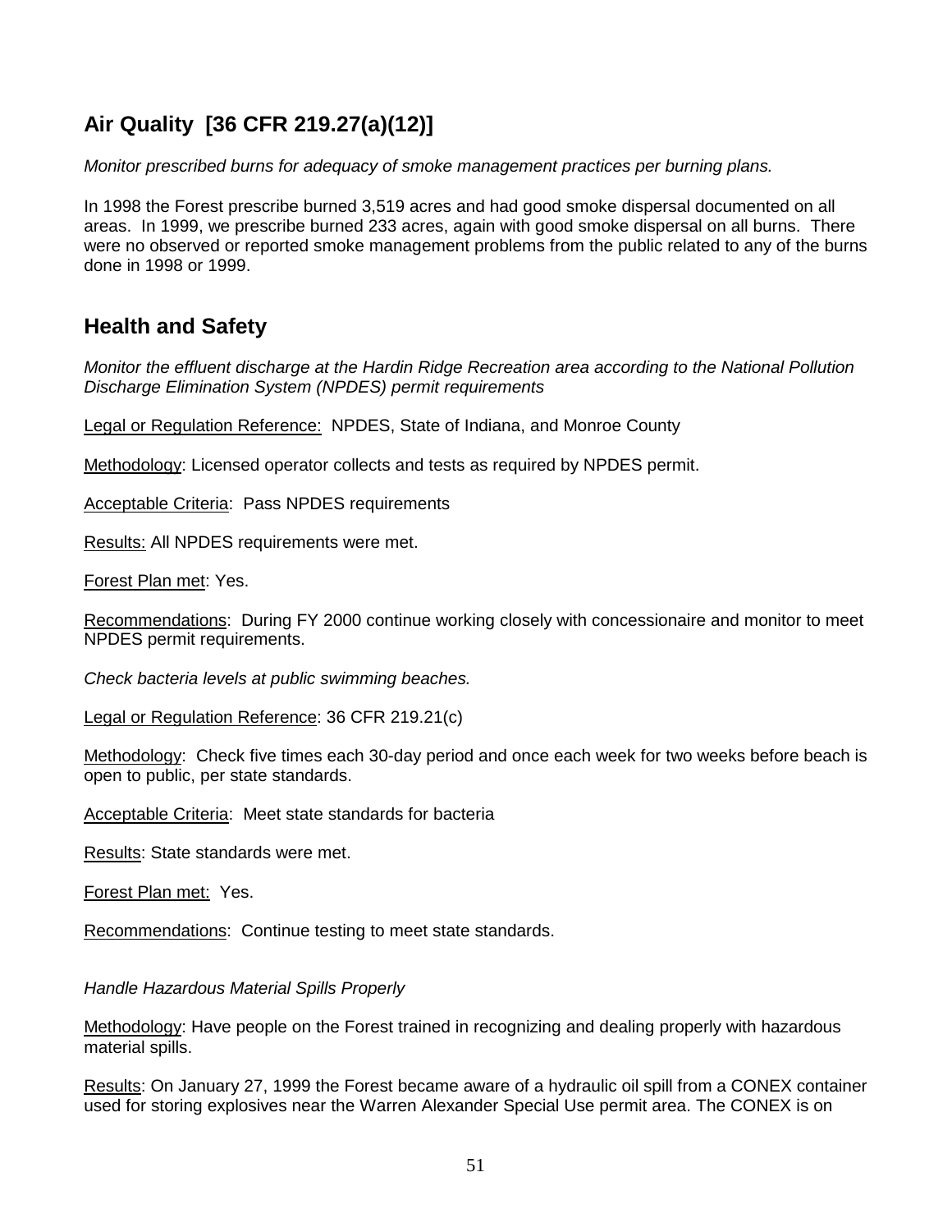## Air Quality [36 CFR 219.27(a)(12)]

*Monitor prescribed burns for adequacy of smoke management practices per burning plans.*

In 1998 the Forest prescribe burned 3,519 acres and had good smoke dispersal documented on all areas. In 1999, we prescribe burned 233 acres, again with good smoke dispersal on all burns. There were no observed or reported smoke management problems from the public related to any of the burns done in 1998 or 1999.

## Health and Safety

*Monitor the effluent discharge at the Hardin Ridge Recreation area according to the National Pollution Discharge Elimination System (NPDES) permit requirements*

Legal or Regulation Reference: NPDES, State of Indiana, and Monroe County

Methodology: Licensed operator collects and tests as required by NPDES permit.

Acceptable Criteria: Pass NPDES requirements

Results: All NPDES requirements were met.

Forest Plan met: Yes.

Recommendations: During FY 2000 continue working closely with concessionaire and monitor to meet NPDES permit requirements.

*Check bacteria levels at public swimming beaches.*

Legal or Regulation Reference: 36 CFR 219.21(c)

Methodology: Check five times each 30-day period and once each week for two weeks before beach is open to public, per state standards.

Acceptable Criteria: Meet state standards for bacteria

Results: State standards were met.

Forest Plan met: Yes.

Recommendations: Continue testing to meet state standards.

*Handle Hazardous Material Spills Properly*

Methodology: Have people on the Forest trained in recognizing and dealing properly with hazardous material spills.

Results: On January 27, 1999 the Forest became aware of a hydraulic oil spill from a CONEX container used for storing explosives near the Warren Alexander Special Use permit area. The CONEX is on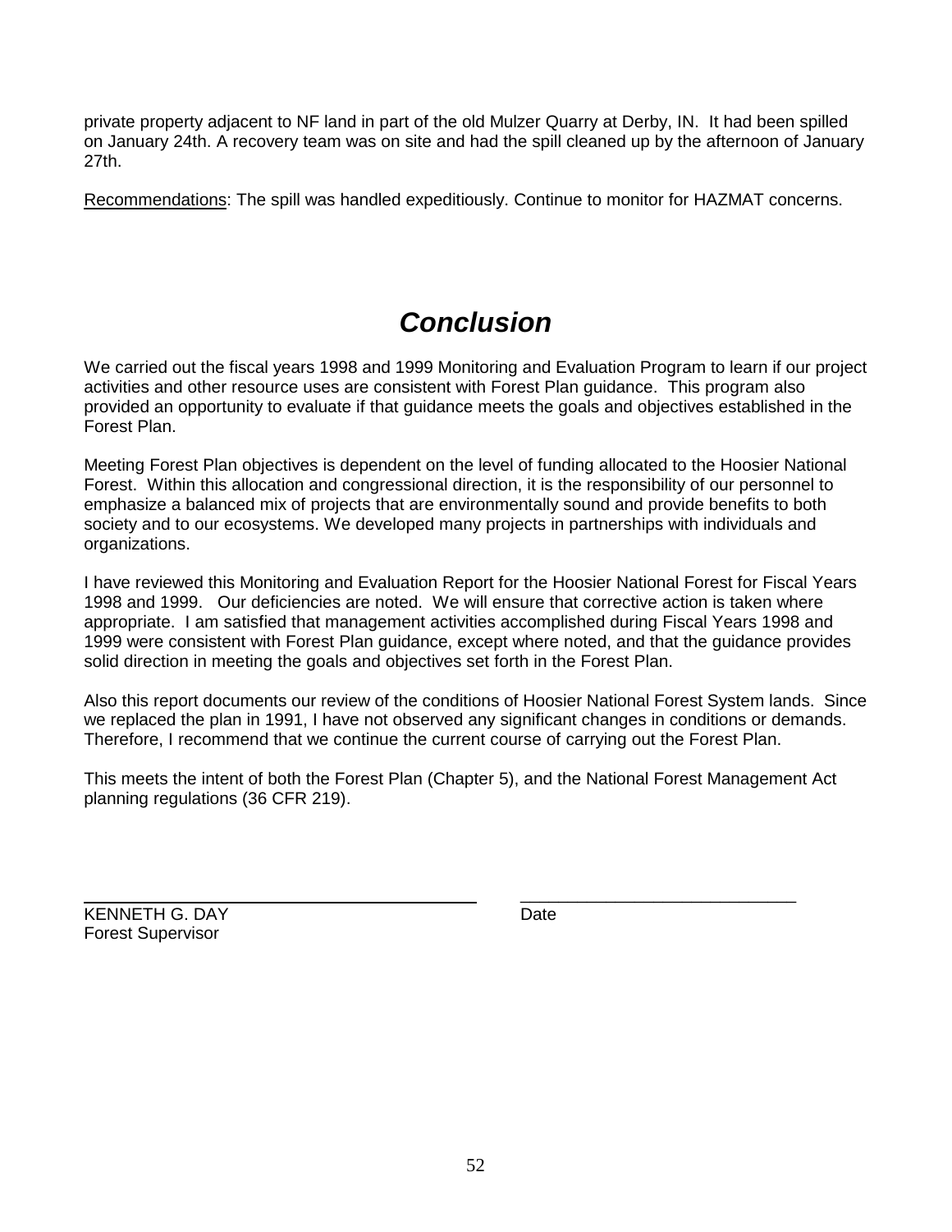private property adjacent to NF land in part of the old Mulzer Quarry at Derby, IN. It had been spilled on January 24th. A recovery team was on site and had the spill cleaned up by the afternoon of January 27th.

Recommendations: The spill was handled expeditiously. Continue to monitor for HAZMAT concerns.

# *Conclusion*

We carried out the fiscal years 1998 and 1999 Monitoring and Evaluation Program to learn if our project activities and other resource uses are consistent with Forest Plan guidance. This program also provided an opportunity to evaluate if that guidance meets the goals and objectives established in the Forest Plan.

Meeting Forest Plan objectives is dependent on the level of funding allocated to the Hoosier National Forest. Within this allocation and congressional direction, it is the responsibility of our personnel to emphasize a balanced mix of projects that are environmentally sound and provide benefits to both society and to our ecosystems. We developed many projects in partnerships with individuals and organizations.

I have reviewed this Monitoring and Evaluation Report for the Hoosier National Forest for Fiscal Years 1998 and 1999. Our deficiencies are noted. We will ensure that corrective action is taken where appropriate. I am satisfied that management activities accomplished during Fiscal Years 1998 and 1999 were consistent with Forest Plan guidance, except where noted, and that the guidance provides solid direction in meeting the goals and objectives set forth in the Forest Plan.

Also this report documents our review of the conditions of Hoosier National Forest System lands. Since we replaced the plan in 1991, I have not observed any significant changes in conditions or demands. Therefore, I recommend that we continue the current course of carrying out the Forest Plan.

This meets the intent of both the Forest Plan (Chapter 5), and the National Forest Management Act planning regulations (36 CFR 219).

______________________________ ______________________________

KENNETH G. DAY Date
Forest Supervisor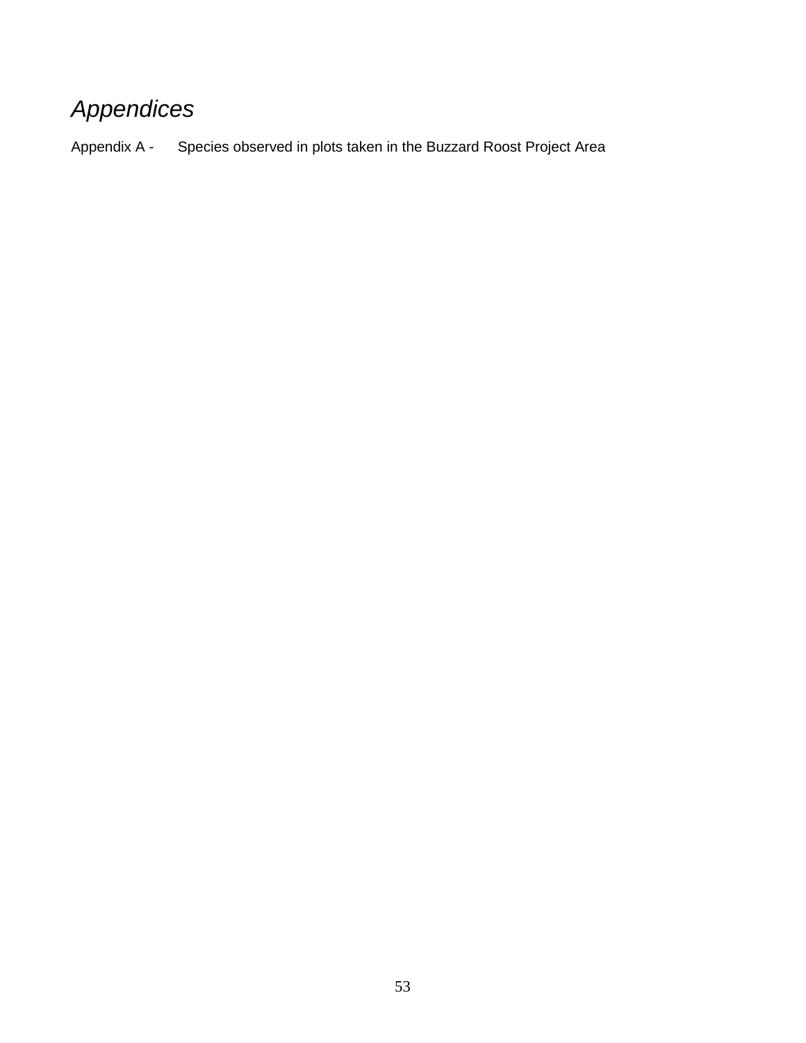# *Appendices*

Appendix A - Species observed in plots taken in the Buzzard Roost Project Area